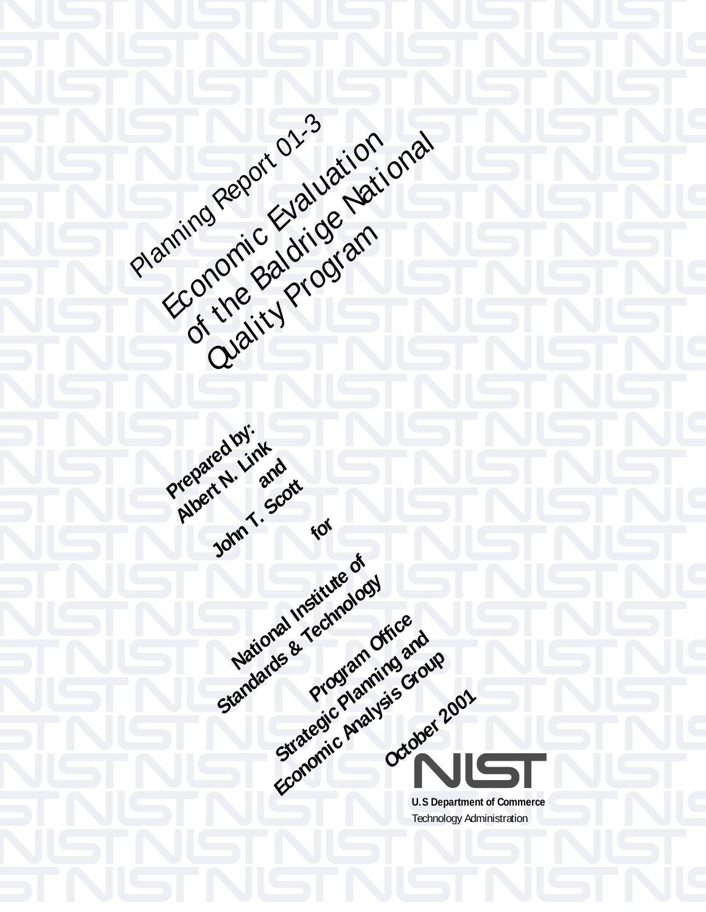Planning Report 01-3

# Economic Evaluation of the Baldrige National Quality Program

**Prepared by:**
**Albert N. Link**
**and**
**John T. Scott**

**for**

**National Institute of Standards & Technology**

**Program Office**
**Strategic Planning and Economic Analysis Group**

**October 2001**

NIST

**U.S Department of Commerce**
Technology Administration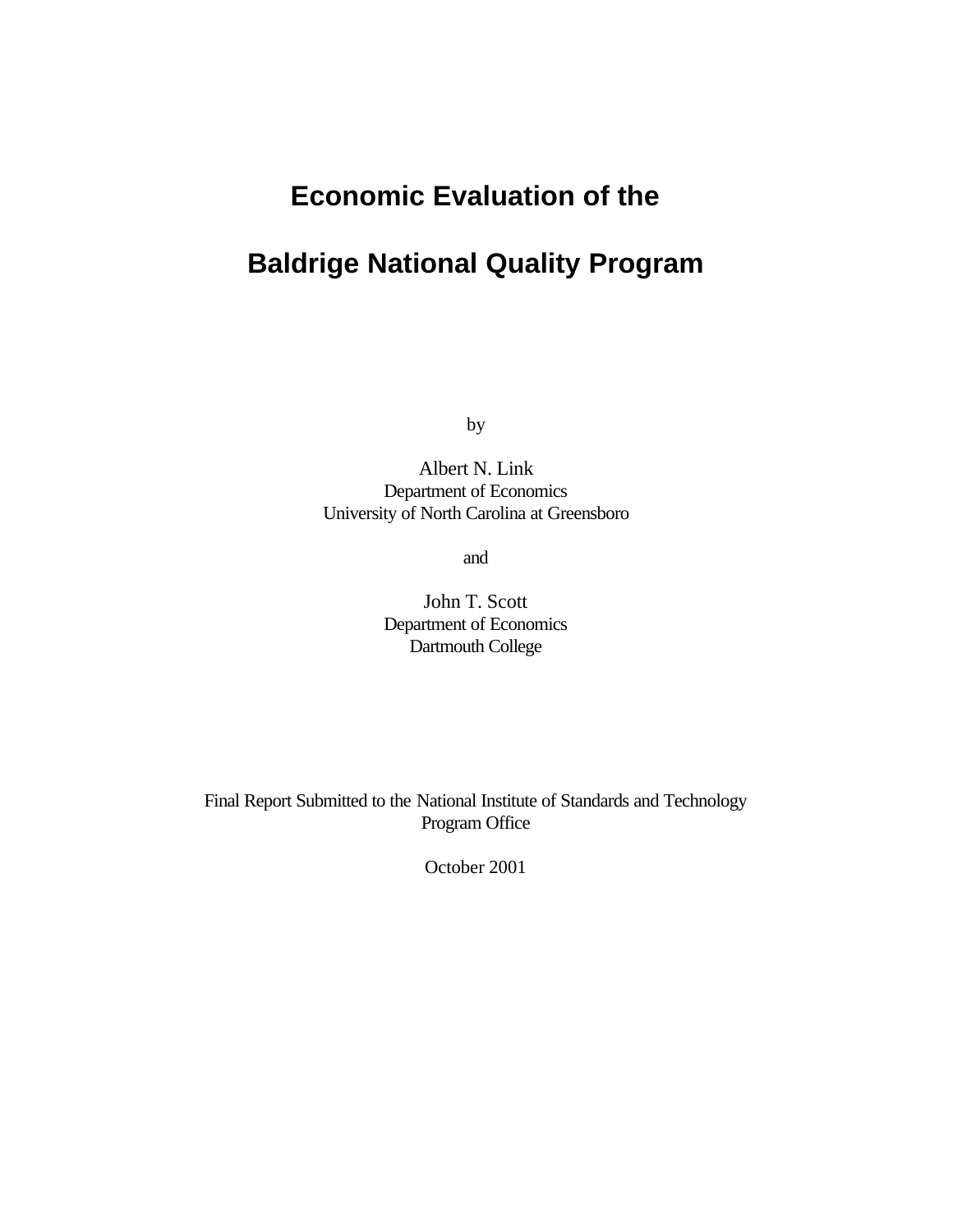# Economic Evaluation of the

# Baldrige National Quality Program

by

Albert N. Link
Department of Economics
University of North Carolina at Greensboro

and

John T. Scott
Department of Economics
Dartmouth College

Final Report Submitted to the National Institute of Standards and Technology
Program Office

October 2001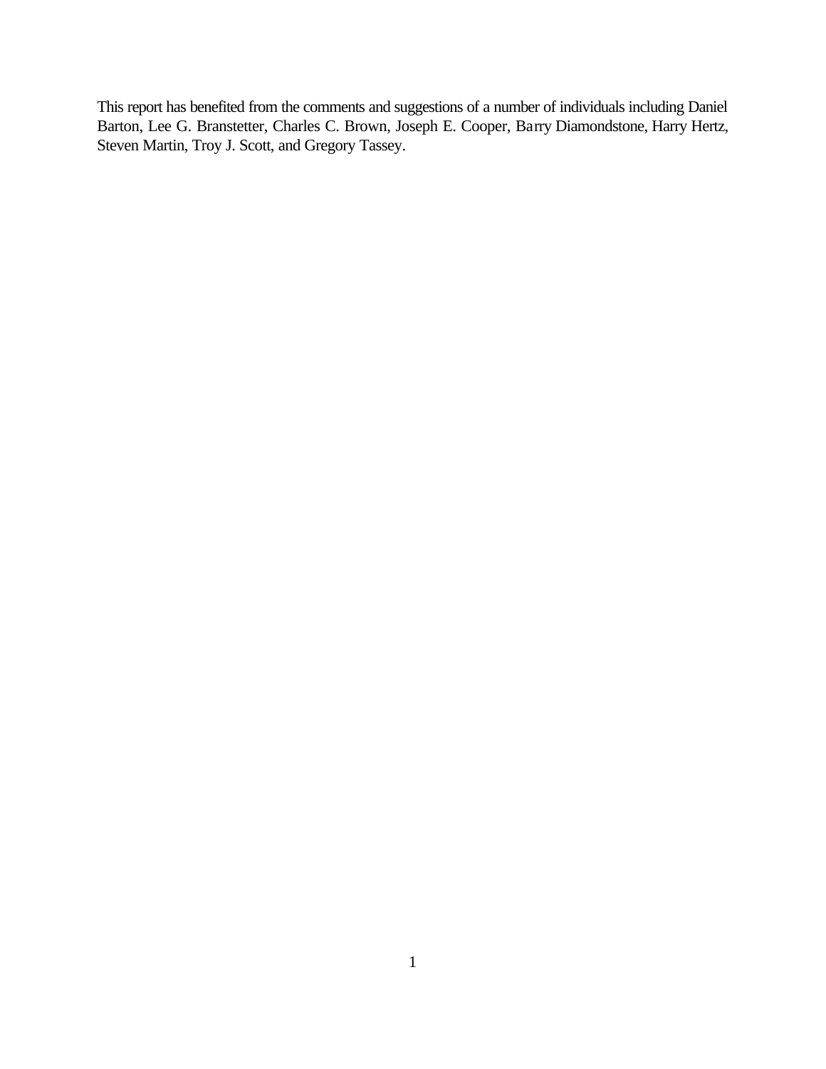This report has benefited from the comments and suggestions of a number of individuals including Daniel Barton, Lee G. Branstetter, Charles C. Brown, Joseph E. Cooper, Barry Diamondstone, Harry Hertz, Steven Martin, Troy J. Scott, and Gregory Tassey.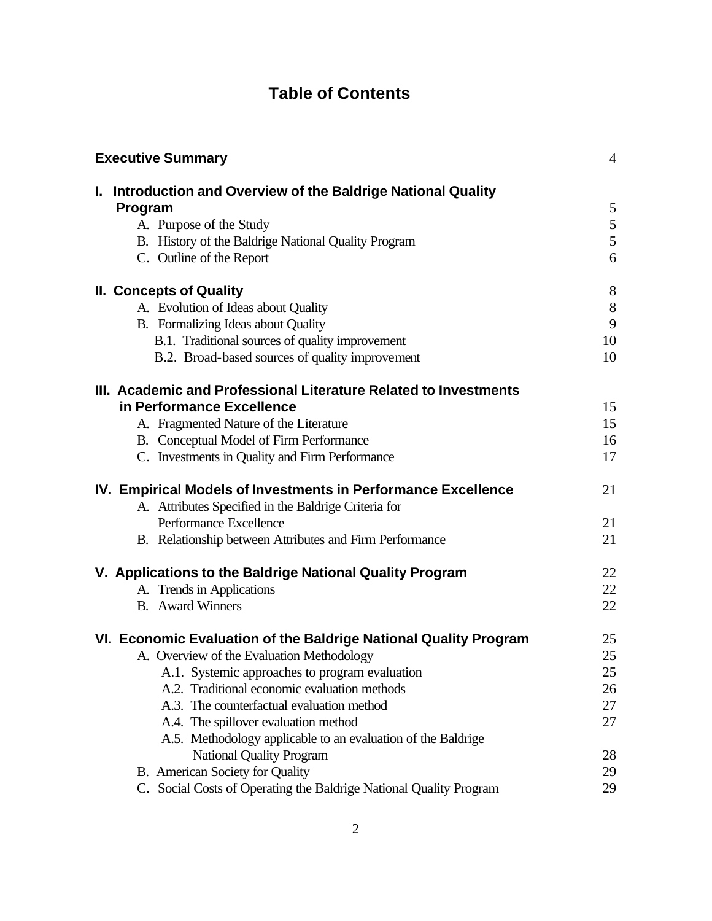# Table of Contents

| | |
|---|---|
| **Executive Summary** | 4 |
| **I. Introduction and Overview of the Baldrige National Quality Program** | 5 |
| A. Purpose of the Study | 5 |
| B. History of the Baldrige National Quality Program | 5 |
| C. Outline of the Report | 6 |
| **II. Concepts of Quality** | 8 |
| A. Evolution of Ideas about Quality | 8 |
| B. Formalizing Ideas about Quality | 9 |
| B.1. Traditional sources of quality improvement | 10 |
| B.2. Broad-based sources of quality improvement | 10 |
| **III. Academic and Professional Literature Related to Investments in Performance Excellence** | 15 |
| A. Fragmented Nature of the Literature | 15 |
| B. Conceptual Model of Firm Performance | 16 |
| C. Investments in Quality and Firm Performance | 17 |
| **IV. Empirical Models of Investments in Performance Excellence** | 21 |
| A. Attributes Specified in the Baldrige Criteria for Performance Excellence | 21 |
| B. Relationship between Attributes and Firm Performance | 21 |
| **V. Applications to the Baldrige National Quality Program** | 22 |
| A. Trends in Applications | 22 |
| B. Award Winners | 22 |
| **VI. Economic Evaluation of the Baldrige National Quality Program** | 25 |
| A. Overview of the Evaluation Methodology | 25 |
| A.1. Systemic approaches to program evaluation | 25 |
| A.2. Traditional economic evaluation methods | 26 |
| A.3. The counterfactual evaluation method | 27 |
| A.4. The spillover evaluation method | 27 |
| A.5. Methodology applicable to an evaluation of the Baldrige National Quality Program | 28 |
| B. American Society for Quality | 29 |
| C. Social Costs of Operating the Baldrige National Quality Program | 29 |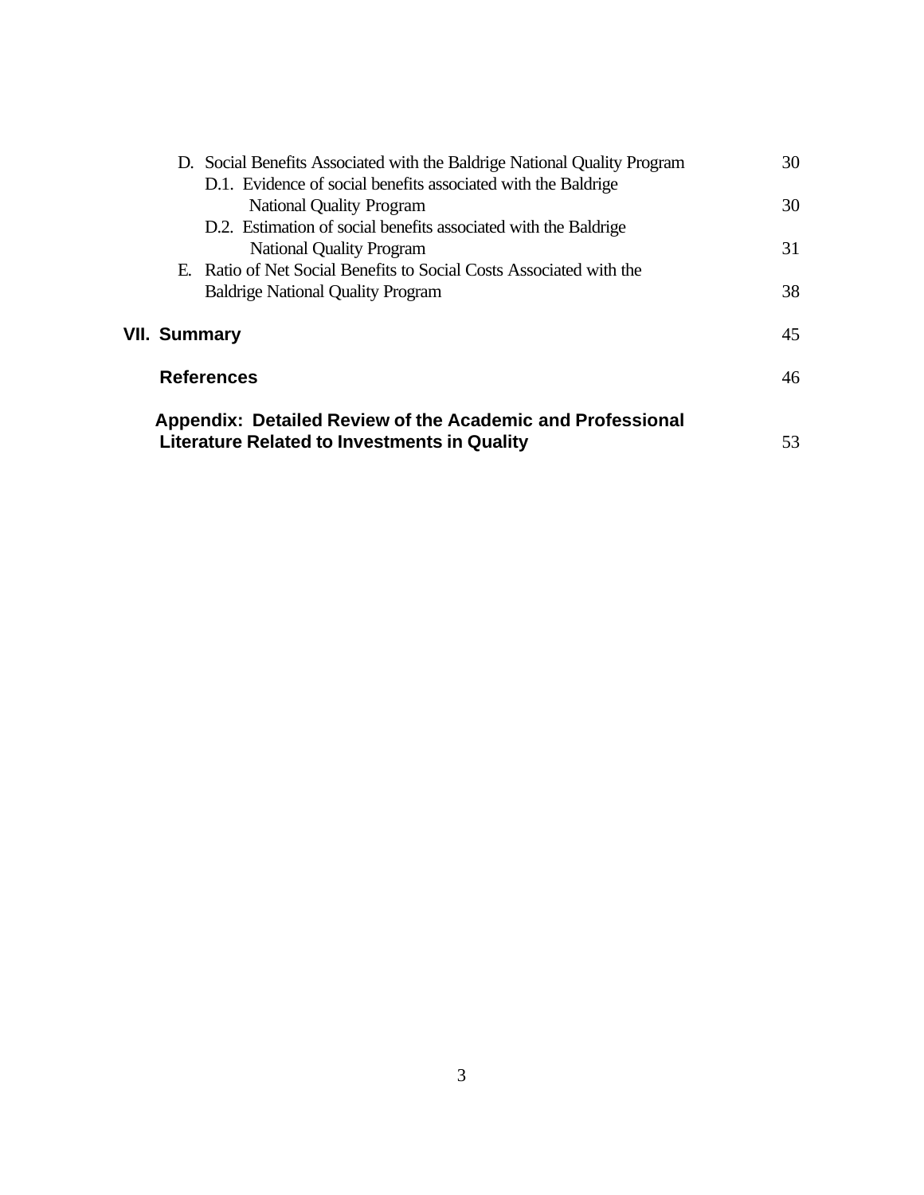| | |
|---|---|
| D. Social Benefits Associated with the Baldrige National Quality Program | 30 |
| D.1. Evidence of social benefits associated with the Baldrige National Quality Program | 30 |
| D.2. Estimation of social benefits associated with the Baldrige National Quality Program | 31 |
| E. Ratio of Net Social Benefits to Social Costs Associated with the Baldrige National Quality Program | 38 |
| **VII. Summary** | 45 |
| **References** | 46 |
| **Appendix: Detailed Review of the Academic and Professional Literature Related to Investments in Quality** | 53 |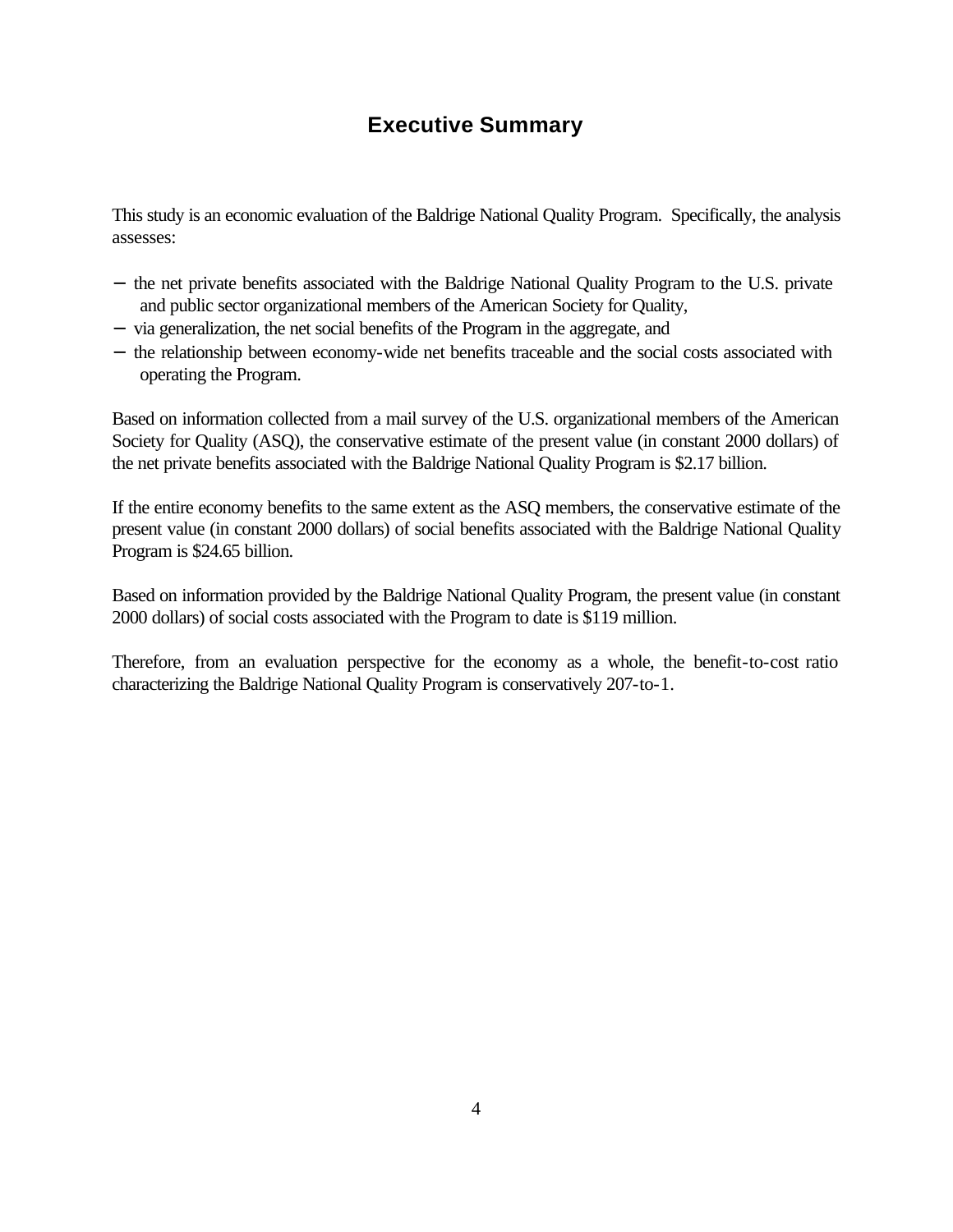# Executive Summary

This study is an economic evaluation of the Baldrige National Quality Program. Specifically, the analysis assesses:

- the net private benefits associated with the Baldrige National Quality Program to the U.S. private and public sector organizational members of the American Society for Quality,
- via generalization, the net social benefits of the Program in the aggregate, and
- the relationship between economy-wide net benefits traceable and the social costs associated with operating the Program.

Based on information collected from a mail survey of the U.S. organizational members of the American Society for Quality (ASQ), the conservative estimate of the present value (in constant 2000 dollars) of the net private benefits associated with the Baldrige National Quality Program is $2.17 billion.

If the entire economy benefits to the same extent as the ASQ members, the conservative estimate of the present value (in constant 2000 dollars) of social benefits associated with the Baldrige National Quality Program is $24.65 billion.

Based on information provided by the Baldrige National Quality Program, the present value (in constant 2000 dollars) of social costs associated with the Program to date is $119 million.

Therefore, from an evaluation perspective for the economy as a whole, the benefit-to-cost ratio characterizing the Baldrige National Quality Program is conservatively 207-to-1.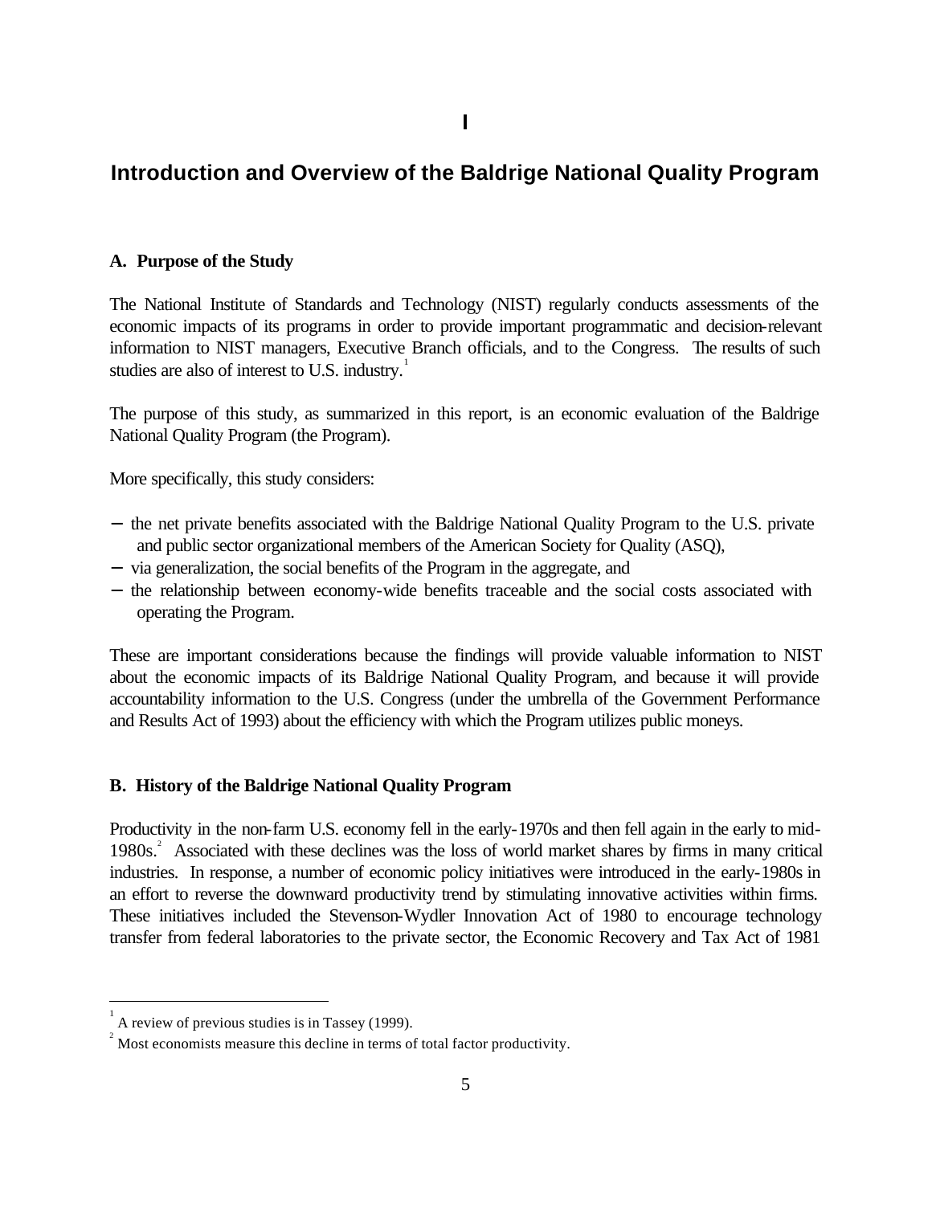# I

# Introduction and Overview of the Baldrige National Quality Program

## A. Purpose of the Study

The National Institute of Standards and Technology (NIST) regularly conducts assessments of the economic impacts of its programs in order to provide important programmatic and decision-relevant information to NIST managers, Executive Branch officials, and to the Congress. The results of such studies are also of interest to U.S. industry.[1]

The purpose of this study, as summarized in this report, is an economic evaluation of the Baldrige National Quality Program (the Program).

More specifically, this study considers:

- the net private benefits associated with the Baldrige National Quality Program to the U.S. private and public sector organizational members of the American Society for Quality (ASQ),
- via generalization, the social benefits of the Program in the aggregate, and
- the relationship between economy-wide benefits traceable and the social costs associated with operating the Program.

These are important considerations because the findings will provide valuable information to NIST about the economic impacts of its Baldrige National Quality Program, and because it will provide accountability information to the U.S. Congress (under the umbrella of the Government Performance and Results Act of 1993) about the efficiency with which the Program utilizes public moneys.

## B. History of the Baldrige National Quality Program

Productivity in the non-farm U.S. economy fell in the early-1970s and then fell again in the early to mid-1980s.[2] Associated with these declines was the loss of world market shares by firms in many critical industries. In response, a number of economic policy initiatives were introduced in the early-1980s in an effort to reverse the downward productivity trend by stimulating innovative activities within firms. These initiatives included the Stevenson-Wydler Innovation Act of 1980 to encourage technology transfer from federal laboratories to the private sector, the Economic Recovery and Tax Act of 1981

---

[1] A review of previous studies is in Tassey (1999).

[2] Most economists measure this decline in terms of total factor productivity.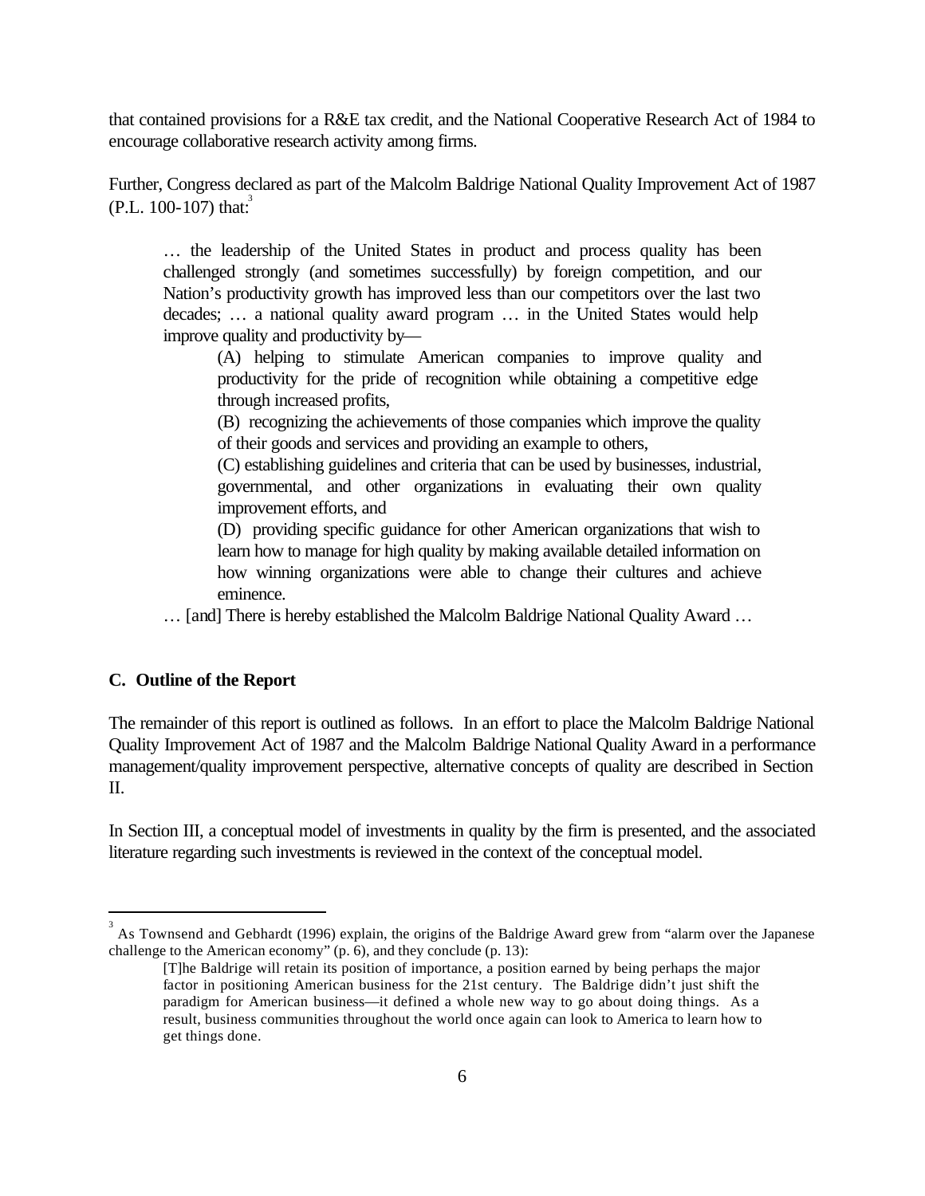that contained provisions for a R&E tax credit, and the National Cooperative Research Act of 1984 to encourage collaborative research activity among firms.

Further, Congress declared as part of the Malcolm Baldrige National Quality Improvement Act of 1987 (P.L. 100-107) that:[3]

> … the leadership of the United States in product and process quality has been challenged strongly (and sometimes successfully) by foreign competition, and our Nation's productivity growth has improved less than our competitors over the last two decades; … a national quality award program … in the United States would help improve quality and productivity by—
>
> (A) helping to stimulate American companies to improve quality and productivity for the pride of recognition while obtaining a competitive edge through increased profits,
>
> (B) recognizing the achievements of those companies which improve the quality of their goods and services and providing an example to others,
>
> (C) establishing guidelines and criteria that can be used by businesses, industrial, governmental, and other organizations in evaluating their own quality improvement efforts, and
>
> (D) providing specific guidance for other American organizations that wish to learn how to manage for high quality by making available detailed information on how winning organizations were able to change their cultures and achieve eminence.
>
> … [and] There is hereby established the Malcolm Baldrige National Quality Award …

### C. Outline of the Report

The remainder of this report is outlined as follows. In an effort to place the Malcolm Baldrige National Quality Improvement Act of 1987 and the Malcolm Baldrige National Quality Award in a performance management/quality improvement perspective, alternative concepts of quality are described in Section II.

In Section III, a conceptual model of investments in quality by the firm is presented, and the associated literature regarding such investments is reviewed in the context of the conceptual model.

---

[3] As Townsend and Gebhardt (1996) explain, the origins of the Baldrige Award grew from "alarm over the Japanese challenge to the American economy" (p. 6), and they conclude (p. 13):

> [T]he Baldrige will retain its position of importance, a position earned by being perhaps the major factor in positioning American business for the 21st century. The Baldrige didn't just shift the paradigm for American business—it defined a whole new way to go about doing things. As a result, business communities throughout the world once again can look to America to learn how to get things done.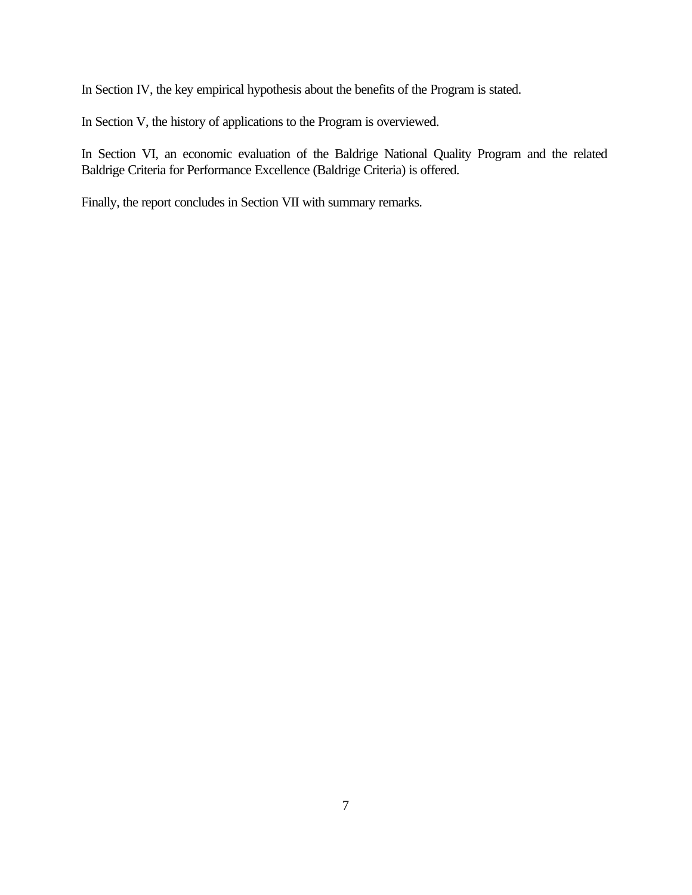In Section IV, the key empirical hypothesis about the benefits of the Program is stated.

In Section V, the history of applications to the Program is overviewed.

In Section VI, an economic evaluation of the Baldrige National Quality Program and the related Baldrige Criteria for Performance Excellence (Baldrige Criteria) is offered.

Finally, the report concludes in Section VII with summary remarks.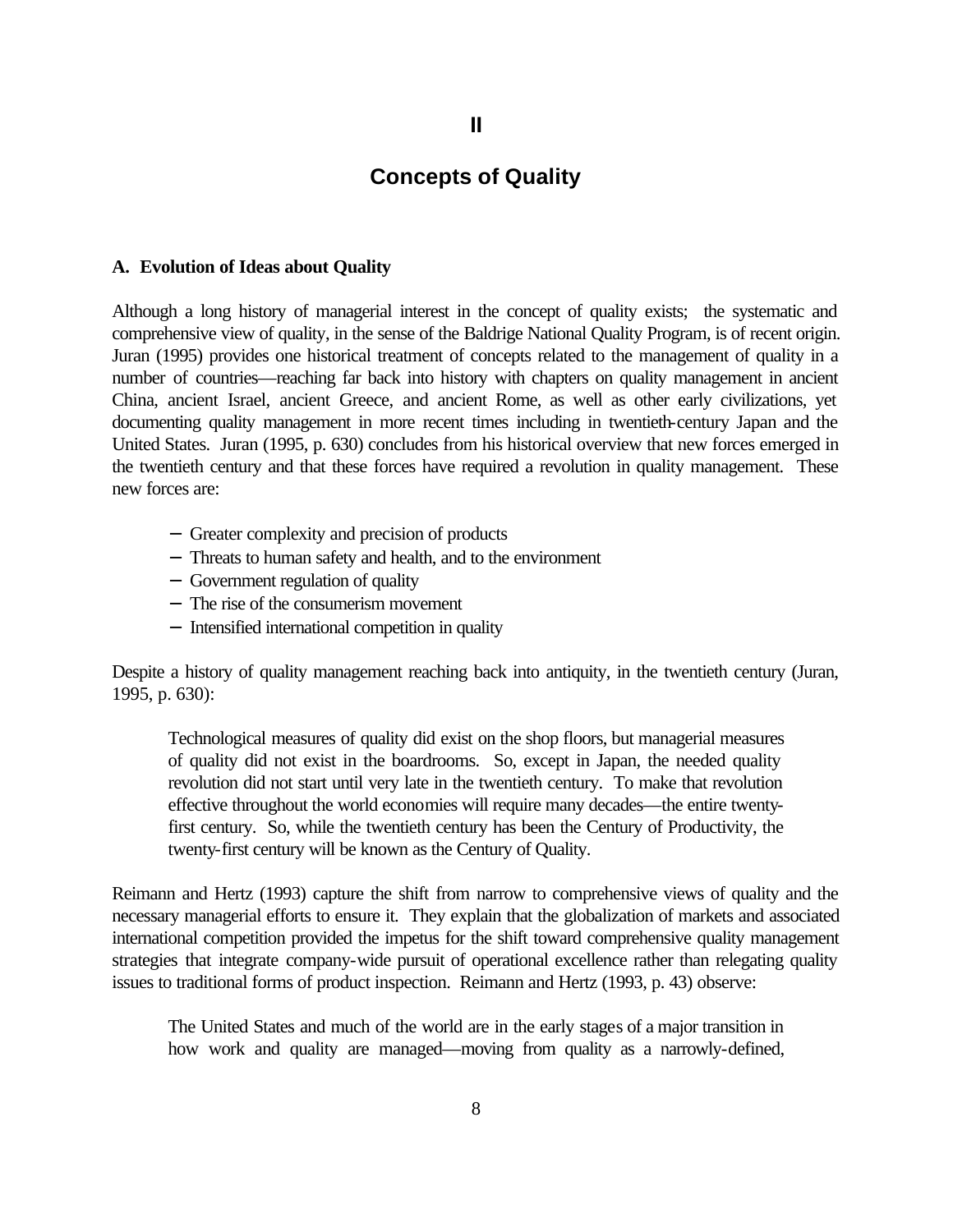# II

# Concepts of Quality

### A. Evolution of Ideas about Quality

Although a long history of managerial interest in the concept of quality exists; the systematic and comprehensive view of quality, in the sense of the Baldrige National Quality Program, is of recent origin. Juran (1995) provides one historical treatment of concepts related to the management of quality in a number of countries—reaching far back into history with chapters on quality management in ancient China, ancient Israel, ancient Greece, and ancient Rome, as well as other early civilizations, yet documenting quality management in more recent times including in twentieth-century Japan and the United States. Juran (1995, p. 630) concludes from his historical overview that new forces emerged in the twentieth century and that these forces have required a revolution in quality management. These new forces are:

- Greater complexity and precision of products
- Threats to human safety and health, and to the environment
- Government regulation of quality
- The rise of the consumerism movement
- Intensified international competition in quality

Despite a history of quality management reaching back into antiquity, in the twentieth century (Juran, 1995, p. 630):

> Technological measures of quality did exist on the shop floors, but managerial measures of quality did not exist in the boardrooms. So, except in Japan, the needed quality revolution did not start until very late in the twentieth century. To make that revolution effective throughout the world economies will require many decades—the entire twenty-first century. So, while the twentieth century has been the Century of Productivity, the twenty-first century will be known as the Century of Quality.

Reimann and Hertz (1993) capture the shift from narrow to comprehensive views of quality and the necessary managerial efforts to ensure it. They explain that the globalization of markets and associated international competition provided the impetus for the shift toward comprehensive quality management strategies that integrate company-wide pursuit of operational excellence rather than relegating quality issues to traditional forms of product inspection. Reimann and Hertz (1993, p. 43) observe:

> The United States and much of the world are in the early stages of a major transition in how work and quality are managed—moving from quality as a narrowly-defined,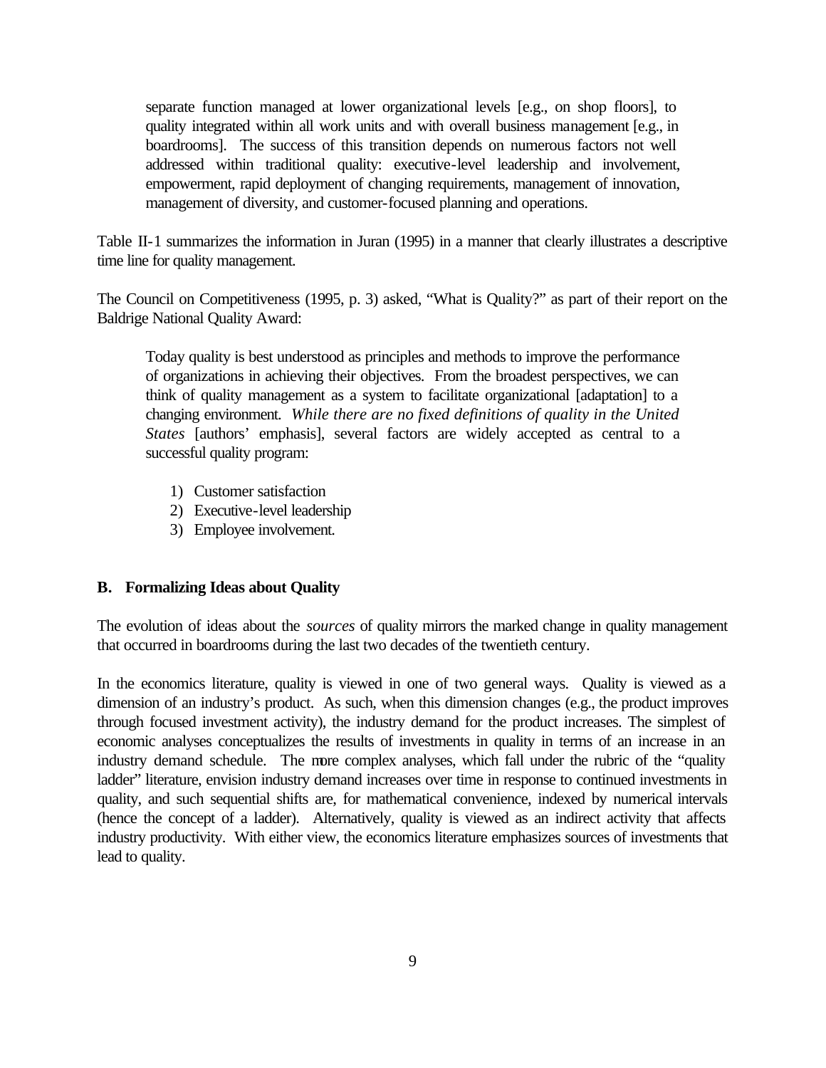> separate function managed at lower organizational levels [e.g., on shop floors], to quality integrated within all work units and with overall business management [e.g., in boardrooms]. The success of this transition depends on numerous factors not well addressed within traditional quality: executive-level leadership and involvement, empowerment, rapid deployment of changing requirements, management of innovation, management of diversity, and customer-focused planning and operations.

Table II-1 summarizes the information in Juran (1995) in a manner that clearly illustrates a descriptive time line for quality management.

The Council on Competitiveness (1995, p. 3) asked, "What is Quality?" as part of their report on the Baldrige National Quality Award:

> Today quality is best understood as principles and methods to improve the performance of organizations in achieving their objectives. From the broadest perspectives, we can think of quality management as a system to facilitate organizational [adaptation] to a changing environment. *While there are no fixed definitions of quality in the United States* [authors' emphasis], several factors are widely accepted as central to a successful quality program:
>
> 1) Customer satisfaction
> 2) Executive-level leadership
> 3) Employee involvement.

### B. Formalizing Ideas about Quality

The evolution of ideas about the *sources* of quality mirrors the marked change in quality management that occurred in boardrooms during the last two decades of the twentieth century.

In the economics literature, quality is viewed in one of two general ways. Quality is viewed as a dimension of an industry's product. As such, when this dimension changes (e.g., the product improves through focused investment activity), the industry demand for the product increases. The simplest of economic analyses conceptualizes the results of investments in quality in terms of an increase in an industry demand schedule. The more complex analyses, which fall under the rubric of the "quality ladder" literature, envision industry demand increases over time in response to continued investments in quality, and such sequential shifts are, for mathematical convenience, indexed by numerical intervals (hence the concept of a ladder). Alternatively, quality is viewed as an indirect activity that affects industry productivity. With either view, the economics literature emphasizes sources of investments that lead to quality.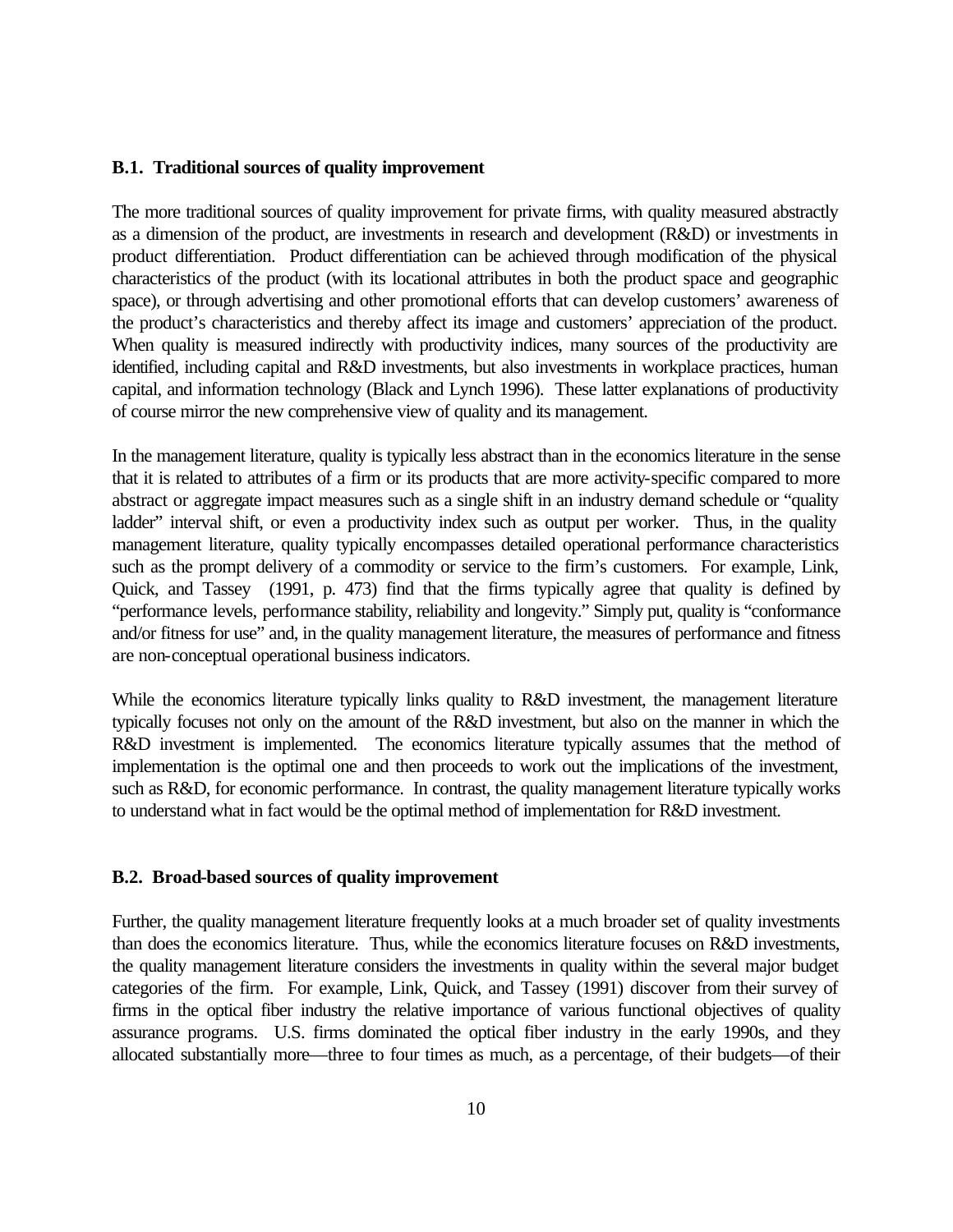### B.1. Traditional sources of quality improvement

The more traditional sources of quality improvement for private firms, with quality measured abstractly as a dimension of the product, are investments in research and development (R&D) or investments in product differentiation. Product differentiation can be achieved through modification of the physical characteristics of the product (with its locational attributes in both the product space and geographic space), or through advertising and other promotional efforts that can develop customers' awareness of the product's characteristics and thereby affect its image and customers' appreciation of the product. When quality is measured indirectly with productivity indices, many sources of the productivity are identified, including capital and R&D investments, but also investments in workplace practices, human capital, and information technology (Black and Lynch 1996). These latter explanations of productivity of course mirror the new comprehensive view of quality and its management.

In the management literature, quality is typically less abstract than in the economics literature in the sense that it is related to attributes of a firm or its products that are more activity-specific compared to more abstract or aggregate impact measures such as a single shift in an industry demand schedule or "quality ladder" interval shift, or even a productivity index such as output per worker. Thus, in the quality management literature, quality typically encompasses detailed operational performance characteristics such as the prompt delivery of a commodity or service to the firm's customers. For example, Link, Quick, and Tassey (1991, p. 473) find that the firms typically agree that quality is defined by "performance levels, performance stability, reliability and longevity." Simply put, quality is "conformance and/or fitness for use" and, in the quality management literature, the measures of performance and fitness are non-conceptual operational business indicators.

While the economics literature typically links quality to R&D investment, the management literature typically focuses not only on the amount of the R&D investment, but also on the manner in which the R&D investment is implemented. The economics literature typically assumes that the method of implementation is the optimal one and then proceeds to work out the implications of the investment, such as R&D, for economic performance. In contrast, the quality management literature typically works to understand what in fact would be the optimal method of implementation for R&D investment.

### B.2. Broad-based sources of quality improvement

Further, the quality management literature frequently looks at a much broader set of quality investments than does the economics literature. Thus, while the economics literature focuses on R&D investments, the quality management literature considers the investments in quality within the several major budget categories of the firm. For example, Link, Quick, and Tassey (1991) discover from their survey of firms in the optical fiber industry the relative importance of various functional objectives of quality assurance programs. U.S. firms dominated the optical fiber industry in the early 1990s, and they allocated substantially more—three to four times as much, as a percentage, of their budgets—of their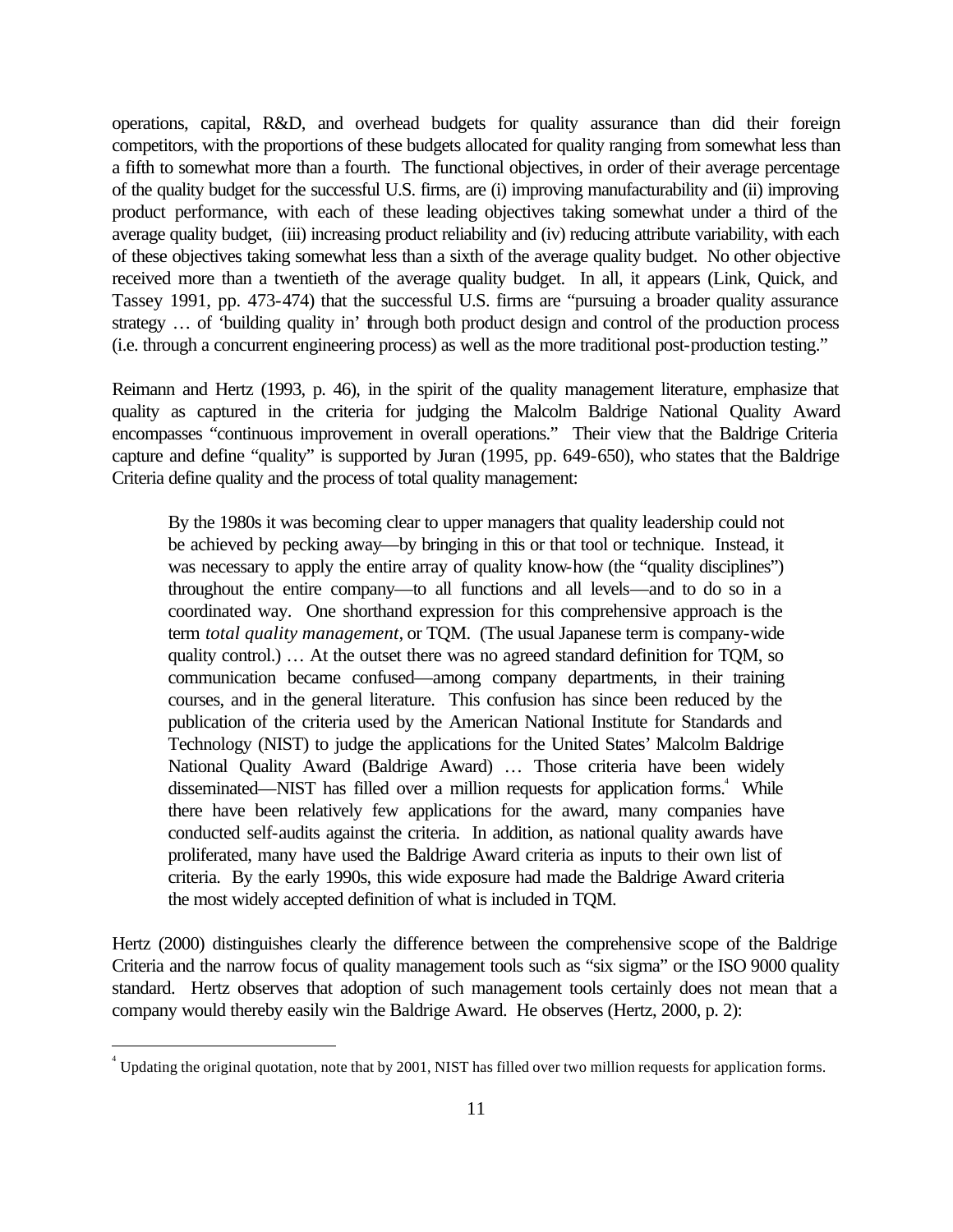operations, capital, R&D, and overhead budgets for quality assurance than did their foreign competitors, with the proportions of these budgets allocated for quality ranging from somewhat less than a fifth to somewhat more than a fourth. The functional objectives, in order of their average percentage of the quality budget for the successful U.S. firms, are (i) improving manufacturability and (ii) improving product performance, with each of these leading objectives taking somewhat under a third of the average quality budget, (iii) increasing product reliability and (iv) reducing attribute variability, with each of these objectives taking somewhat less than a sixth of the average quality budget. No other objective received more than a twentieth of the average quality budget. In all, it appears (Link, Quick, and Tassey 1991, pp. 473-474) that the successful U.S. firms are "pursuing a broader quality assurance strategy … of 'building quality in' through both product design and control of the production process (i.e. through a concurrent engineering process) as well as the more traditional post-production testing."

Reimann and Hertz (1993, p. 46), in the spirit of the quality management literature, emphasize that quality as captured in the criteria for judging the Malcolm Baldrige National Quality Award encompasses "continuous improvement in overall operations." Their view that the Baldrige Criteria capture and define "quality" is supported by Juran (1995, pp. 649-650), who states that the Baldrige Criteria define quality and the process of total quality management:

> By the 1980s it was becoming clear to upper managers that quality leadership could not be achieved by pecking away—by bringing in this or that tool or technique. Instead, it was necessary to apply the entire array of quality know-how (the "quality disciplines") throughout the entire company—to all functions and all levels—and to do so in a coordinated way. One shorthand expression for this comprehensive approach is the term *total quality management*, or TQM. (The usual Japanese term is company-wide quality control.) … At the outset there was no agreed standard definition for TQM, so communication became confused—among company departments, in their training courses, and in the general literature. This confusion has since been reduced by the publication of the criteria used by the American National Institute for Standards and Technology (NIST) to judge the applications for the United States' Malcolm Baldrige National Quality Award (Baldrige Award) … Those criteria have been widely disseminated—NIST has filled over a million requests for application forms.[4] While there have been relatively few applications for the award, many companies have conducted self-audits against the criteria. In addition, as national quality awards have proliferated, many have used the Baldrige Award criteria as inputs to their own list of criteria. By the early 1990s, this wide exposure had made the Baldrige Award criteria the most widely accepted definition of what is included in TQM.

Hertz (2000) distinguishes clearly the difference between the comprehensive scope of the Baldrige Criteria and the narrow focus of quality management tools such as "six sigma" or the ISO 9000 quality standard. Hertz observes that adoption of such management tools certainly does not mean that a company would thereby easily win the Baldrige Award. He observes (Hertz, 2000, p. 2):

[4] Updating the original quotation, note that by 2001, NIST has filled over two million requests for application forms.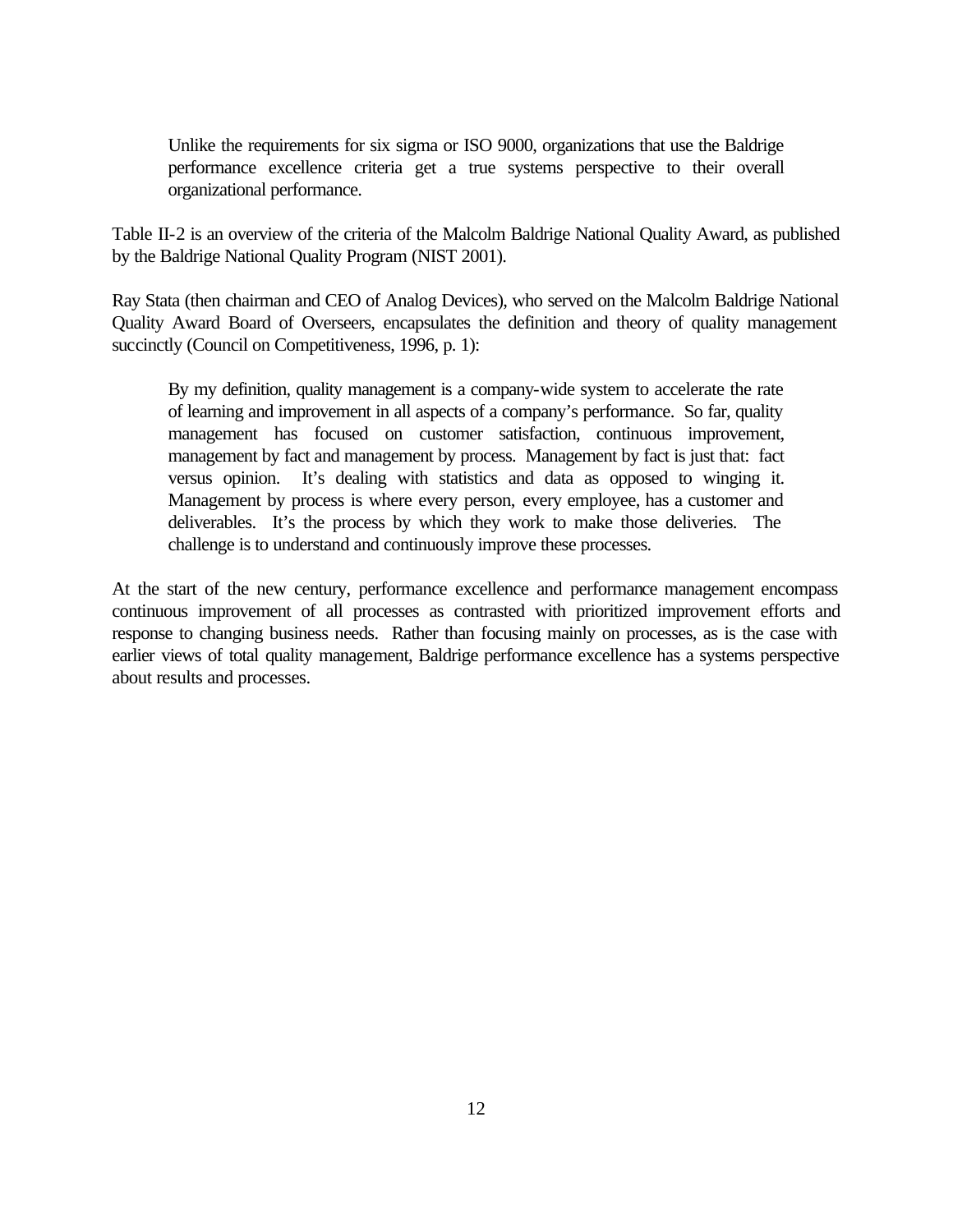> Unlike the requirements for six sigma or ISO 9000, organizations that use the Baldrige performance excellence criteria get a true systems perspective to their overall organizational performance.

Table II-2 is an overview of the criteria of the Malcolm Baldrige National Quality Award, as published by the Baldrige National Quality Program (NIST 2001).

Ray Stata (then chairman and CEO of Analog Devices), who served on the Malcolm Baldrige National Quality Award Board of Overseers, encapsulates the definition and theory of quality management succinctly (Council on Competitiveness, 1996, p. 1):

> By my definition, quality management is a company-wide system to accelerate the rate of learning and improvement in all aspects of a company's performance. So far, quality management has focused on customer satisfaction, continuous improvement, management by fact and management by process. Management by fact is just that: fact versus opinion. It's dealing with statistics and data as opposed to winging it. Management by process is where every person, every employee, has a customer and deliverables. It's the process by which they work to make those deliveries. The challenge is to understand and continuously improve these processes.

At the start of the new century, performance excellence and performance management encompass continuous improvement of all processes as contrasted with prioritized improvement efforts and response to changing business needs. Rather than focusing mainly on processes, as is the case with earlier views of total quality management, Baldrige performance excellence has a systems perspective about results and processes.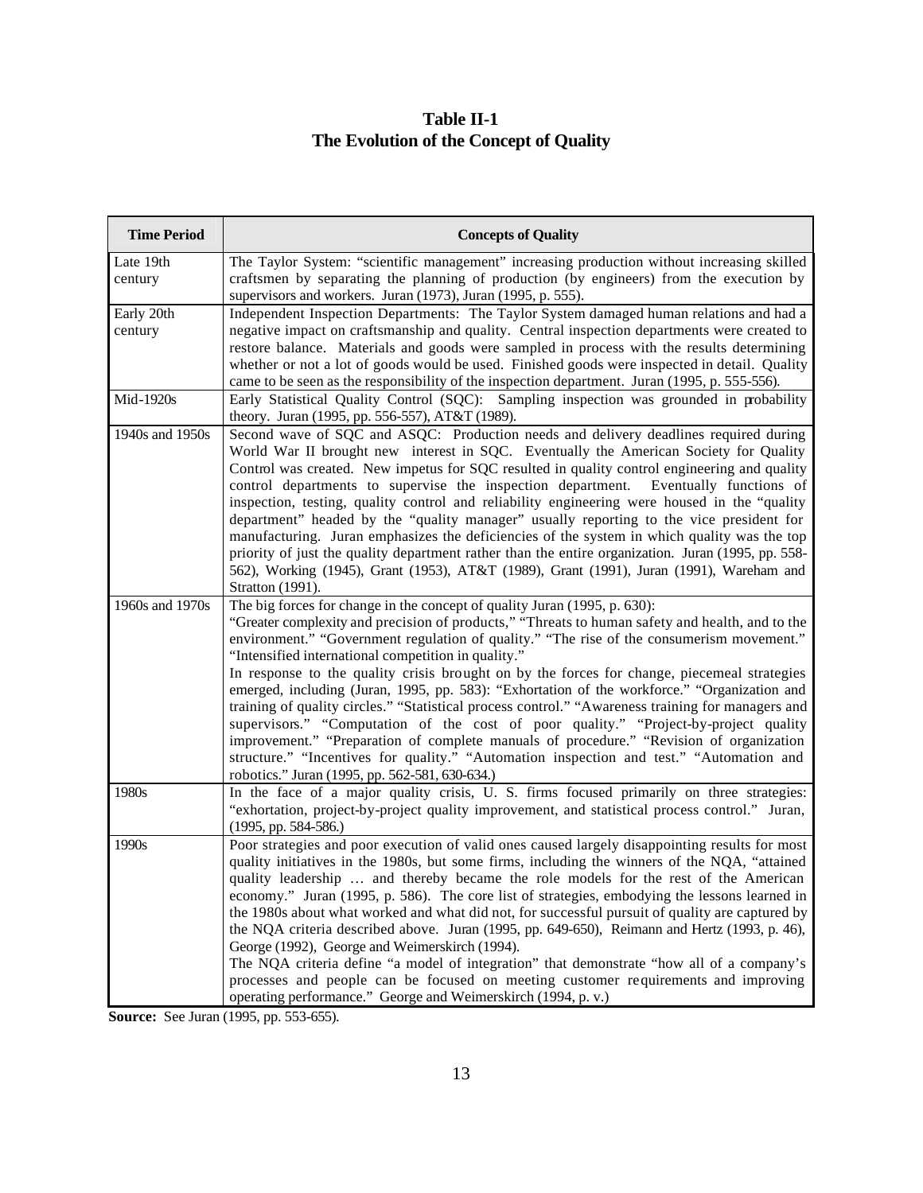**Table II-1**
**The Evolution of the Concept of Quality**

| Time Period | Concepts of Quality |
|---|---|
| Late 19th century | The Taylor System: "scientific management" increasing production without increasing skilled craftsmen by separating the planning of production (by engineers) from the execution by supervisors and workers. Juran (1973), Juran (1995, p. 555). |
| Early 20th century | Independent Inspection Departments: The Taylor System damaged human relations and had a negative impact on craftsmanship and quality. Central inspection departments were created to restore balance. Materials and goods were sampled in process with the results determining whether or not a lot of goods would be used. Finished goods were inspected in detail. Quality came to be seen as the responsibility of the inspection department. Juran (1995, p. 555-556). |
| Mid-1920s | Early Statistical Quality Control (SQC): Sampling inspection was grounded in probability theory. Juran (1995, pp. 556-557), AT&T (1989). |
| 1940s and 1950s | Second wave of SQC and ASQC: Production needs and delivery deadlines required during World War II brought new interest in SQC. Eventually the American Society for Quality Control was created. New impetus for SQC resulted in quality control engineering and quality control departments to supervise the inspection department. Eventually functions of inspection, testing, quality control and reliability engineering were housed in the "quality department" headed by the "quality manager" usually reporting to the vice president for manufacturing. Juran emphasizes the deficiencies of the system in which quality was the top priority of just the quality department rather than the entire organization. Juran (1995, pp. 558-562), Working (1945), Grant (1953), AT&T (1989), Grant (1991), Juran (1991), Wareham and Stratton (1991). |
| 1960s and 1970s | The big forces for change in the concept of quality Juran (1995, p. 630): "Greater complexity and precision of products," "Threats to human safety and health, and to the environment." "Government regulation of quality." "The rise of the consumerism movement." "Intensified international competition in quality." In response to the quality crisis brought on by the forces for change, piecemeal strategies emerged, including (Juran, 1995, pp. 583): "Exhortation of the workforce." "Organization and training of quality circles." "Statistical process control." "Awareness training for managers and supervisors." "Computation of the cost of poor quality." "Project-by-project quality improvement." "Preparation of complete manuals of procedure." "Revision of organization structure." "Incentives for quality." "Automation inspection and test." "Automation and robotics." Juran (1995, pp. 562-581, 630-634.) |
| 1980s | In the face of a major quality crisis, U. S. firms focused primarily on three strategies: "exhortation, project-by-project quality improvement, and statistical process control." Juran, (1995, pp. 584-586.) |
| 1990s | Poor strategies and poor execution of valid ones caused largely disappointing results for most quality initiatives in the 1980s, but some firms, including the winners of the NQA, "attained quality leadership … and thereby became the role models for the rest of the American economy." Juran (1995, p. 586). The core list of strategies, embodying the lessons learned in the 1980s about what worked and what did not, for successful pursuit of quality are captured by the NQA criteria described above. Juran (1995, pp. 649-650), Reimann and Hertz (1993, p. 46), George (1992), George and Weimerskirch (1994). The NQA criteria define "a model of integration" that demonstrate "how all of a company's processes and people can be focused on meeting customer requirements and improving operating performance." George and Weimerskirch (1994, p. v.) |

**Source:** See Juran (1995, pp. 553-655).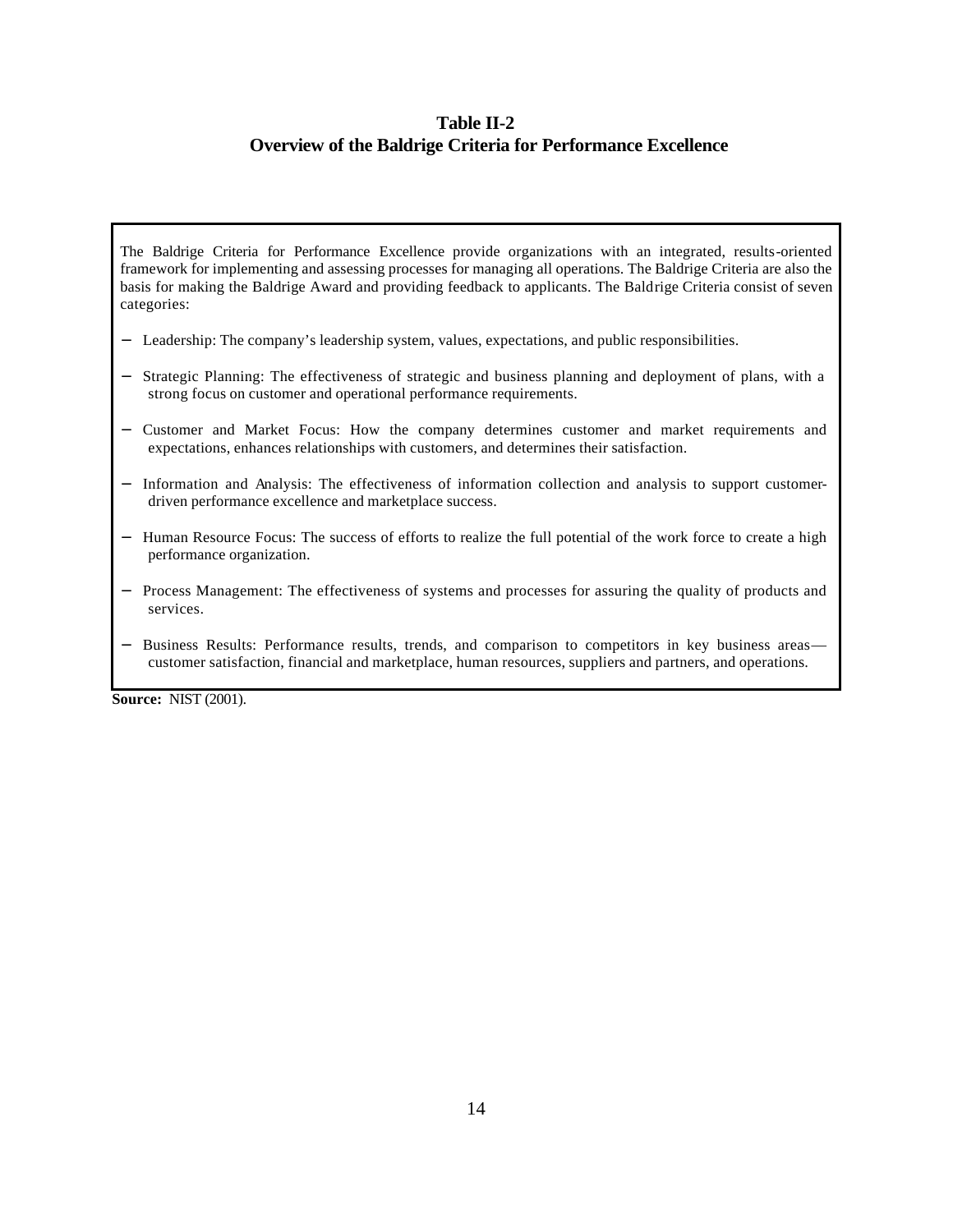**Table II-2**
**Overview of the Baldrige Criteria for Performance Excellence**

The Baldrige Criteria for Performance Excellence provide organizations with an integrated, results-oriented framework for implementing and assessing processes for managing all operations. The Baldrige Criteria are also the basis for making the Baldrige Award and providing feedback to applicants. The Baldrige Criteria consist of seven categories:

- Leadership: The company's leadership system, values, expectations, and public responsibilities.
- Strategic Planning: The effectiveness of strategic and business planning and deployment of plans, with a strong focus on customer and operational performance requirements.
- Customer and Market Focus: How the company determines customer and market requirements and expectations, enhances relationships with customers, and determines their satisfaction.
- Information and Analysis: The effectiveness of information collection and analysis to support customer-driven performance excellence and marketplace success.
- Human Resource Focus: The success of efforts to realize the full potential of the work force to create a high performance organization.
- Process Management: The effectiveness of systems and processes for assuring the quality of products and services.
- Business Results: Performance results, trends, and comparison to competitors in key business areas—customer satisfaction, financial and marketplace, human resources, suppliers and partners, and operations.

**Source:** NIST (2001).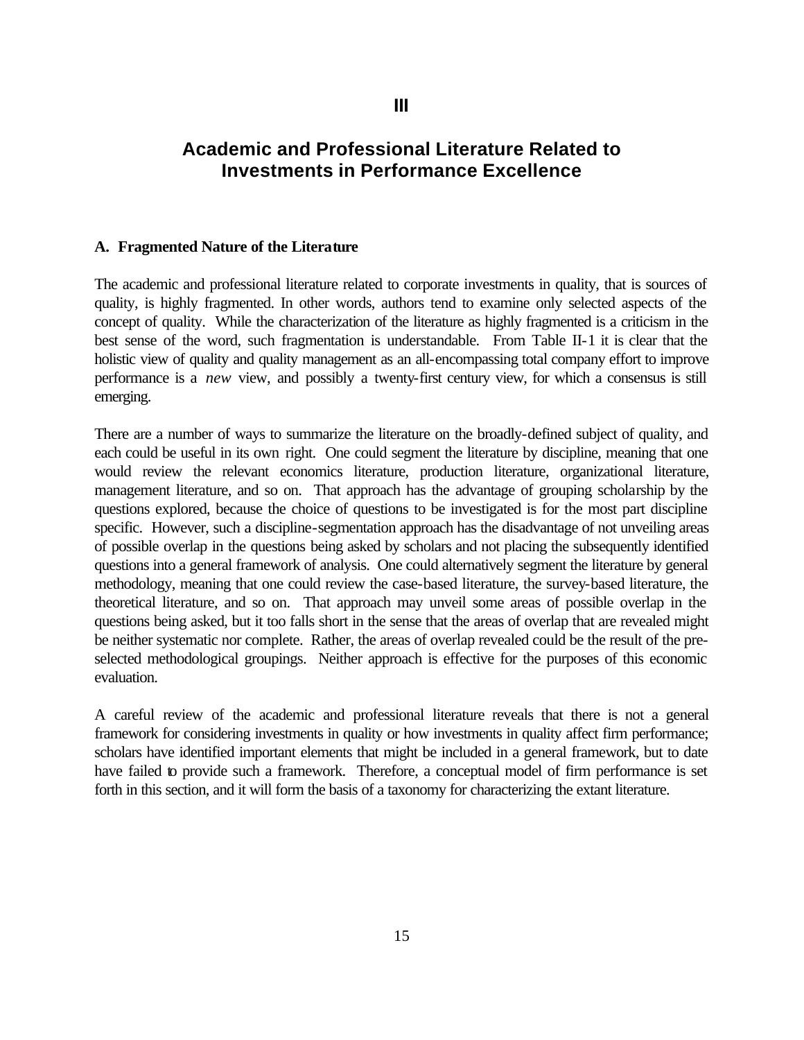# III

# Academic and Professional Literature Related to Investments in Performance Excellence

## A. Fragmented Nature of the Literature

The academic and professional literature related to corporate investments in quality, that is sources of quality, is highly fragmented. In other words, authors tend to examine only selected aspects of the concept of quality. While the characterization of the literature as highly fragmented is a criticism in the best sense of the word, such fragmentation is understandable. From Table II-1 it is clear that the holistic view of quality and quality management as an all-encompassing total company effort to improve performance is a *new* view, and possibly a twenty-first century view, for which a consensus is still emerging.

There are a number of ways to summarize the literature on the broadly-defined subject of quality, and each could be useful in its own right. One could segment the literature by discipline, meaning that one would review the relevant economics literature, production literature, organizational literature, management literature, and so on. That approach has the advantage of grouping scholarship by the questions explored, because the choice of questions to be investigated is for the most part discipline specific. However, such a discipline-segmentation approach has the disadvantage of not unveiling areas of possible overlap in the questions being asked by scholars and not placing the subsequently identified questions into a general framework of analysis. One could alternatively segment the literature by general methodology, meaning that one could review the case-based literature, the survey-based literature, the theoretical literature, and so on. That approach may unveil some areas of possible overlap in the questions being asked, but it too falls short in the sense that the areas of overlap that are revealed might be neither systematic nor complete. Rather, the areas of overlap revealed could be the result of the pre-selected methodological groupings. Neither approach is effective for the purposes of this economic evaluation.

A careful review of the academic and professional literature reveals that there is not a general framework for considering investments in quality or how investments in quality affect firm performance; scholars have identified important elements that might be included in a general framework, but to date have failed to provide such a framework. Therefore, a conceptual model of firm performance is set forth in this section, and it will form the basis of a taxonomy for characterizing the extant literature.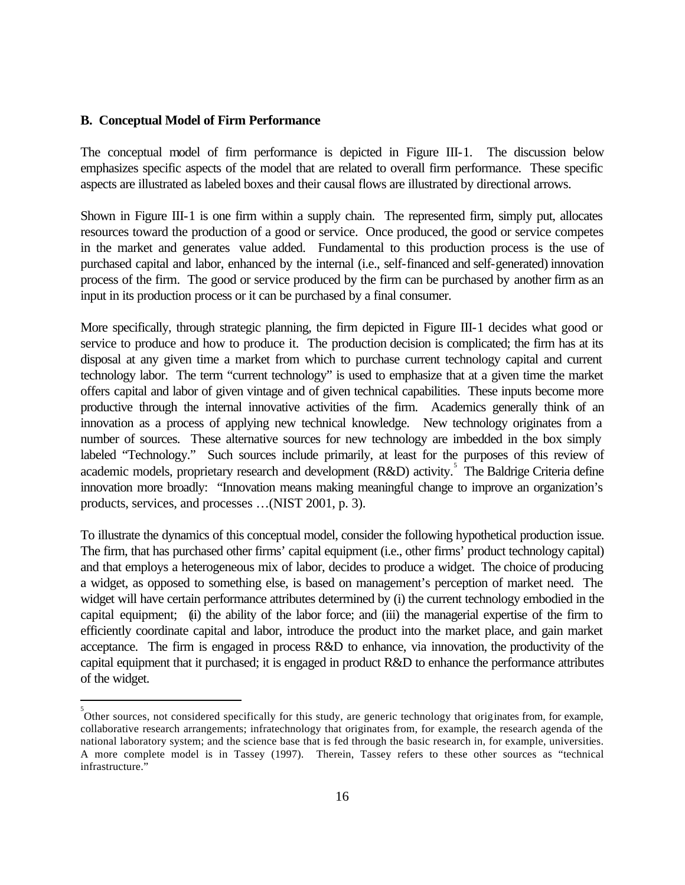### B. Conceptual Model of Firm Performance

The conceptual model of firm performance is depicted in Figure III-1. The discussion below emphasizes specific aspects of the model that are related to overall firm performance. These specific aspects are illustrated as labeled boxes and their causal flows are illustrated by directional arrows.

Shown in Figure III-1 is one firm within a supply chain. The represented firm, simply put, allocates resources toward the production of a good or service. Once produced, the good or service competes in the market and generates value added. Fundamental to this production process is the use of purchased capital and labor, enhanced by the internal (i.e., self-financed and self-generated) innovation process of the firm. The good or service produced by the firm can be purchased by another firm as an input in its production process or it can be purchased by a final consumer.

More specifically, through strategic planning, the firm depicted in Figure III-1 decides what good or service to produce and how to produce it. The production decision is complicated; the firm has at its disposal at any given time a market from which to purchase current technology capital and current technology labor. The term "current technology" is used to emphasize that at a given time the market offers capital and labor of given vintage and of given technical capabilities. These inputs become more productive through the internal innovative activities of the firm. Academics generally think of an innovation as a process of applying new technical knowledge. New technology originates from a number of sources. These alternative sources for new technology are imbedded in the box simply labeled "Technology." Such sources include primarily, at least for the purposes of this review of academic models, proprietary research and development (R&D) activity.[5] The Baldrige Criteria define innovation more broadly: "Innovation means making meaningful change to improve an organization's products, services, and processes …(NIST 2001, p. 3).

To illustrate the dynamics of this conceptual model, consider the following hypothetical production issue. The firm, that has purchased other firms' capital equipment (i.e., other firms' product technology capital) and that employs a heterogeneous mix of labor, decides to produce a widget. The choice of producing a widget, as opposed to something else, is based on management's perception of market need. The widget will have certain performance attributes determined by (i) the current technology embodied in the capital equipment; (ii) the ability of the labor force; and (iii) the managerial expertise of the firm to efficiently coordinate capital and labor, introduce the product into the market place, and gain market acceptance. The firm is engaged in process R&D to enhance, via innovation, the productivity of the capital equipment that it purchased; it is engaged in product R&D to enhance the performance attributes of the widget.

---

[5] Other sources, not considered specifically for this study, are generic technology that originates from, for example, collaborative research arrangements; infratechnology that originates from, for example, the research agenda of the national laboratory system; and the science base that is fed through the basic research in, for example, universities. A more complete model is in Tassey (1997). Therein, Tassey refers to these other sources as "technical infrastructure."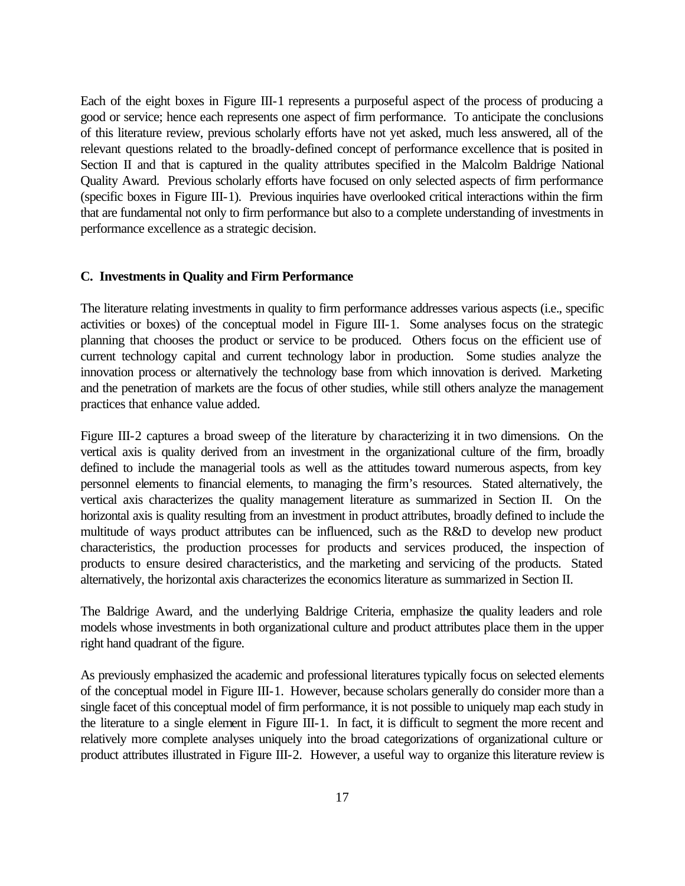Each of the eight boxes in Figure III-1 represents a purposeful aspect of the process of producing a good or service; hence each represents one aspect of firm performance. To anticipate the conclusions of this literature review, previous scholarly efforts have not yet asked, much less answered, all of the relevant questions related to the broadly-defined concept of performance excellence that is posited in Section II and that is captured in the quality attributes specified in the Malcolm Baldrige National Quality Award. Previous scholarly efforts have focused on only selected aspects of firm performance (specific boxes in Figure III-1). Previous inquiries have overlooked critical interactions within the firm that are fundamental not only to firm performance but also to a complete understanding of investments in performance excellence as a strategic decision.

### C. Investments in Quality and Firm Performance

The literature relating investments in quality to firm performance addresses various aspects (i.e., specific activities or boxes) of the conceptual model in Figure III-1. Some analyses focus on the strategic planning that chooses the product or service to be produced. Others focus on the efficient use of current technology capital and current technology labor in production. Some studies analyze the innovation process or alternatively the technology base from which innovation is derived. Marketing and the penetration of markets are the focus of other studies, while still others analyze the management practices that enhance value added.

Figure III-2 captures a broad sweep of the literature by characterizing it in two dimensions. On the vertical axis is quality derived from an investment in the organizational culture of the firm, broadly defined to include the managerial tools as well as the attitudes toward numerous aspects, from key personnel elements to financial elements, to managing the firm's resources. Stated alternatively, the vertical axis characterizes the quality management literature as summarized in Section II. On the horizontal axis is quality resulting from an investment in product attributes, broadly defined to include the multitude of ways product attributes can be influenced, such as the R&D to develop new product characteristics, the production processes for products and services produced, the inspection of products to ensure desired characteristics, and the marketing and servicing of the products. Stated alternatively, the horizontal axis characterizes the economics literature as summarized in Section II.

The Baldrige Award, and the underlying Baldrige Criteria, emphasize the quality leaders and role models whose investments in both organizational culture and product attributes place them in the upper right hand quadrant of the figure.

As previously emphasized the academic and professional literatures typically focus on selected elements of the conceptual model in Figure III-1. However, because scholars generally do consider more than a single facet of this conceptual model of firm performance, it is not possible to uniquely map each study in the literature to a single element in Figure III-1. In fact, it is difficult to segment the more recent and relatively more complete analyses uniquely into the broad categorizations of organizational culture or product attributes illustrated in Figure III-2. However, a useful way to organize this literature review is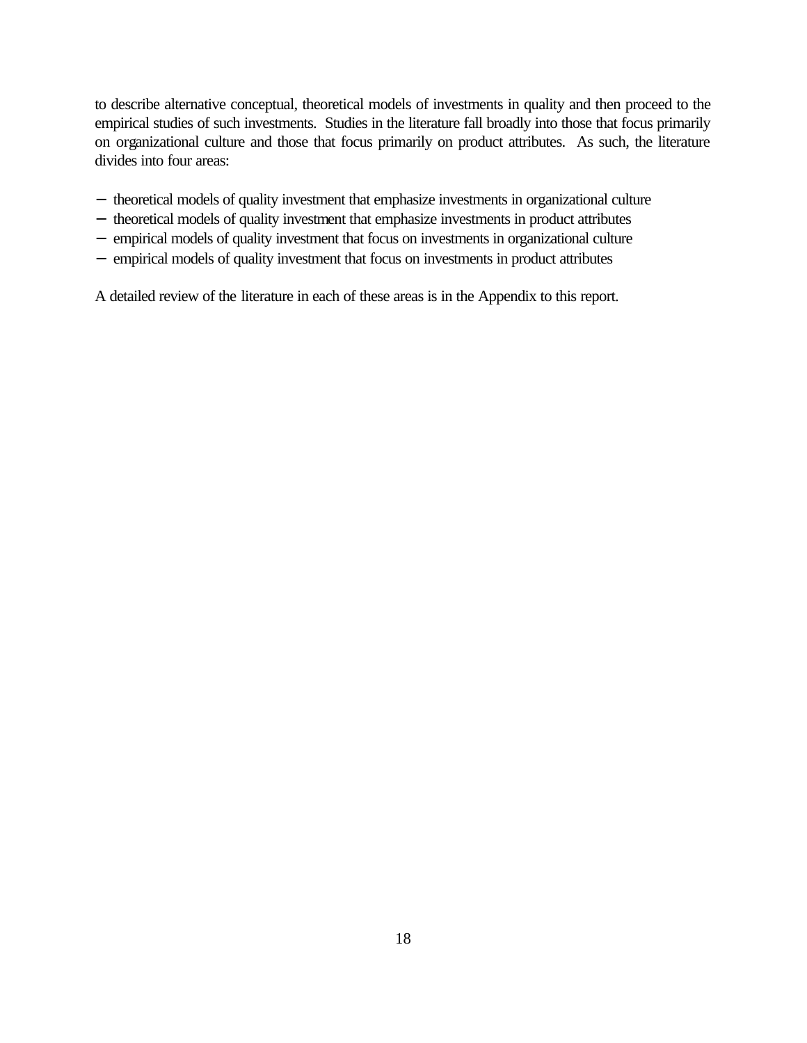to describe alternative conceptual, theoretical models of investments in quality and then proceed to the empirical studies of such investments. Studies in the literature fall broadly into those that focus primarily on organizational culture and those that focus primarily on product attributes. As such, the literature divides into four areas:

- theoretical models of quality investment that emphasize investments in organizational culture
- theoretical models of quality investment that emphasize investments in product attributes
- empirical models of quality investment that focus on investments in organizational culture
- empirical models of quality investment that focus on investments in product attributes

A detailed review of the literature in each of these areas is in the Appendix to this report.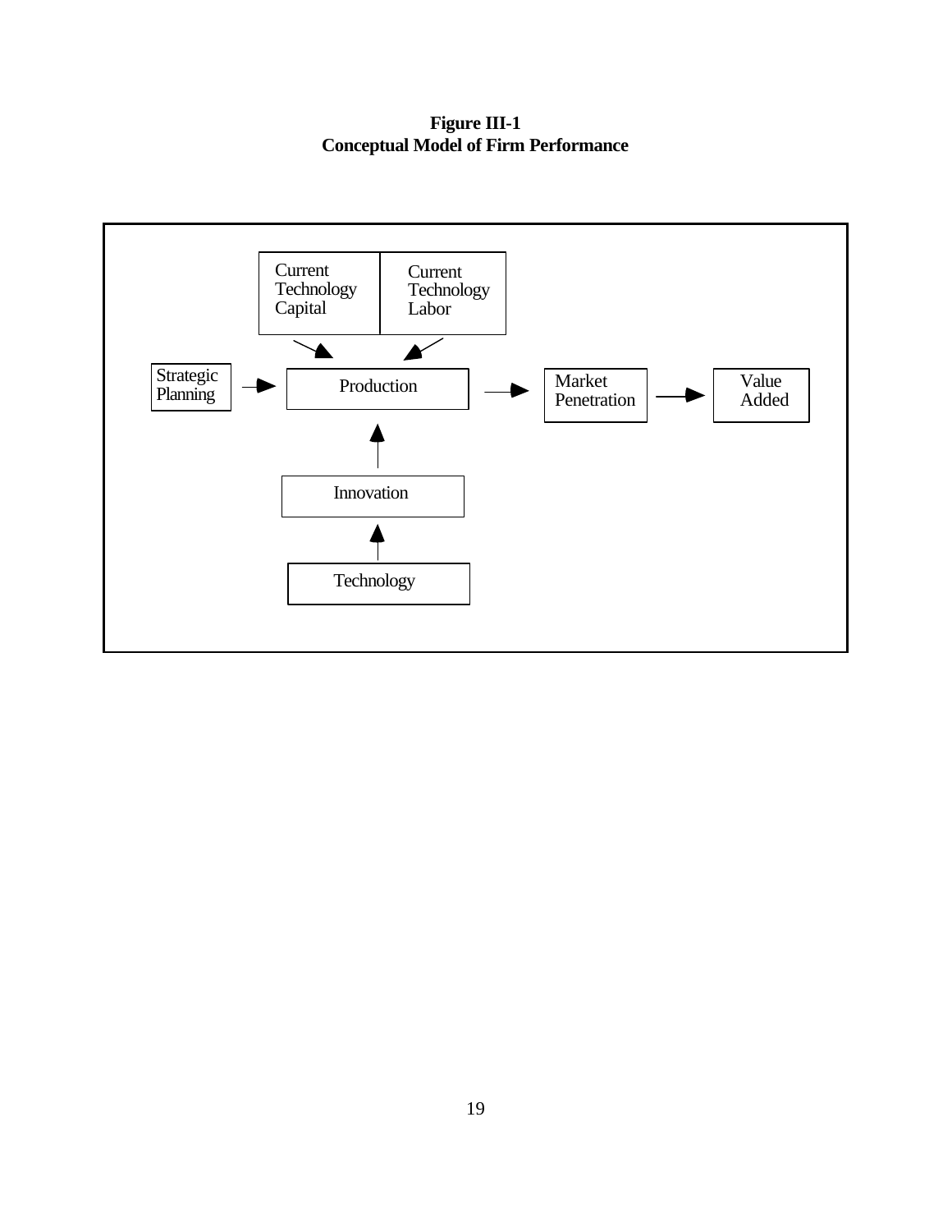**Figure III-1**
**Conceptual Model of Firm Performance**

Current Technology Capital

Current Technology Labor

Strategic Planning

Production

Market Penetration

Value Added

Innovation

Technology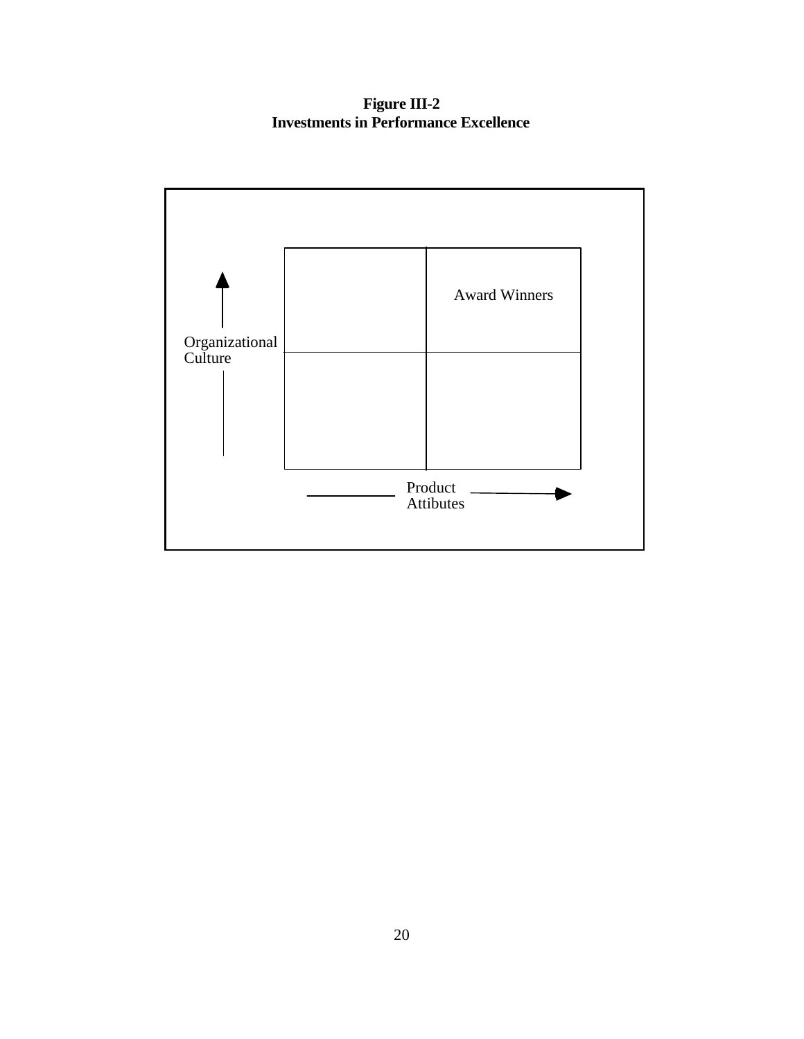**Figure III-2**
**Investments in Performance Excellence**

Award Winners

Organizational Culture

Product Attibutes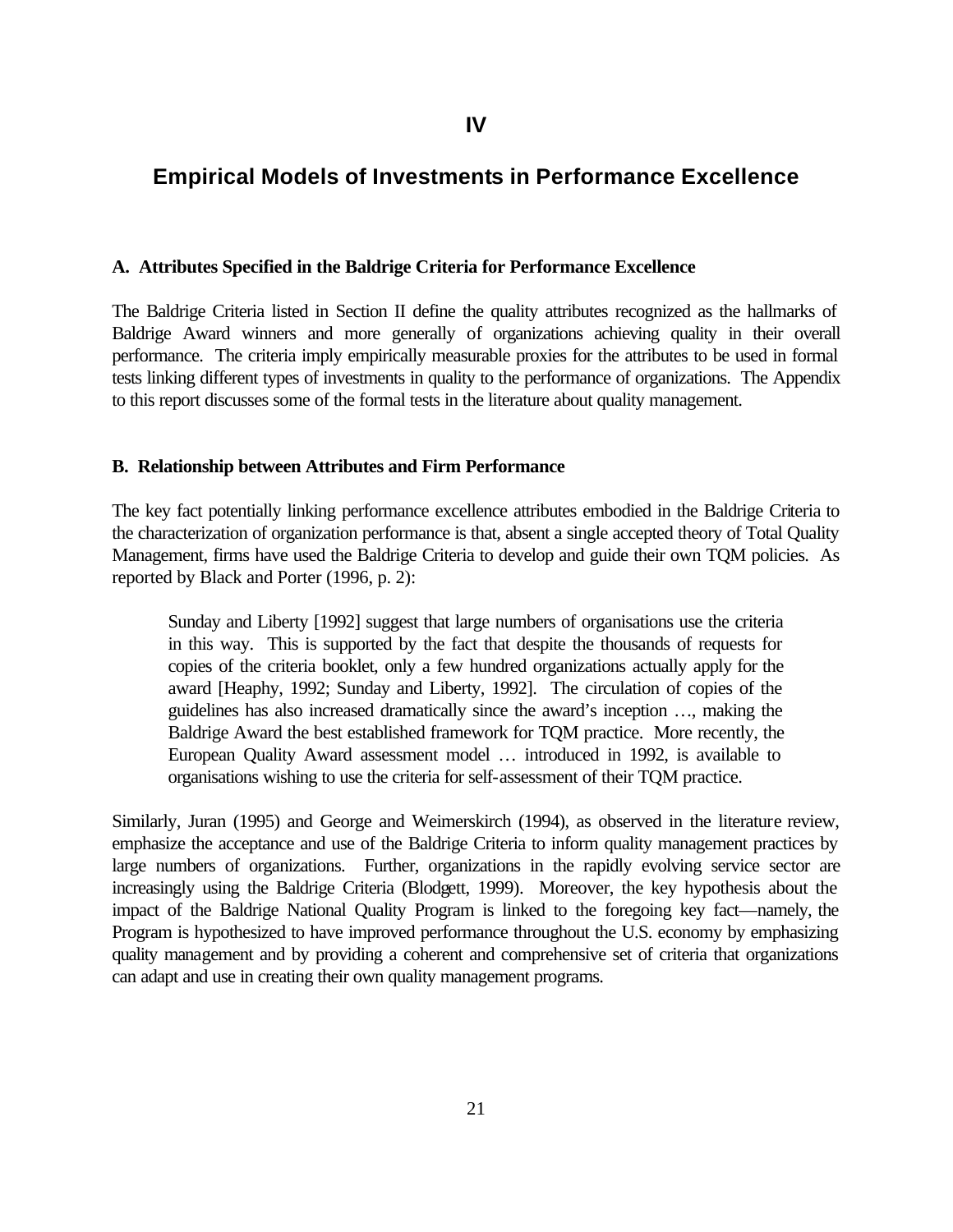# IV

# Empirical Models of Investments in Performance Excellence

### A. Attributes Specified in the Baldrige Criteria for Performance Excellence

The Baldrige Criteria listed in Section II define the quality attributes recognized as the hallmarks of Baldrige Award winners and more generally of organizations achieving quality in their overall performance. The criteria imply empirically measurable proxies for the attributes to be used in formal tests linking different types of investments in quality to the performance of organizations. The Appendix to this report discusses some of the formal tests in the literature about quality management.

### B. Relationship between Attributes and Firm Performance

The key fact potentially linking performance excellence attributes embodied in the Baldrige Criteria to the characterization of organization performance is that, absent a single accepted theory of Total Quality Management, firms have used the Baldrige Criteria to develop and guide their own TQM policies. As reported by Black and Porter (1996, p. 2):

> Sunday and Liberty [1992] suggest that large numbers of organisations use the criteria in this way. This is supported by the fact that despite the thousands of requests for copies of the criteria booklet, only a few hundred organizations actually apply for the award [Heaphy, 1992; Sunday and Liberty, 1992]. The circulation of copies of the guidelines has also increased dramatically since the award's inception …, making the Baldrige Award the best established framework for TQM practice. More recently, the European Quality Award assessment model … introduced in 1992, is available to organisations wishing to use the criteria for self-assessment of their TQM practice.

Similarly, Juran (1995) and George and Weimerskirch (1994), as observed in the literature review, emphasize the acceptance and use of the Baldrige Criteria to inform quality management practices by large numbers of organizations. Further, organizations in the rapidly evolving service sector are increasingly using the Baldrige Criteria (Blodgett, 1999). Moreover, the key hypothesis about the impact of the Baldrige National Quality Program is linked to the foregoing key fact—namely, the Program is hypothesized to have improved performance throughout the U.S. economy by emphasizing quality management and by providing a coherent and comprehensive set of criteria that organizations can adapt and use in creating their own quality management programs.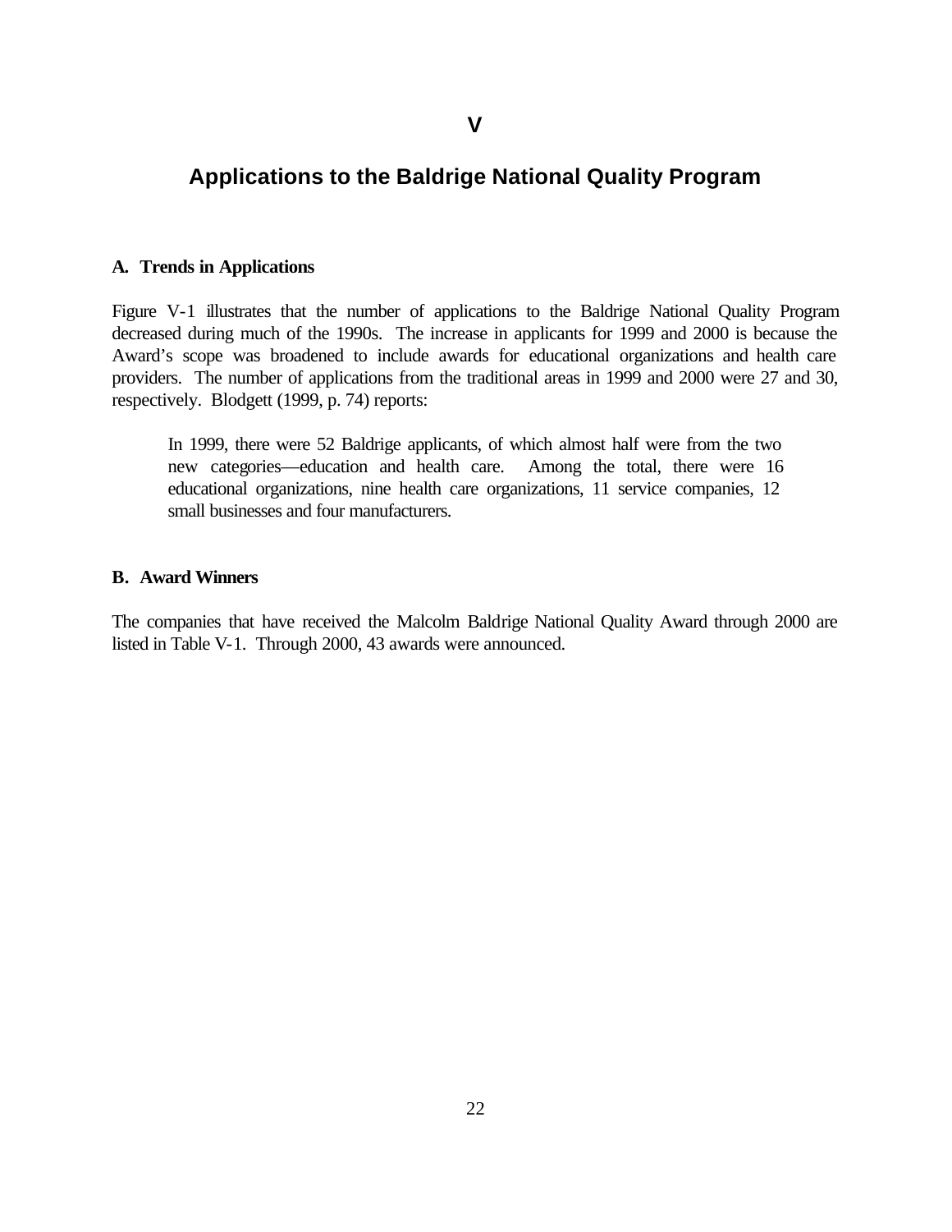# V

# Applications to the Baldrige National Quality Program

### A. Trends in Applications

Figure V-1 illustrates that the number of applications to the Baldrige National Quality Program decreased during much of the 1990s. The increase in applicants for 1999 and 2000 is because the Award's scope was broadened to include awards for educational organizations and health care providers. The number of applications from the traditional areas in 1999 and 2000 were 27 and 30, respectively. Blodgett (1999, p. 74) reports:

> In 1999, there were 52 Baldrige applicants, of which almost half were from the two new categories—education and health care. Among the total, there were 16 educational organizations, nine health care organizations, 11 service companies, 12 small businesses and four manufacturers.

### B. Award Winners

The companies that have received the Malcolm Baldrige National Quality Award through 2000 are listed in Table V-1. Through 2000, 43 awards were announced.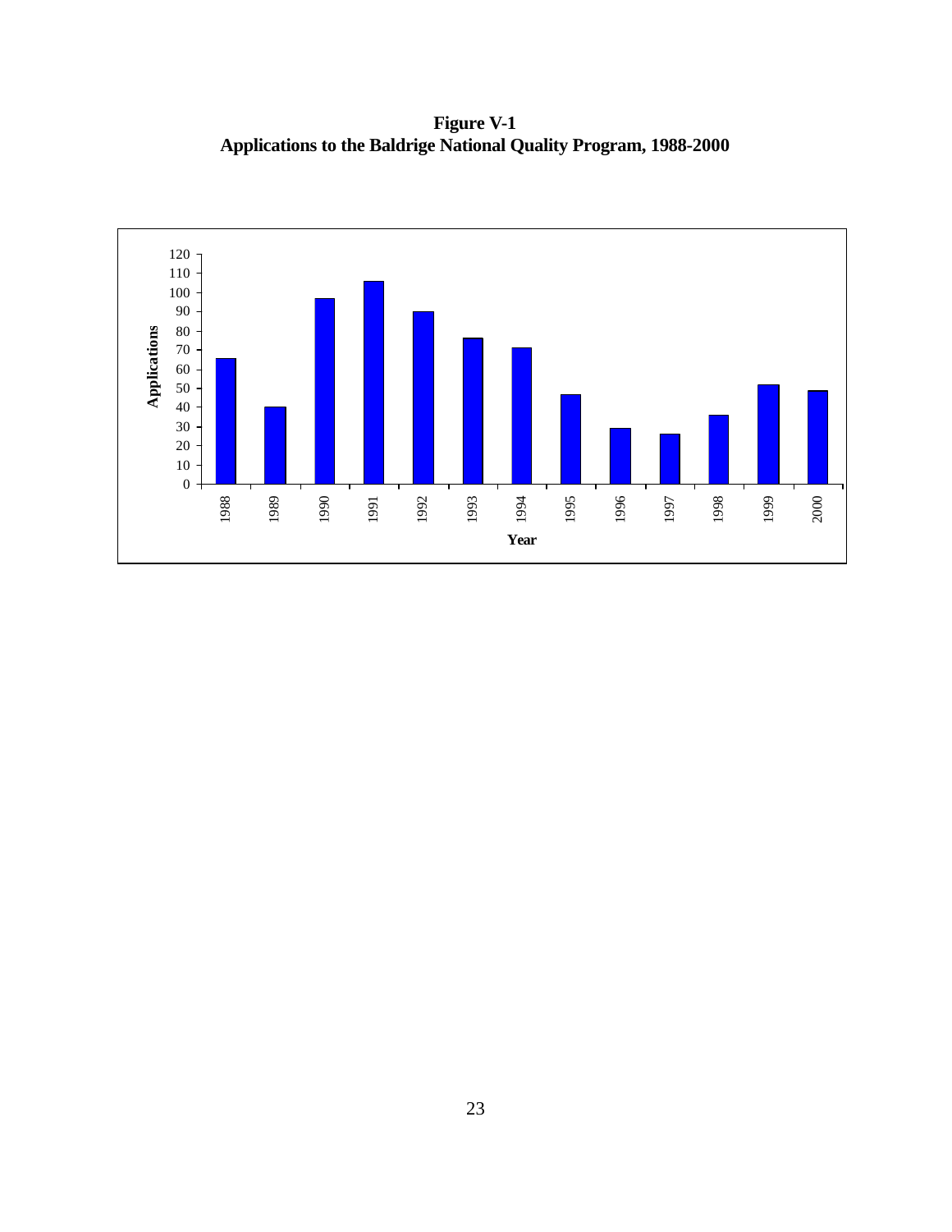**Figure V-1**
**Applications to the Baldrige National Quality Program, 1988-2000**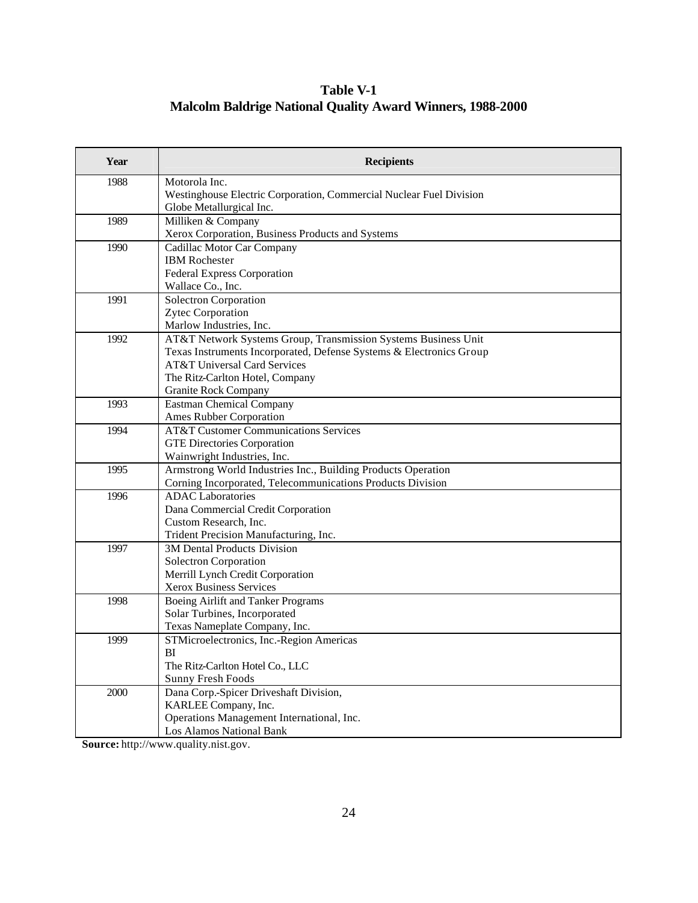**Table V-1**
**Malcolm Baldrige National Quality Award Winners, 1988-2000**

| Year | Recipients |
|---|---|
| 1988 | Motorola Inc.<br>Westinghouse Electric Corporation, Commercial Nuclear Fuel Division<br>Globe Metallurgical Inc. |
| 1989 | Milliken & Company<br>Xerox Corporation, Business Products and Systems |
| 1990 | Cadillac Motor Car Company<br>IBM Rochester<br>Federal Express Corporation<br>Wallace Co., Inc. |
| 1991 | Solectron Corporation<br>Zytec Corporation<br>Marlow Industries, Inc. |
| 1992 | AT&T Network Systems Group, Transmission Systems Business Unit<br>Texas Instruments Incorporated, Defense Systems & Electronics Group<br>AT&T Universal Card Services<br>The Ritz-Carlton Hotel, Company<br>Granite Rock Company |
| 1993 | Eastman Chemical Company<br>Ames Rubber Corporation |
| 1994 | AT&T Customer Communications Services<br>GTE Directories Corporation<br>Wainwright Industries, Inc. |
| 1995 | Armstrong World Industries Inc., Building Products Operation<br>Corning Incorporated, Telecommunications Products Division |
| 1996 | ADAC Laboratories<br>Dana Commercial Credit Corporation<br>Custom Research, Inc.<br>Trident Precision Manufacturing, Inc. |
| 1997 | 3M Dental Products Division<br>Solectron Corporation<br>Merrill Lynch Credit Corporation<br>Xerox Business Services |
| 1998 | Boeing Airlift and Tanker Programs<br>Solar Turbines, Incorporated<br>Texas Nameplate Company, Inc. |
| 1999 | STMicroelectronics, Inc.-Region Americas<br>BI<br>The Ritz-Carlton Hotel Co., LLC<br>Sunny Fresh Foods |
| 2000 | Dana Corp.-Spicer Driveshaft Division,<br>KARLEE Company, Inc.<br>Operations Management International, Inc.<br>Los Alamos National Bank |

**Source:** http://www.quality.nist.gov.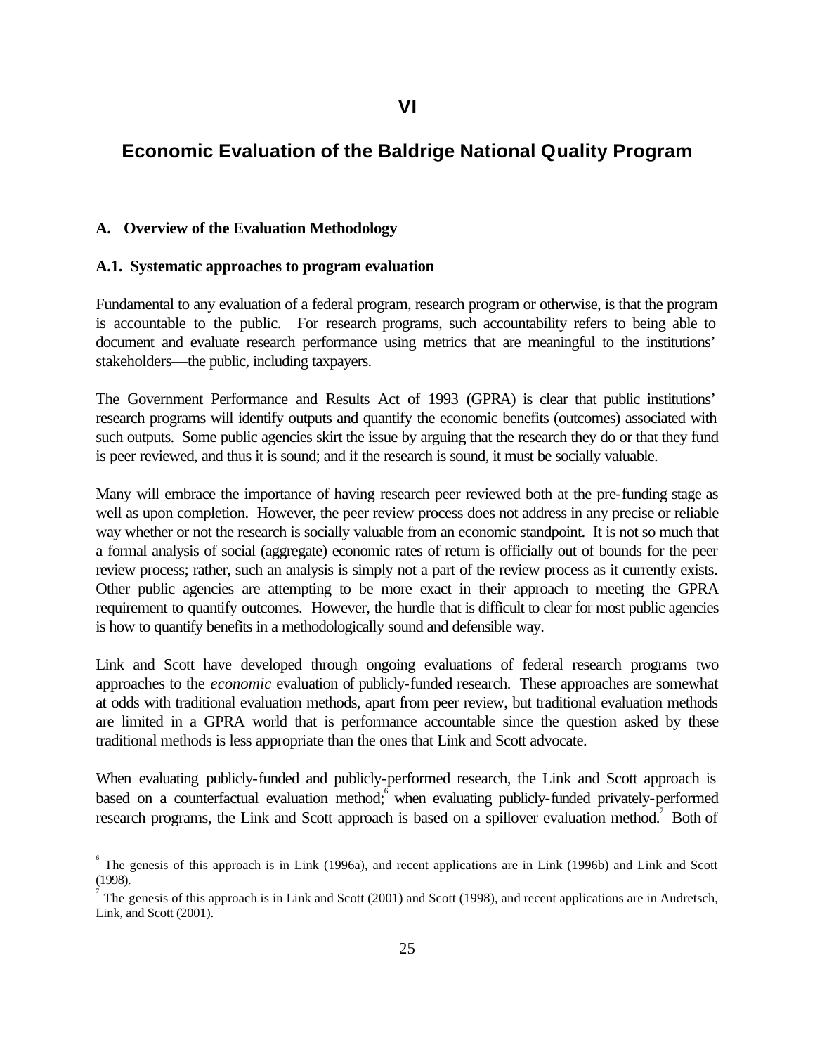# VI

# Economic Evaluation of the Baldrige National Quality Program

### A. Overview of the Evaluation Methodology

#### A.1. Systematic approaches to program evaluation

Fundamental to any evaluation of a federal program, research program or otherwise, is that the program is accountable to the public. For research programs, such accountability refers to being able to document and evaluate research performance using metrics that are meaningful to the institutions' stakeholders—the public, including taxpayers.

The Government Performance and Results Act of 1993 (GPRA) is clear that public institutions' research programs will identify outputs and quantify the economic benefits (outcomes) associated with such outputs. Some public agencies skirt the issue by arguing that the research they do or that they fund is peer reviewed, and thus it is sound; and if the research is sound, it must be socially valuable.

Many will embrace the importance of having research peer reviewed both at the pre-funding stage as well as upon completion. However, the peer review process does not address in any precise or reliable way whether or not the research is socially valuable from an economic standpoint. It is not so much that a formal analysis of social (aggregate) economic rates of return is officially out of bounds for the peer review process; rather, such an analysis is simply not a part of the review process as it currently exists. Other public agencies are attempting to be more exact in their approach to meeting the GPRA requirement to quantify outcomes. However, the hurdle that is difficult to clear for most public agencies is how to quantify benefits in a methodologically sound and defensible way.

Link and Scott have developed through ongoing evaluations of federal research programs two approaches to the *economic* evaluation of publicly-funded research. These approaches are somewhat at odds with traditional evaluation methods, apart from peer review, but traditional evaluation methods are limited in a GPRA world that is performance accountable since the question asked by these traditional methods is less appropriate than the ones that Link and Scott advocate.

When evaluating publicly-funded and publicly-performed research, the Link and Scott approach is based on a counterfactual evaluation method;[6] when evaluating publicly-funded privately-performed research programs, the Link and Scott approach is based on a spillover evaluation method.[7] Both of

[6] The genesis of this approach is in Link (1996a), and recent applications are in Link (1996b) and Link and Scott (1998).

[7] The genesis of this approach is in Link and Scott (2001) and Scott (1998), and recent applications are in Audretsch, Link, and Scott (2001).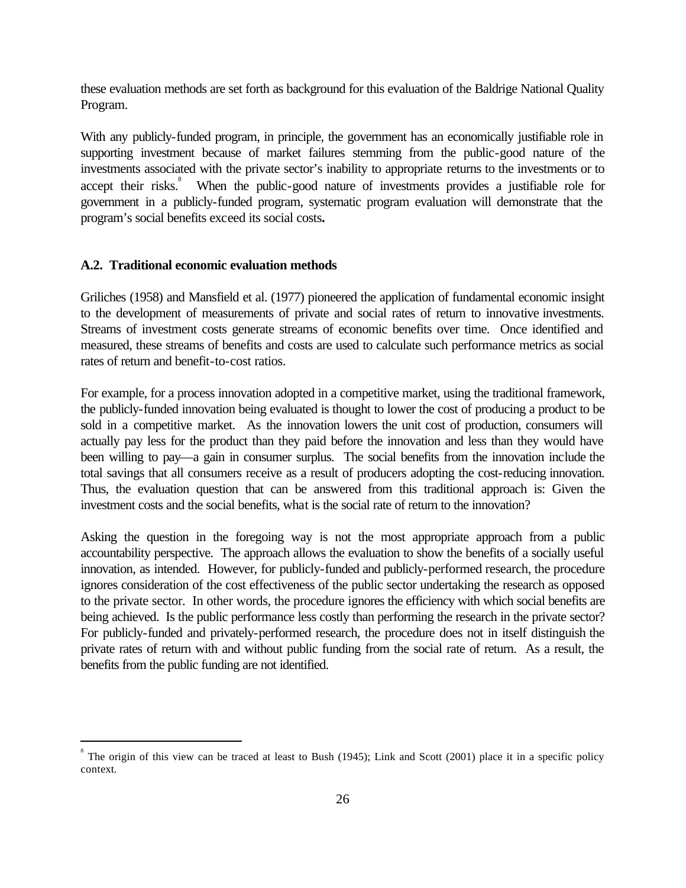these evaluation methods are set forth as background for this evaluation of the Baldrige National Quality Program.

With any publicly-funded program, in principle, the government has an economically justifiable role in supporting investment because of market failures stemming from the public-good nature of the investments associated with the private sector's inability to appropriate returns to the investments or to accept their risks.[8] When the public-good nature of investments provides a justifiable role for government in a publicly-funded program, systematic program evaluation will demonstrate that the program's social benefits exceed its social costs**.**

### A.2. Traditional economic evaluation methods

Griliches (1958) and Mansfield et al. (1977) pioneered the application of fundamental economic insight to the development of measurements of private and social rates of return to innovative investments. Streams of investment costs generate streams of economic benefits over time. Once identified and measured, these streams of benefits and costs are used to calculate such performance metrics as social rates of return and benefit-to-cost ratios.

For example, for a process innovation adopted in a competitive market, using the traditional framework, the publicly-funded innovation being evaluated is thought to lower the cost of producing a product to be sold in a competitive market. As the innovation lowers the unit cost of production, consumers will actually pay less for the product than they paid before the innovation and less than they would have been willing to pay—a gain in consumer surplus. The social benefits from the innovation include the total savings that all consumers receive as a result of producers adopting the cost-reducing innovation. Thus, the evaluation question that can be answered from this traditional approach is: Given the investment costs and the social benefits, what is the social rate of return to the innovation?

Asking the question in the foregoing way is not the most appropriate approach from a public accountability perspective. The approach allows the evaluation to show the benefits of a socially useful innovation, as intended. However, for publicly-funded and publicly-performed research, the procedure ignores consideration of the cost effectiveness of the public sector undertaking the research as opposed to the private sector. In other words, the procedure ignores the efficiency with which social benefits are being achieved. Is the public performance less costly than performing the research in the private sector? For publicly-funded and privately-performed research, the procedure does not in itself distinguish the private rates of return with and without public funding from the social rate of return. As a result, the benefits from the public funding are not identified.

---

[8] The origin of this view can be traced at least to Bush (1945); Link and Scott (2001) place it in a specific policy context.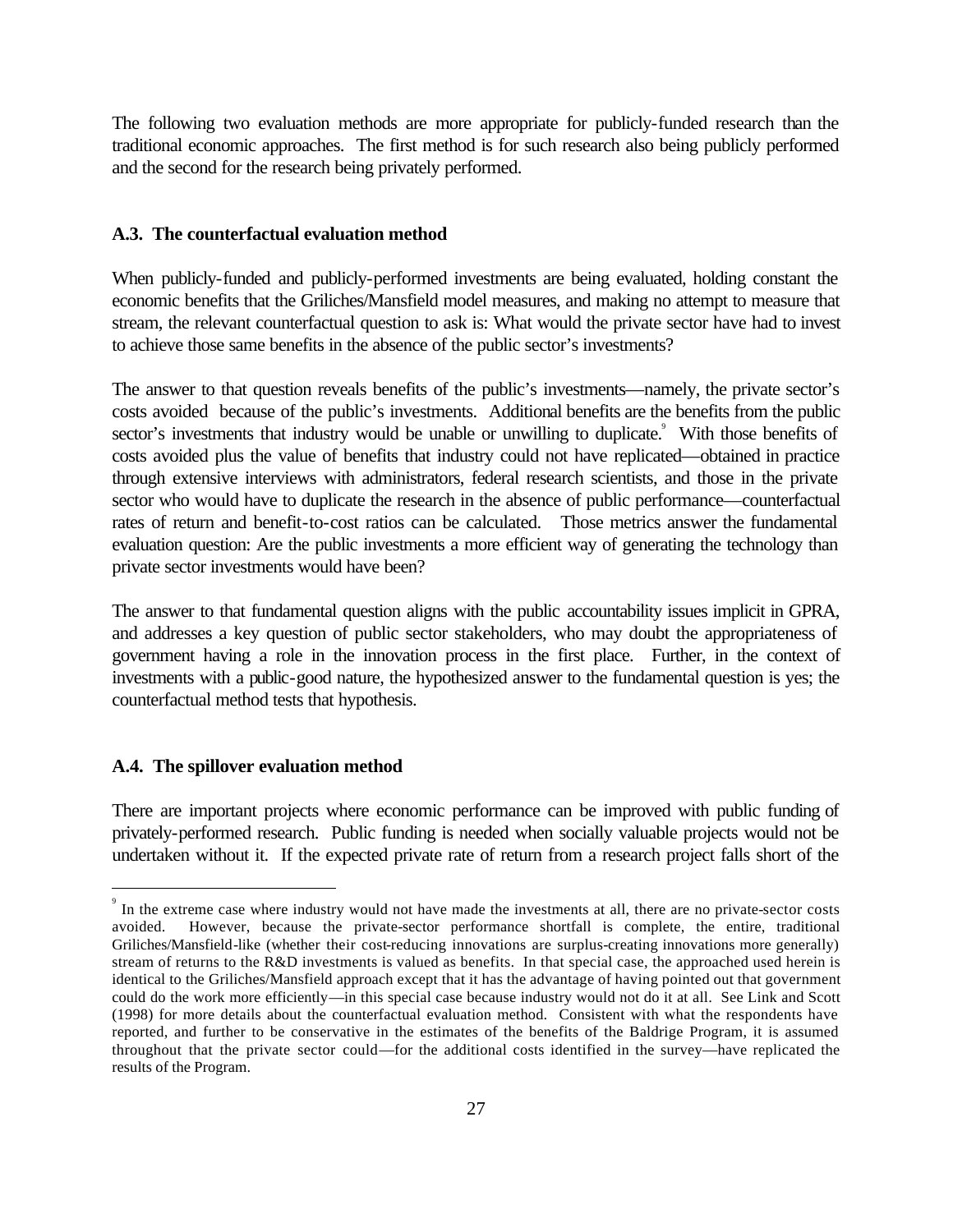The following two evaluation methods are more appropriate for publicly-funded research than the traditional economic approaches. The first method is for such research also being publicly performed and the second for the research being privately performed.

### A.3. The counterfactual evaluation method

When publicly-funded and publicly-performed investments are being evaluated, holding constant the economic benefits that the Griliches/Mansfield model measures, and making no attempt to measure that stream, the relevant counterfactual question to ask is: What would the private sector have had to invest to achieve those same benefits in the absence of the public sector's investments?

The answer to that question reveals benefits of the public's investments—namely, the private sector's costs avoided because of the public's investments. Additional benefits are the benefits from the public sector's investments that industry would be unable or unwilling to duplicate.[9] With those benefits of costs avoided plus the value of benefits that industry could not have replicated—obtained in practice through extensive interviews with administrators, federal research scientists, and those in the private sector who would have to duplicate the research in the absence of public performance—counterfactual rates of return and benefit-to-cost ratios can be calculated. Those metrics answer the fundamental evaluation question: Are the public investments a more efficient way of generating the technology than private sector investments would have been?

The answer to that fundamental question aligns with the public accountability issues implicit in GPRA, and addresses a key question of public sector stakeholders, who may doubt the appropriateness of government having a role in the innovation process in the first place. Further, in the context of investments with a public-good nature, the hypothesized answer to the fundamental question is yes; the counterfactual method tests that hypothesis.

### A.4. The spillover evaluation method

There are important projects where economic performance can be improved with public funding of privately-performed research. Public funding is needed when socially valuable projects would not be undertaken without it. If the expected private rate of return from a research project falls short of the

---

[9] In the extreme case where industry would not have made the investments at all, there are no private-sector costs avoided. However, because the private-sector performance shortfall is complete, the entire, traditional Griliches/Mansfield-like (whether their cost-reducing innovations are surplus-creating innovations more generally) stream of returns to the R&D investments is valued as benefits. In that special case, the approached used herein is identical to the Griliches/Mansfield approach except that it has the advantage of having pointed out that government could do the work more efficiently—in this special case because industry would not do it at all. See Link and Scott (1998) for more details about the counterfactual evaluation method. Consistent with what the respondents have reported, and further to be conservative in the estimates of the benefits of the Baldrige Program, it is assumed throughout that the private sector could—for the additional costs identified in the survey—have replicated the results of the Program.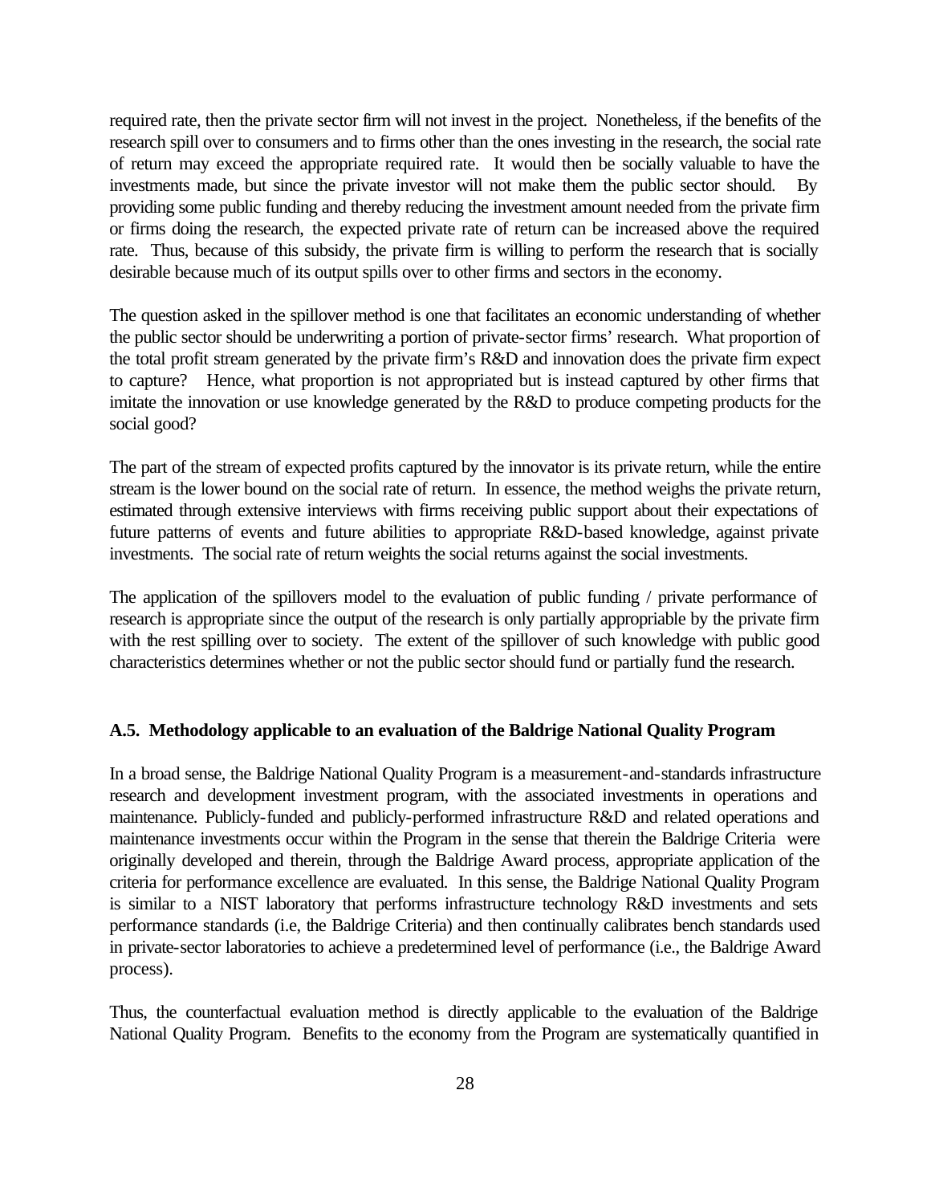required rate, then the private sector firm will not invest in the project. Nonetheless, if the benefits of the research spill over to consumers and to firms other than the ones investing in the research, the social rate of return may exceed the appropriate required rate. It would then be socially valuable to have the investments made, but since the private investor will not make them the public sector should. By providing some public funding and thereby reducing the investment amount needed from the private firm or firms doing the research, the expected private rate of return can be increased above the required rate. Thus, because of this subsidy, the private firm is willing to perform the research that is socially desirable because much of its output spills over to other firms and sectors in the economy.

The question asked in the spillover method is one that facilitates an economic understanding of whether the public sector should be underwriting a portion of private-sector firms' research. What proportion of the total profit stream generated by the private firm's R&D and innovation does the private firm expect to capture? Hence, what proportion is not appropriated but is instead captured by other firms that imitate the innovation or use knowledge generated by the R&D to produce competing products for the social good?

The part of the stream of expected profits captured by the innovator is its private return, while the entire stream is the lower bound on the social rate of return. In essence, the method weighs the private return, estimated through extensive interviews with firms receiving public support about their expectations of future patterns of events and future abilities to appropriate R&D-based knowledge, against private investments. The social rate of return weights the social returns against the social investments.

The application of the spillovers model to the evaluation of public funding / private performance of research is appropriate since the output of the research is only partially appropriable by the private firm with the rest spilling over to society. The extent of the spillover of such knowledge with public good characteristics determines whether or not the public sector should fund or partially fund the research.

### A.5. Methodology applicable to an evaluation of the Baldrige National Quality Program

In a broad sense, the Baldrige National Quality Program is a measurement-and-standards infrastructure research and development investment program, with the associated investments in operations and maintenance. Publicly-funded and publicly-performed infrastructure R&D and related operations and maintenance investments occur within the Program in the sense that therein the Baldrige Criteria were originally developed and therein, through the Baldrige Award process, appropriate application of the criteria for performance excellence are evaluated. In this sense, the Baldrige National Quality Program is similar to a NIST laboratory that performs infrastructure technology R&D investments and sets performance standards (i.e, the Baldrige Criteria) and then continually calibrates bench standards used in private-sector laboratories to achieve a predetermined level of performance (i.e., the Baldrige Award process).

Thus, the counterfactual evaluation method is directly applicable to the evaluation of the Baldrige National Quality Program. Benefits to the economy from the Program are systematically quantified in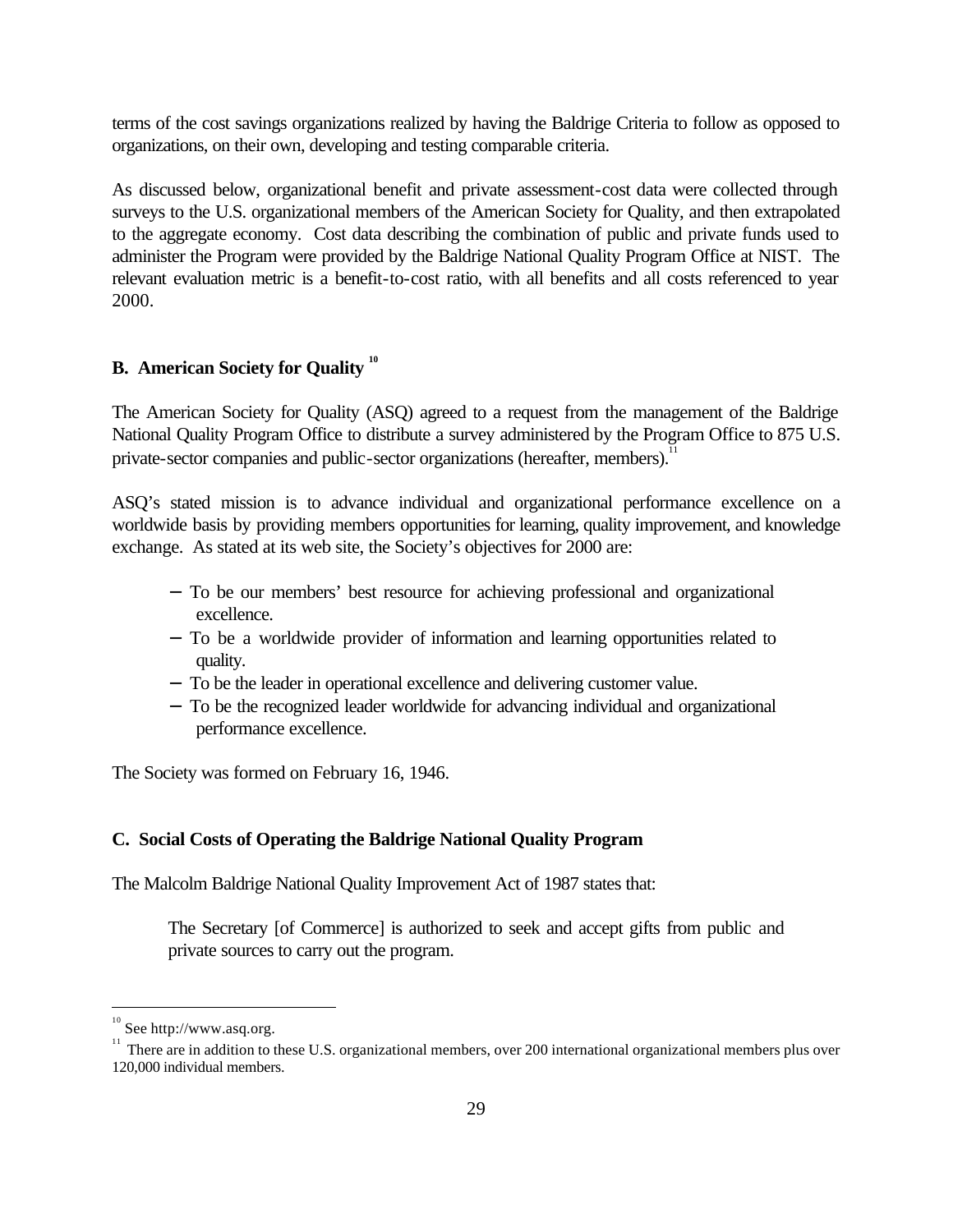terms of the cost savings organizations realized by having the Baldrige Criteria to follow as opposed to organizations, on their own, developing and testing comparable criteria.

As discussed below, organizational benefit and private assessment-cost data were collected through surveys to the U.S. organizational members of the American Society for Quality, and then extrapolated to the aggregate economy. Cost data describing the combination of public and private funds used to administer the Program were provided by the Baldrige National Quality Program Office at NIST. The relevant evaluation metric is a benefit-to-cost ratio, with all benefits and all costs referenced to year 2000.

## B. American Society for Quality [10]

The American Society for Quality (ASQ) agreed to a request from the management of the Baldrige National Quality Program Office to distribute a survey administered by the Program Office to 875 U.S. private-sector companies and public-sector organizations (hereafter, members).[11]

ASQ's stated mission is to advance individual and organizational performance excellence on a worldwide basis by providing members opportunities for learning, quality improvement, and knowledge exchange. As stated at its web site, the Society's objectives for 2000 are:

- To be our members' best resource for achieving professional and organizational excellence.
- To be a worldwide provider of information and learning opportunities related to quality.
- To be the leader in operational excellence and delivering customer value.
- To be the recognized leader worldwide for advancing individual and organizational performance excellence.

The Society was formed on February 16, 1946.

## C. Social Costs of Operating the Baldrige National Quality Program

The Malcolm Baldrige National Quality Improvement Act of 1987 states that:

> The Secretary [of Commerce] is authorized to seek and accept gifts from public and private sources to carry out the program.

---

[10] See http://www.asq.org.

[11] There are in addition to these U.S. organizational members, over 200 international organizational members plus over 120,000 individual members.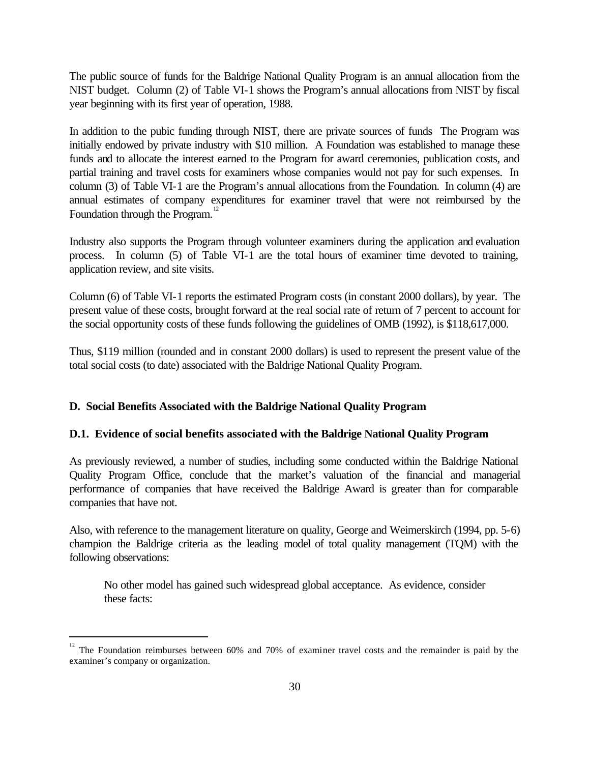The public source of funds for the Baldrige National Quality Program is an annual allocation from the NIST budget. Column (2) of Table VI-1 shows the Program's annual allocations from NIST by fiscal year beginning with its first year of operation, 1988.

In addition to the pubic funding through NIST, there are private sources of funds The Program was initially endowed by private industry with $10 million. A Foundation was established to manage these funds and to allocate the interest earned to the Program for award ceremonies, publication costs, and partial training and travel costs for examiners whose companies would not pay for such expenses. In column (3) of Table VI-1 are the Program's annual allocations from the Foundation. In column (4) are annual estimates of company expenditures for examiner travel that were not reimbursed by the Foundation through the Program.[12]

Industry also supports the Program through volunteer examiners during the application and evaluation process. In column (5) of Table VI-1 are the total hours of examiner time devoted to training, application review, and site visits.

Column (6) of Table VI-1 reports the estimated Program costs (in constant 2000 dollars), by year. The present value of these costs, brought forward at the real social rate of return of 7 percent to account for the social opportunity costs of these funds following the guidelines of OMB (1992), is $118,617,000.

Thus, $119 million (rounded and in constant 2000 dollars) is used to represent the present value of the total social costs (to date) associated with the Baldrige National Quality Program.

## D. Social Benefits Associated with the Baldrige National Quality Program

### D.1. Evidence of social benefits associated with the Baldrige National Quality Program

As previously reviewed, a number of studies, including some conducted within the Baldrige National Quality Program Office, conclude that the market's valuation of the financial and managerial performance of companies that have received the Baldrige Award is greater than for comparable companies that have not.

Also, with reference to the management literature on quality, George and Weimerskirch (1994, pp. 5-6) champion the Baldrige criteria as the leading model of total quality management (TQM) with the following observations:

> No other model has gained such widespread global acceptance. As evidence, consider these facts:

[12] The Foundation reimburses between 60% and 70% of examiner travel costs and the remainder is paid by the examiner's company or organization.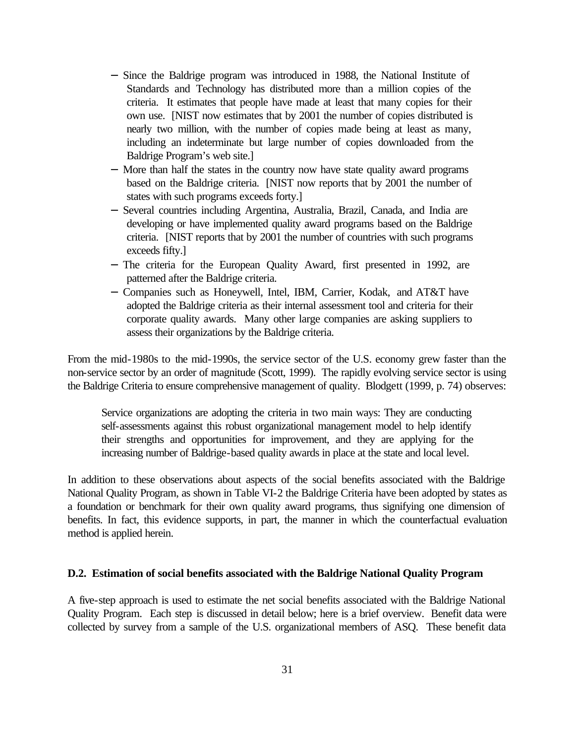- Since the Baldrige program was introduced in 1988, the National Institute of Standards and Technology has distributed more than a million copies of the criteria. It estimates that people have made at least that many copies for their own use. [NIST now estimates that by 2001 the number of copies distributed is nearly two million, with the number of copies made being at least as many, including an indeterminate but large number of copies downloaded from the Baldrige Program's web site.]
- More than half the states in the country now have state quality award programs based on the Baldrige criteria. [NIST now reports that by 2001 the number of states with such programs exceeds forty.]
- Several countries including Argentina, Australia, Brazil, Canada, and India are developing or have implemented quality award programs based on the Baldrige criteria. [NIST reports that by 2001 the number of countries with such programs exceeds fifty.]
- The criteria for the European Quality Award, first presented in 1992, are patterned after the Baldrige criteria.
- Companies such as Honeywell, Intel, IBM, Carrier, Kodak, and AT&T have adopted the Baldrige criteria as their internal assessment tool and criteria for their corporate quality awards. Many other large companies are asking suppliers to assess their organizations by the Baldrige criteria.

From the mid-1980s to the mid-1990s, the service sector of the U.S. economy grew faster than the non-service sector by an order of magnitude (Scott, 1999). The rapidly evolving service sector is using the Baldrige Criteria to ensure comprehensive management of quality. Blodgett (1999, p. 74) observes:

> Service organizations are adopting the criteria in two main ways: They are conducting self-assessments against this robust organizational management model to help identify their strengths and opportunities for improvement, and they are applying for the increasing number of Baldrige-based quality awards in place at the state and local level.

In addition to these observations about aspects of the social benefits associated with the Baldrige National Quality Program, as shown in Table VI-2 the Baldrige Criteria have been adopted by states as a foundation or benchmark for their own quality award programs, thus signifying one dimension of benefits. In fact, this evidence supports, in part, the manner in which the counterfactual evaluation method is applied herein.

### D.2. Estimation of social benefits associated with the Baldrige National Quality Program

A five-step approach is used to estimate the net social benefits associated with the Baldrige National Quality Program. Each step is discussed in detail below; here is a brief overview. Benefit data were collected by survey from a sample of the U.S. organizational members of ASQ. These benefit data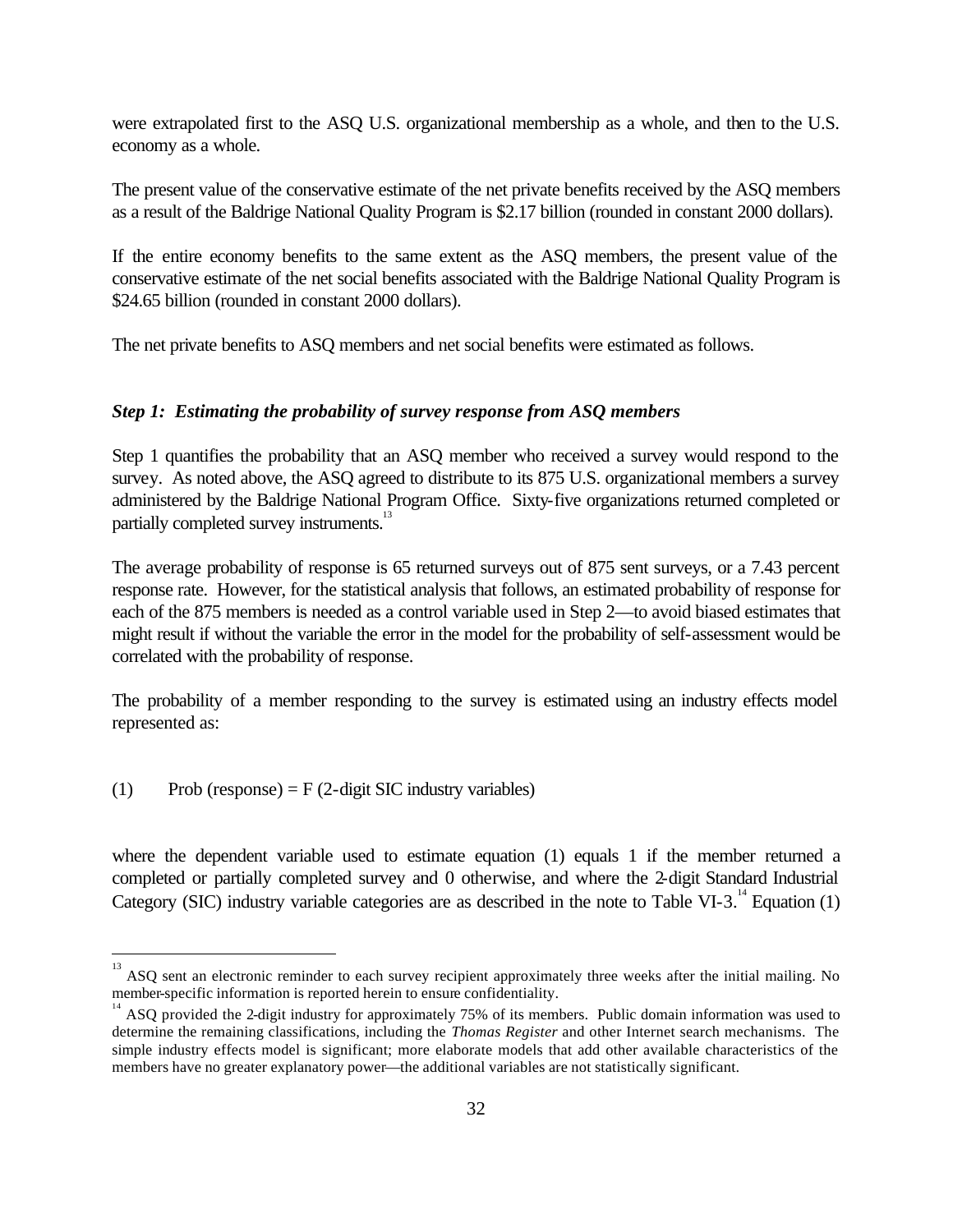were extrapolated first to the ASQ U.S. organizational membership as a whole, and then to the U.S. economy as a whole.

The present value of the conservative estimate of the net private benefits received by the ASQ members as a result of the Baldrige National Quality Program is $2.17 billion (rounded in constant 2000 dollars).

If the entire economy benefits to the same extent as the ASQ members, the present value of the conservative estimate of the net social benefits associated with the Baldrige National Quality Program is $24.65 billion (rounded in constant 2000 dollars).

The net private benefits to ASQ members and net social benefits were estimated as follows.

### *Step 1: Estimating the probability of survey response from ASQ members*

Step 1 quantifies the probability that an ASQ member who received a survey would respond to the survey. As noted above, the ASQ agreed to distribute to its 875 U.S. organizational members a survey administered by the Baldrige National Program Office. Sixty-five organizations returned completed or partially completed survey instruments.[13]

The average probability of response is 65 returned surveys out of 875 sent surveys, or a 7.43 percent response rate. However, for the statistical analysis that follows, an estimated probability of response for each of the 875 members is needed as a control variable used in Step 2—to avoid biased estimates that might result if without the variable the error in the model for the probability of self-assessment would be correlated with the probability of response.

The probability of a member responding to the survey is estimated using an industry effects model represented as:

(1) Prob (response) = F (2-digit SIC industry variables)

where the dependent variable used to estimate equation (1) equals 1 if the member returned a completed or partially completed survey and 0 otherwise, and where the 2-digit Standard Industrial Category (SIC) industry variable categories are as described in the note to Table VI-3.[14] Equation (1)

---

[13] ASQ sent an electronic reminder to each survey recipient approximately three weeks after the initial mailing. No member-specific information is reported herein to ensure confidentiality.

[14] ASQ provided the 2-digit industry for approximately 75% of its members. Public domain information was used to determine the remaining classifications, including the *Thomas Register* and other Internet search mechanisms. The simple industry effects model is significant; more elaborate models that add other available characteristics of the members have no greater explanatory power—the additional variables are not statistically significant.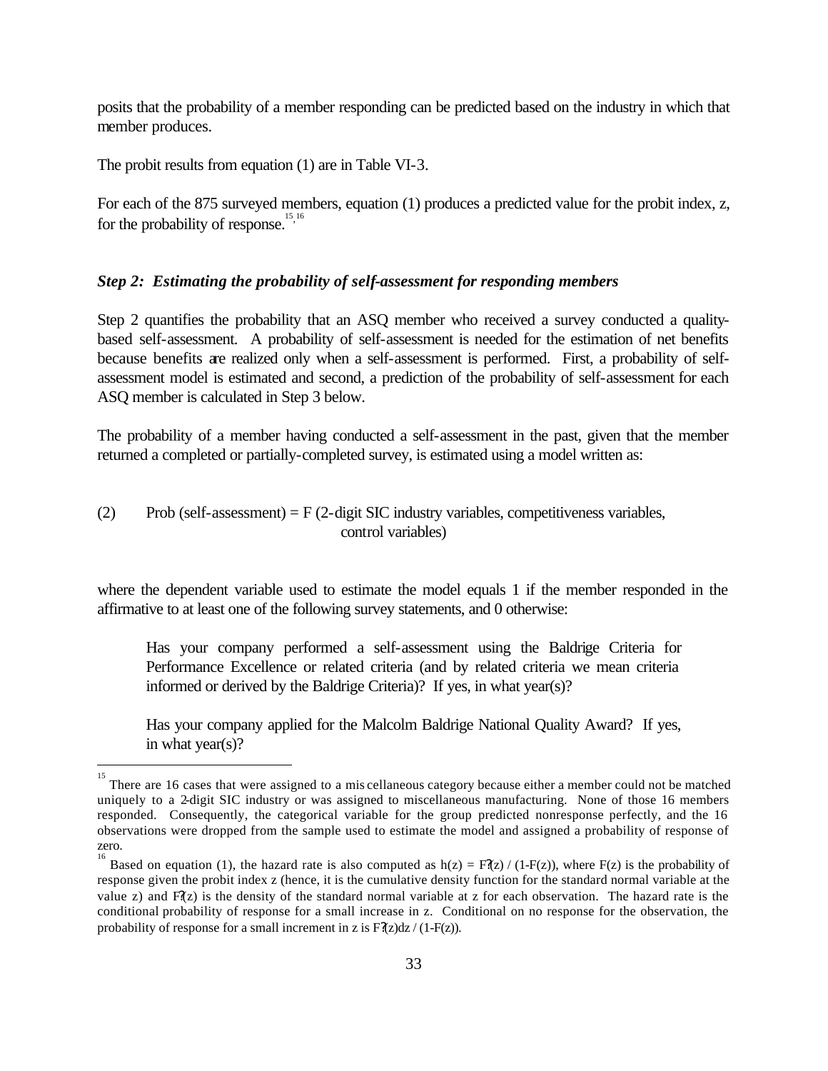posits that the probability of a member responding can be predicted based on the industry in which that member produces.

The probit results from equation (1) are in Table VI-3.

For each of the 875 surveyed members, equation (1) produces a predicted value for the probit index, z, for the probability of response.[15,16]

### *Step 2: Estimating the probability of self-assessment for responding members*

Step 2 quantifies the probability that an ASQ member who received a survey conducted a quality-based self-assessment. A probability of self-assessment is needed for the estimation of net benefits because benefits are realized only when a self-assessment is performed. First, a probability of self-assessment model is estimated and second, a prediction of the probability of self-assessment for each ASQ member is calculated in Step 3 below.

The probability of a member having conducted a self-assessment in the past, given that the member returned a completed or partially-completed survey, is estimated using a model written as:

(2) Prob (self-assessment) = F (2-digit SIC industry variables, competitiveness variables, control variables)

where the dependent variable used to estimate the model equals 1 if the member responded in the affirmative to at least one of the following survey statements, and 0 otherwise:

> Has your company performed a self-assessment using the Baldrige Criteria for Performance Excellence or related criteria (and by related criteria we mean criteria informed or derived by the Baldrige Criteria)? If yes, in what year(s)?
>
> Has your company applied for the Malcolm Baldrige National Quality Award? If yes, in what year(s)?

---

[15] There are 16 cases that were assigned to a miscellaneous category because either a member could not be matched uniquely to a 2-digit SIC industry or was assigned to miscellaneous manufacturing. None of those 16 members responded. Consequently, the categorical variable for the group predicted nonresponse perfectly, and the 16 observations were dropped from the sample used to estimate the model and assigned a probability of response of zero.

[16] Based on equation (1), the hazard rate is also computed as $h(z) = F'(z) / (1-F(z))$, where $F(z)$ is the probability of response given the probit index z (hence, it is the cumulative density function for the standard normal variable at the value z) and $F'(z)$ is the density of the standard normal variable at z for each observation. The hazard rate is the conditional probability of response for a small increase in z. Conditional on no response for the observation, the probability of response for a small increment in z is $F'(z)dz / (1-F(z))$.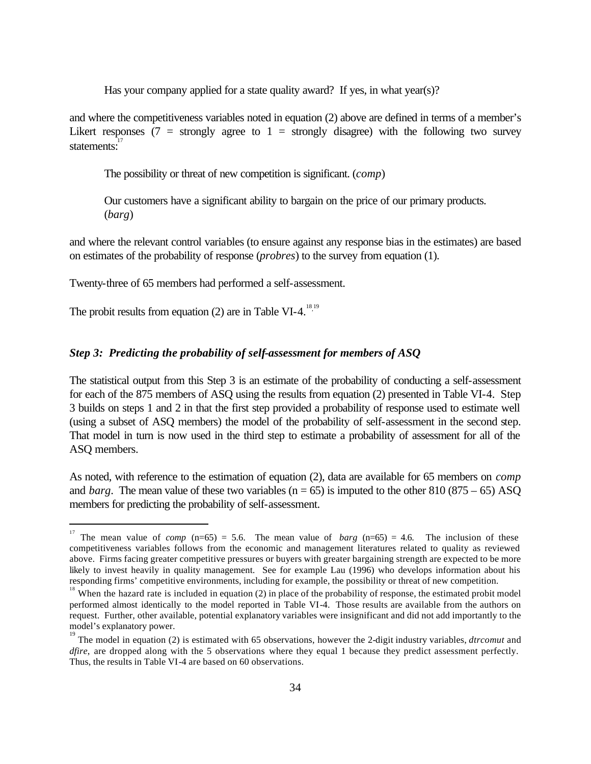Has your company applied for a state quality award? If yes, in what year(s)?

and where the competitiveness variables noted in equation (2) above are defined in terms of a member's Likert responses (7 = strongly agree to 1 = strongly disagree) with the following two survey statements:[17]

The possibility or threat of new competition is significant. (*comp*)

Our customers have a significant ability to bargain on the price of our primary products. (*barg*)

and where the relevant control variables (to ensure against any response bias in the estimates) are based on estimates of the probability of response (*probres*) to the survey from equation (1).

Twenty-three of 65 members had performed a self-assessment.

The probit results from equation (2) are in Table VI-4.[18,19]

### *Step 3: Predicting the probability of self-assessment for members of ASQ*

The statistical output from this Step 3 is an estimate of the probability of conducting a self-assessment for each of the 875 members of ASQ using the results from equation (2) presented in Table VI-4. Step 3 builds on steps 1 and 2 in that the first step provided a probability of response used to estimate well (using a subset of ASQ members) the model of the probability of self-assessment in the second step. That model in turn is now used in the third step to estimate a probability of assessment for all of the ASQ members.

As noted, with reference to the estimation of equation (2), data are available for 65 members on *comp* and *barg*. The mean value of these two variables (n = 65) is imputed to the other 810 (875 – 65) ASQ members for predicting the probability of self-assessment.

---

[17] The mean value of *comp* (n=65) = 5.6. The mean value of *barg* (n=65) = 4.6. The inclusion of these competitiveness variables follows from the economic and management literatures related to quality as reviewed above. Firms facing greater competitive pressures or buyers with greater bargaining strength are expected to be more likely to invest heavily in quality management. See for example Lau (1996) who develops information about his responding firms' competitive environments, including for example, the possibility or threat of new competition.

[18] When the hazard rate is included in equation (2) in place of the probability of response, the estimated probit model performed almost identically to the model reported in Table VI-4. Those results are available from the authors on request. Further, other available, potential explanatory variables were insignificant and did not add importantly to the model's explanatory power.

[19] The model in equation (2) is estimated with 65 observations, however the 2-digit industry variables, *dtrcomut* and *dfire*, are dropped along with the 5 observations where they equal 1 because they predict assessment perfectly. Thus, the results in Table VI-4 are based on 60 observations.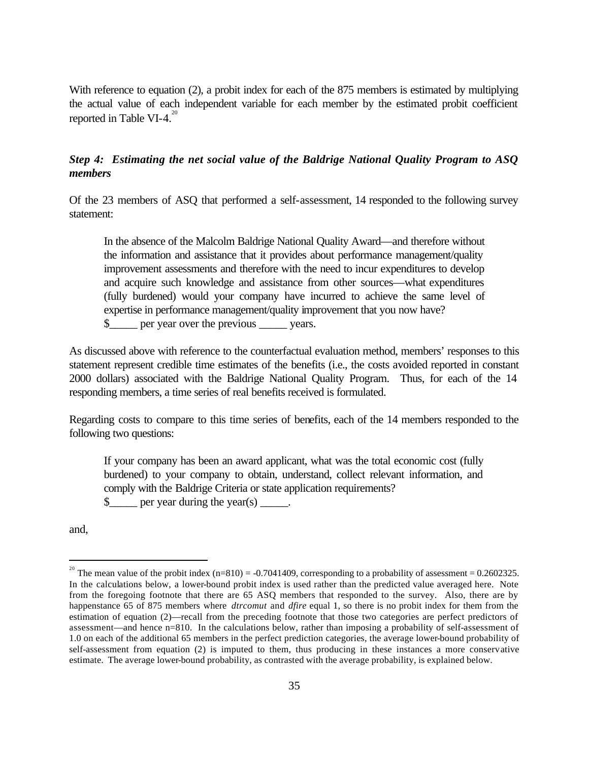With reference to equation (2), a probit index for each of the 875 members is estimated by multiplying the actual value of each independent variable for each member by the estimated probit coefficient reported in Table VI-4.[20]

***Step 4: Estimating the net social value of the Baldrige National Quality Program to ASQ members***

Of the 23 members of ASQ that performed a self-assessment, 14 responded to the following survey statement:

> In the absence of the Malcolm Baldrige National Quality Award—and therefore without the information and assistance that it provides about performance management/quality improvement assessments and therefore with the need to incur expenditures to develop and acquire such knowledge and assistance from other sources—what expenditures (fully burdened) would your company have incurred to achieve the same level of expertise in performance management/quality improvement that you now have?
> $_____ per year over the previous _____ years.

As discussed above with reference to the counterfactual evaluation method, members' responses to this statement represent credible time estimates of the benefits (i.e., the costs avoided reported in constant 2000 dollars) associated with the Baldrige National Quality Program. Thus, for each of the 14 responding members, a time series of real benefits received is formulated.

Regarding costs to compare to this time series of benefits, each of the 14 members responded to the following two questions:

> If your company has been an award applicant, what was the total economic cost (fully burdened) to your company to obtain, understand, collect relevant information, and comply with the Baldrige Criteria or state application requirements?
> $_____ per year during the year(s) _____.

and,

---

[20] The mean value of the probit index (n=810) = -0.7041409, corresponding to a probability of assessment = 0.2602325. In the calculations below, a lower-bound probit index is used rather than the predicted value averaged here. Note from the foregoing footnote that there are 65 ASQ members that responded to the survey. Also, there are by happenstance 65 of 875 members where *dtrcomut* and *dfire* equal 1, so there is no probit index for them from the estimation of equation (2)—recall from the preceding footnote that those two categories are perfect predictors of assessment—and hence n=810. In the calculations below, rather than imposing a probability of self-assessment of 1.0 on each of the additional 65 members in the perfect prediction categories, the average lower-bound probability of self-assessment from equation (2) is imputed to them, thus producing in these instances a more conservative estimate. The average lower-bound probability, as contrasted with the average probability, is explained below.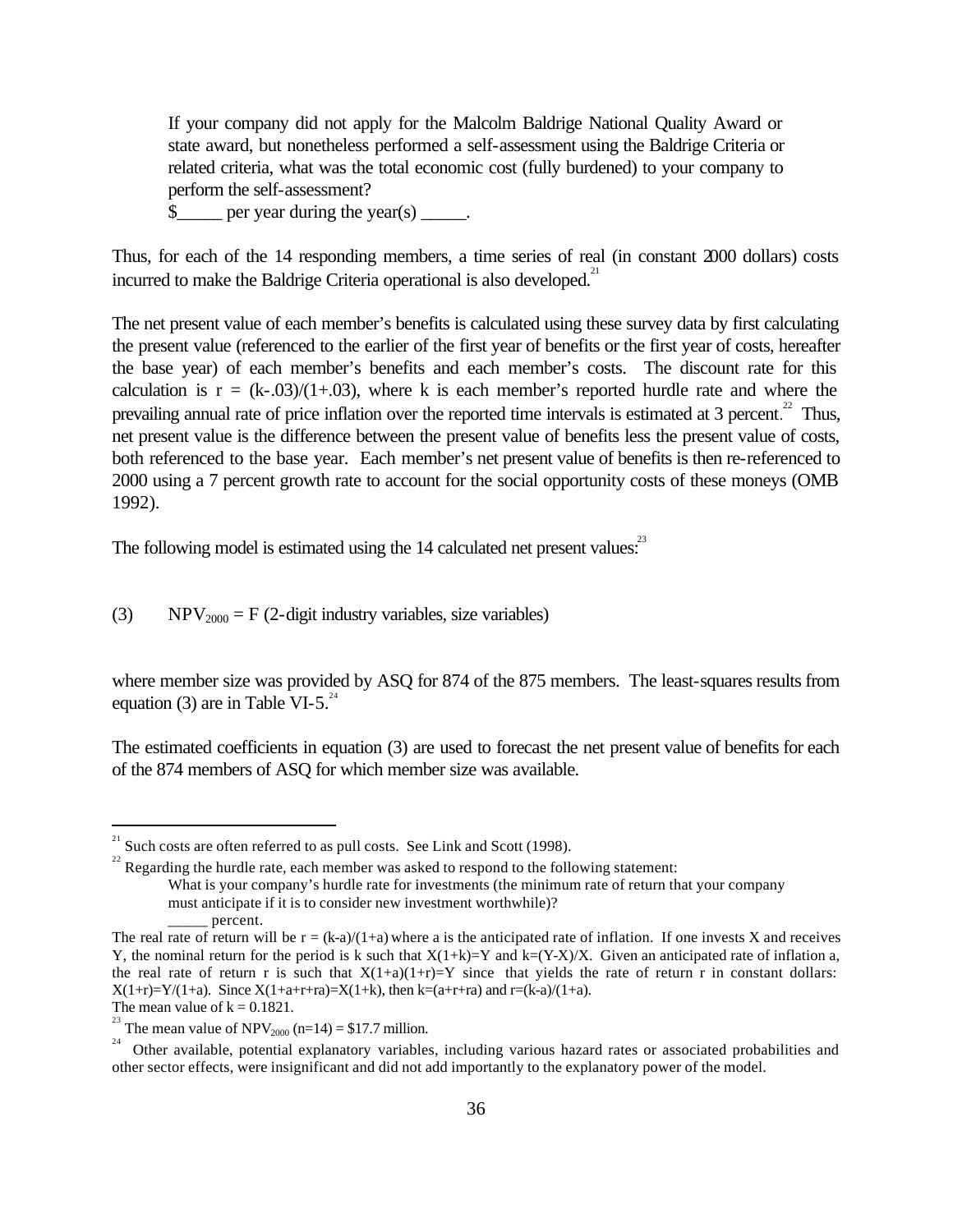> If your company did not apply for the Malcolm Baldrige National Quality Award or state award, but nonetheless performed a self-assessment using the Baldrige Criteria or related criteria, what was the total economic cost (fully burdened) to your company to perform the self-assessment?
> $_____ per year during the year(s) _____.

Thus, for each of the 14 responding members, a time series of real (in constant 2000 dollars) costs incurred to make the Baldrige Criteria operational is also developed.[21]

The net present value of each member's benefits is calculated using these survey data by first calculating the present value (referenced to the earlier of the first year of benefits or the first year of costs, hereafter the base year) of each member's benefits and each member's costs. The discount rate for this calculation is $r = (k-.03)/(1+.03)$, where k is each member's reported hurdle rate and where the prevailing annual rate of price inflation over the reported time intervals is estimated at 3 percent.[22] Thus, net present value is the difference between the present value of benefits less the present value of costs, both referenced to the base year. Each member's net present value of benefits is then re-referenced to 2000 using a 7 percent growth rate to account for the social opportunity costs of these moneys (OMB 1992).

The following model is estimated using the 14 calculated net present values:[23]

(3) $\quad NPV_{2000} = F$ (2-digit industry variables, size variables)

where member size was provided by ASQ for 874 of the 875 members. The least-squares results from equation (3) are in Table VI-5.[24]

The estimated coefficients in equation (3) are used to forecast the net present value of benefits for each of the 874 members of ASQ for which member size was available.

---

[21] Such costs are often referred to as pull costs. See Link and Scott (1998).

[22] Regarding the hurdle rate, each member was asked to respond to the following statement:

> What is your company's hurdle rate for investments (the minimum rate of return that your company must anticipate if it is to consider new investment worthwhile)?
> _____ percent.

The real rate of return will be $r = (k-a)/(1+a)$ where a is the anticipated rate of inflation. If one invests X and receives Y, the nominal return for the period is k such that $X(1+k)=Y$ and $k=(Y-X)/X$. Given an anticipated rate of inflation a, the real rate of return r is such that $X(1+a)(1+r)=Y$ since that yields the rate of return r in constant dollars: $X(1+r)=Y/(1+a)$. Since $X(1+a+r+ra)=X(1+k)$, then $k=(a+r+ra)$ and $r=(k-a)/(1+a)$.
The mean value of $k = 0.1821$.

[23] The mean value of $NPV_{2000}$ (n=14) = $17.7 million.

[24] Other available, potential explanatory variables, including various hazard rates or associated probabilities and other sector effects, were insignificant and did not add importantly to the explanatory power of the model.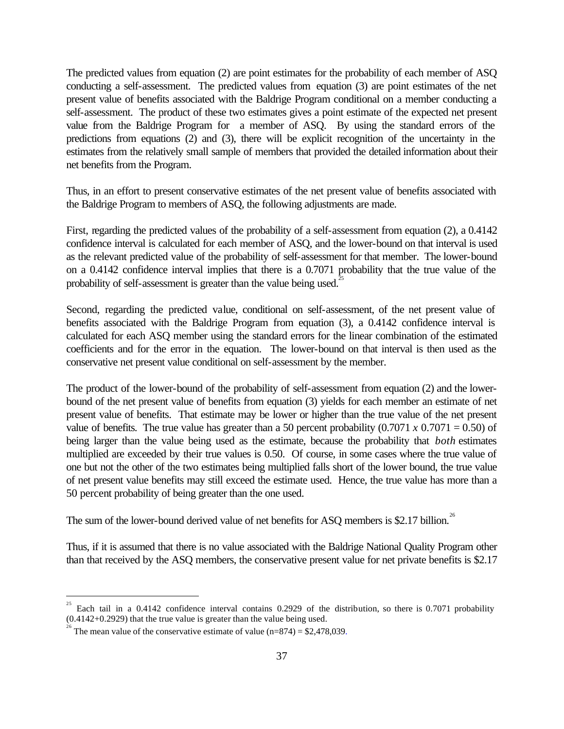The predicted values from equation (2) are point estimates for the probability of each member of ASQ conducting a self-assessment. The predicted values from equation (3) are point estimates of the net present value of benefits associated with the Baldrige Program conditional on a member conducting a self-assessment. The product of these two estimates gives a point estimate of the expected net present value from the Baldrige Program for a member of ASQ. By using the standard errors of the predictions from equations (2) and (3), there will be explicit recognition of the uncertainty in the estimates from the relatively small sample of members that provided the detailed information about their net benefits from the Program.

Thus, in an effort to present conservative estimates of the net present value of benefits associated with the Baldrige Program to members of ASQ, the following adjustments are made.

First, regarding the predicted values of the probability of a self-assessment from equation (2), a 0.4142 confidence interval is calculated for each member of ASQ, and the lower-bound on that interval is used as the relevant predicted value of the probability of self-assessment for that member. The lower-bound on a 0.4142 confidence interval implies that there is a 0.7071 probability that the true value of the probability of self-assessment is greater than the value being used.[25]

Second, regarding the predicted value, conditional on self-assessment, of the net present value of benefits associated with the Baldrige Program from equation (3), a 0.4142 confidence interval is calculated for each ASQ member using the standard errors for the linear combination of the estimated coefficients and for the error in the equation. The lower-bound on that interval is then used as the conservative net present value conditional on self-assessment by the member.

The product of the lower-bound of the probability of self-assessment from equation (2) and the lower-bound of the net present value of benefits from equation (3) yields for each member an estimate of net present value of benefits. That estimate may be lower or higher than the true value of the net present value of benefits. The true value has greater than a 50 percent probability ($0.7071 \times 0.7071 = 0.50$) of being larger than the value being used as the estimate, because the probability that *both* estimates multiplied are exceeded by their true values is 0.50. Of course, in some cases where the true value of one but not the other of the two estimates being multiplied falls short of the lower bound, the true value of net present value benefits may still exceed the estimate used. Hence, the true value has more than a 50 percent probability of being greater than the one used.

The sum of the lower-bound derived value of net benefits for ASQ members is $2.17 billion.[26]

Thus, if it is assumed that there is no value associated with the Baldrige National Quality Program other than that received by the ASQ members, the conservative present value for net private benefits is $2.17

---

[25] Each tail in a 0.4142 confidence interval contains 0.2929 of the distribution, so there is 0.7071 probability (0.4142+0.2929) that the true value is greater than the value being used.

[26] The mean value of the conservative estimate of value (n=874) = $2,478,039.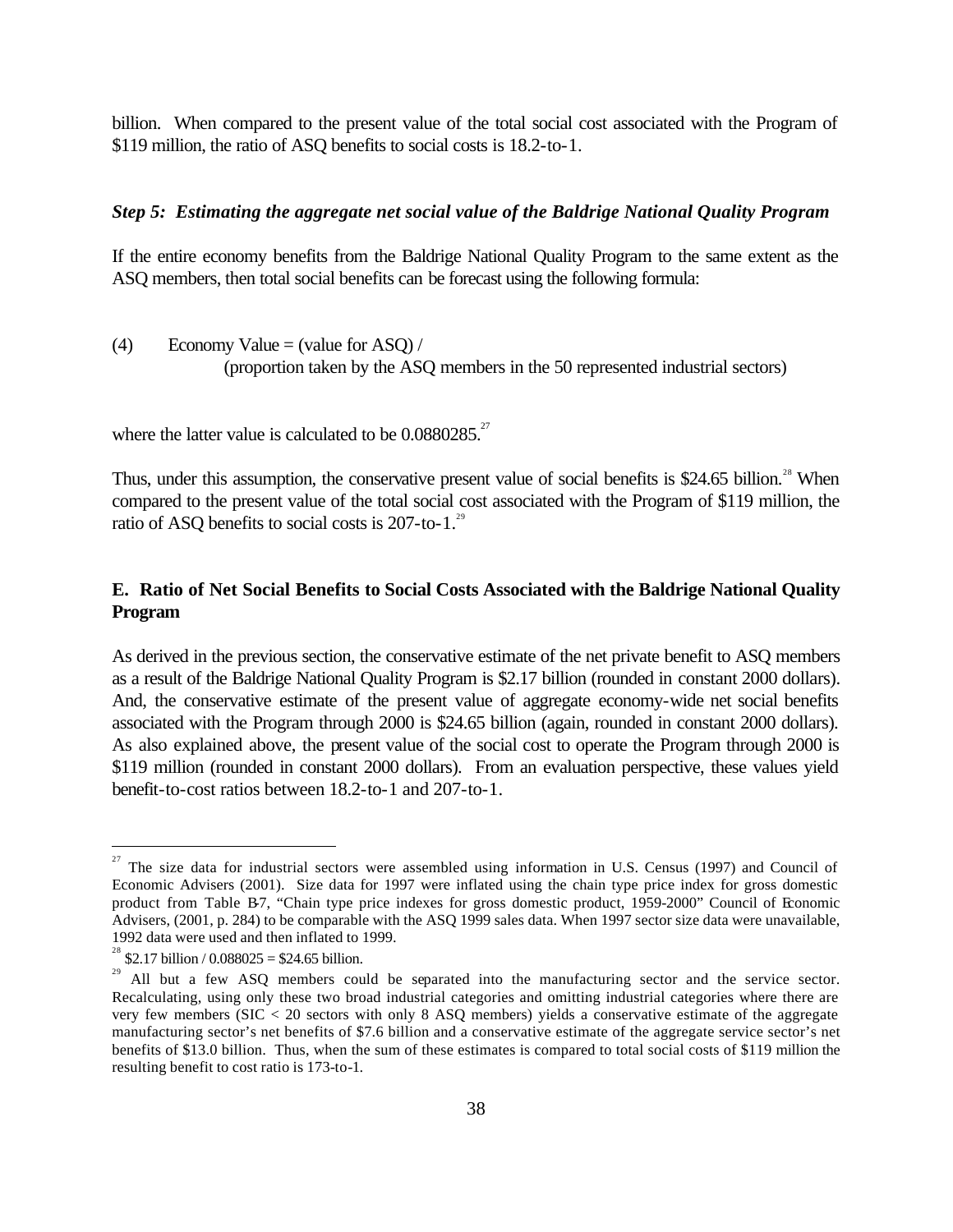billion. When compared to the present value of the total social cost associated with the Program of \$119 million, the ratio of ASQ benefits to social costs is 18.2-to-1.

### *Step 5: Estimating the aggregate net social value of the Baldrige National Quality Program*

If the entire economy benefits from the Baldrige National Quality Program to the same extent as the ASQ members, then total social benefits can be forecast using the following formula:

(4) Economy Value = (value for ASQ) /
(proportion taken by the ASQ members in the 50 represented industrial sectors)

where the latter value is calculated to be 0.0880285.[27]

Thus, under this assumption, the conservative present value of social benefits is \$24.65 billion.[28] When compared to the present value of the total social cost associated with the Program of \$119 million, the ratio of ASQ benefits to social costs is 207-to-1.[29]

## E. Ratio of Net Social Benefits to Social Costs Associated with the Baldrige National Quality Program

As derived in the previous section, the conservative estimate of the net private benefit to ASQ members as a result of the Baldrige National Quality Program is \$2.17 billion (rounded in constant 2000 dollars). And, the conservative estimate of the present value of aggregate economy-wide net social benefits associated with the Program through 2000 is \$24.65 billion (again, rounded in constant 2000 dollars). As also explained above, the present value of the social cost to operate the Program through 2000 is \$119 million (rounded in constant 2000 dollars). From an evaluation perspective, these values yield benefit-to-cost ratios between 18.2-to-1 and 207-to-1.

---

[27] The size data for industrial sectors were assembled using information in U.S. Census (1997) and Council of Economic Advisers (2001). Size data for 1997 were inflated using the chain type price index for gross domestic product from Table B-7, "Chain type price indexes for gross domestic product, 1959-2000" Council of Economic Advisers, (2001, p. 284) to be comparable with the ASQ 1999 sales data. When 1997 sector size data were unavailable, 1992 data were used and then inflated to 1999.

[28] \$2.17 billion / 0.088025 = \$24.65 billion.

[29] All but a few ASQ members could be separated into the manufacturing sector and the service sector. Recalculating, using only these two broad industrial categories and omitting industrial categories where there are very few members (SIC < 20 sectors with only 8 ASQ members) yields a conservative estimate of the aggregate manufacturing sector's net benefits of \$7.6 billion and a conservative estimate of the aggregate service sector's net benefits of \$13.0 billion. Thus, when the sum of these estimates is compared to total social costs of \$119 million the resulting benefit to cost ratio is 173-to-1.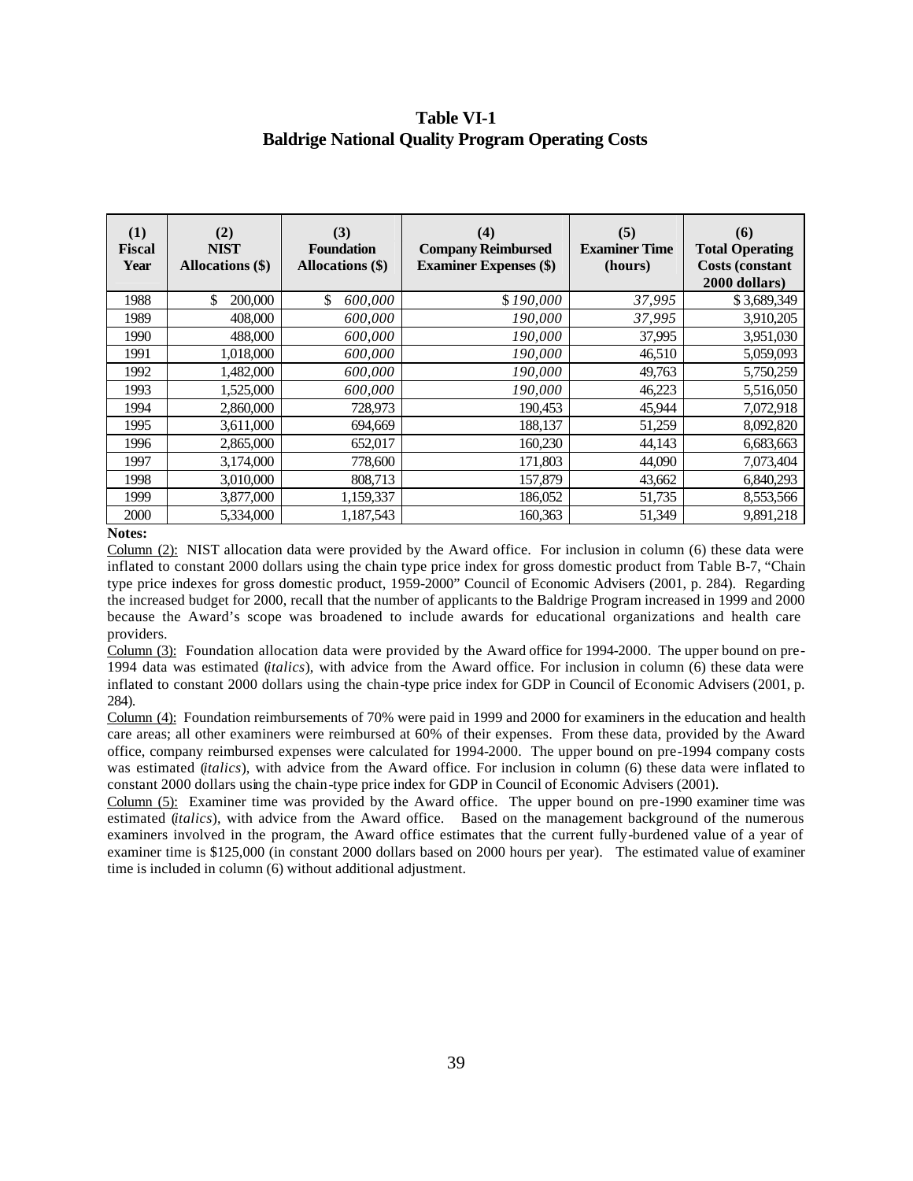# Table VI-1
## Baldrige National Quality Program Operating Costs

| (1) Fiscal Year | (2) NIST Allocations ($) | (3) Foundation Allocations ($) | (4) Company Reimbursed Examiner Expenses ($) | (5) Examiner Time (hours) | (6) Total Operating Costs (constant 2000 dollars) |
|---|---|---|---|---|---|
| 1988 | $ 200,000 | $ *600,000* | $ *190,000* | *37,995* | $ 3,689,349 |
| 1989 | 408,000 | *600,000* | *190,000* | *37,995* | 3,910,205 |
| 1990 | 488,000 | *600,000* | *190,000* | 37,995 | 3,951,030 |
| 1991 | 1,018,000 | *600,000* | *190,000* | 46,510 | 5,059,093 |
| 1992 | 1,482,000 | *600,000* | *190,000* | 49,763 | 5,750,259 |
| 1993 | 1,525,000 | *600,000* | *190,000* | 46,223 | 5,516,050 |
| 1994 | 2,860,000 | 728,973 | 190,453 | 45,944 | 7,072,918 |
| 1995 | 3,611,000 | 694,669 | 188,137 | 51,259 | 8,092,820 |
| 1996 | 2,865,000 | 652,017 | 160,230 | 44,143 | 6,683,663 |
| 1997 | 3,174,000 | 778,600 | 171,803 | 44,090 | 7,073,404 |
| 1998 | 3,010,000 | 808,713 | 157,879 | 43,662 | 6,840,293 |
| 1999 | 3,877,000 | 1,159,337 | 186,052 | 51,735 | 8,553,566 |
| 2000 | 5,334,000 | 1,187,543 | 160,363 | 51,349 | 9,891,218 |

**Notes:**

Column (2): NIST allocation data were provided by the Award office. For inclusion in column (6) these data were inflated to constant 2000 dollars using the chain type price index for gross domestic product from Table B-7, "Chain type price indexes for gross domestic product, 1959-2000" Council of Economic Advisers (2001, p. 284). Regarding the increased budget for 2000, recall that the number of applicants to the Baldrige Program increased in 1999 and 2000 because the Award's scope was broadened to include awards for educational organizations and health care providers.

Column (3): Foundation allocation data were provided by the Award office for 1994-2000. The upper bound on pre-1994 data was estimated (*italics*), with advice from the Award office. For inclusion in column (6) these data were inflated to constant 2000 dollars using the chain-type price index for GDP in Council of Economic Advisers (2001, p. 284).

Column (4): Foundation reimbursements of 70% were paid in 1999 and 2000 for examiners in the education and health care areas; all other examiners were reimbursed at 60% of their expenses. From these data, provided by the Award office, company reimbursed expenses were calculated for 1994-2000. The upper bound on pre-1994 company costs was estimated (*italics*), with advice from the Award office. For inclusion in column (6) these data were inflated to constant 2000 dollars using the chain-type price index for GDP in Council of Economic Advisers (2001).

Column (5): Examiner time was provided by the Award office. The upper bound on pre-1990 examiner time was estimated (*italics*), with advice from the Award office. Based on the management background of the numerous examiners involved in the program, the Award office estimates that the current fully-burdened value of a year of examiner time is $125,000 (in constant 2000 dollars based on 2000 hours per year). The estimated value of examiner time is included in column (6) without additional adjustment.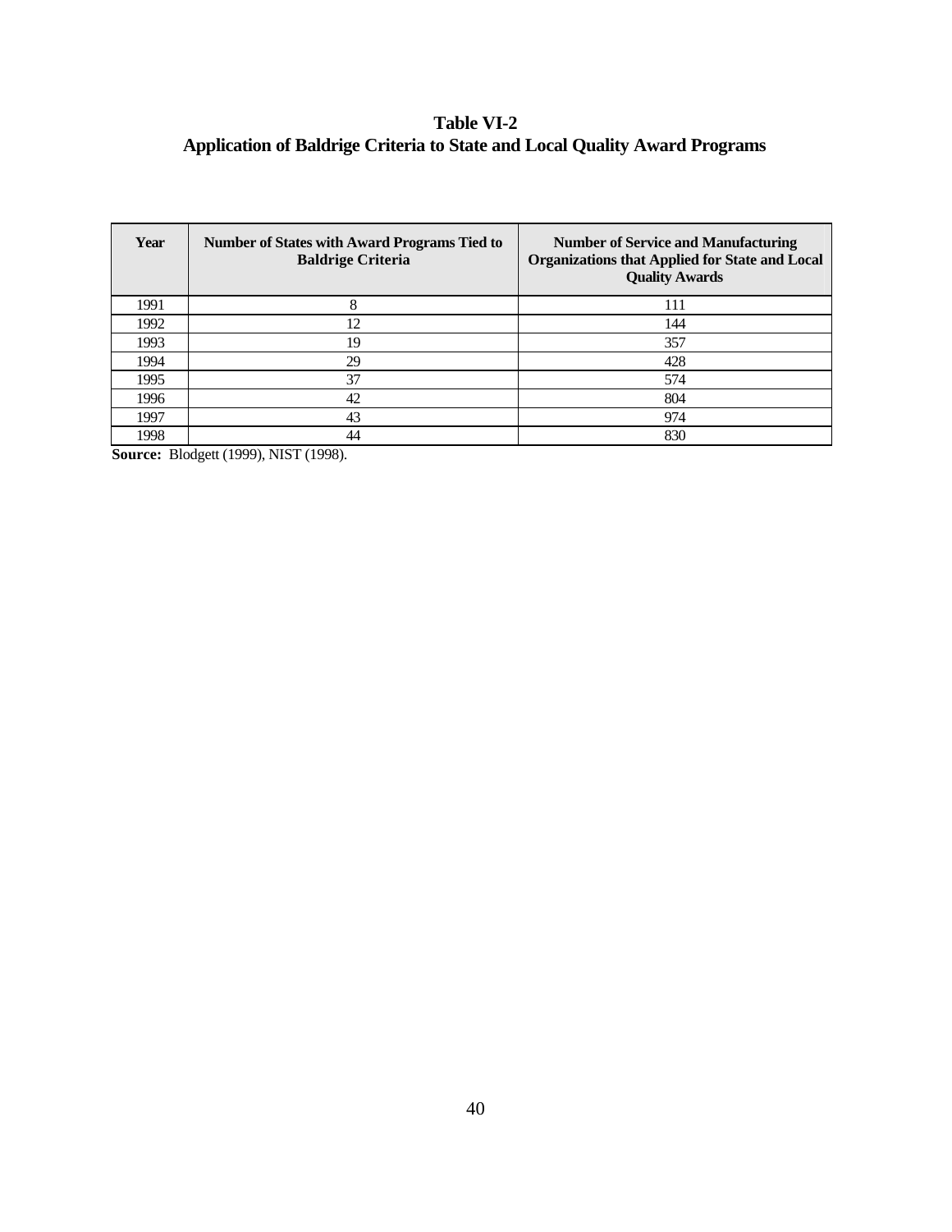**Table VI-2**
**Application of Baldrige Criteria to State and Local Quality Award Programs**

| Year | Number of States with Award Programs Tied to Baldrige Criteria | Number of Service and Manufacturing Organizations that Applied for State and Local Quality Awards |
|---|---|---|
| 1991 | 8 | 111 |
| 1992 | 12 | 144 |
| 1993 | 19 | 357 |
| 1994 | 29 | 428 |
| 1995 | 37 | 574 |
| 1996 | 42 | 804 |
| 1997 | 43 | 974 |
| 1998 | 44 | 830 |

**Source:** Blodgett (1999), NIST (1998).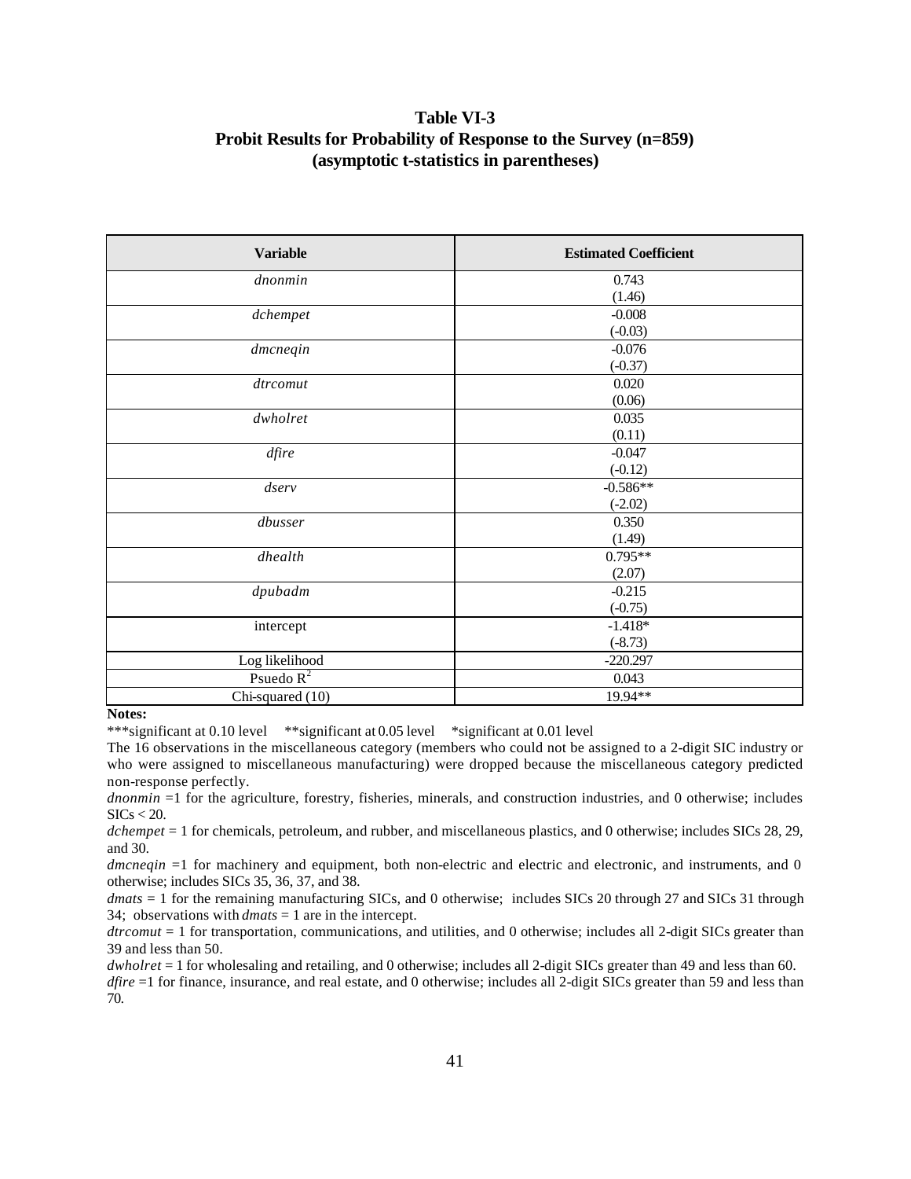**Table VI-3**
**Probit Results for Probability of Response to the Survey (n=859)**
**(asymptotic t-statistics in parentheses)**

| Variable | Estimated Coefficient |
|---|---|
| *dnonmin* | 0.743<br>(1.46) |
| *dchempet* | -0.008<br>(-0.03) |
| *dmcneqin* | -0.076<br>(-0.37) |
| *dtrcomut* | 0.020<br>(0.06) |
| *dwholret* | 0.035<br>(0.11) |
| *dfire* | -0.047<br>(-0.12) |
| *dserv* | -0.586**<br>(-2.02) |
| *dbusser* | 0.350<br>(1.49) |
| *dhealth* | 0.795**<br>(2.07) |
| *dpubadm* | -0.215<br>(-0.75) |
| intercept | -1.418*<br>(-8.73) |
| Log likelihood | -220.297 |
| Psuedo $R^2$ | 0.043 |
| Chi-squared (10) | 19.94** |

**Notes:**

***significant at 0.10 level  **significant at 0.05 level  *significant at 0.01 level

The 16 observations in the miscellaneous category (members who could not be assigned to a 2-digit SIC industry or who were assigned to miscellaneous manufacturing) were dropped because the miscellaneous category predicted non-response perfectly.

*dnonmin* =1 for the agriculture, forestry, fisheries, minerals, and construction industries, and 0 otherwise; includes SICs < 20.

*dchempet* = 1 for chemicals, petroleum, and rubber, and miscellaneous plastics, and 0 otherwise; includes SICs 28, 29, and 30.

*dmcneqin* =1 for machinery and equipment, both non-electric and electric and electronic, and instruments, and 0 otherwise; includes SICs 35, 36, 37, and 38.

*dmats* = 1 for the remaining manufacturing SICs, and 0 otherwise; includes SICs 20 through 27 and SICs 31 through 34; observations with *dmats* = 1 are in the intercept.

*dtrcomut* = 1 for transportation, communications, and utilities, and 0 otherwise; includes all 2-digit SICs greater than 39 and less than 50.

*dwholret* = 1 for wholesaling and retailing, and 0 otherwise; includes all 2-digit SICs greater than 49 and less than 60.

*dfire* =1 for finance, insurance, and real estate, and 0 otherwise; includes all 2-digit SICs greater than 59 and less than 70.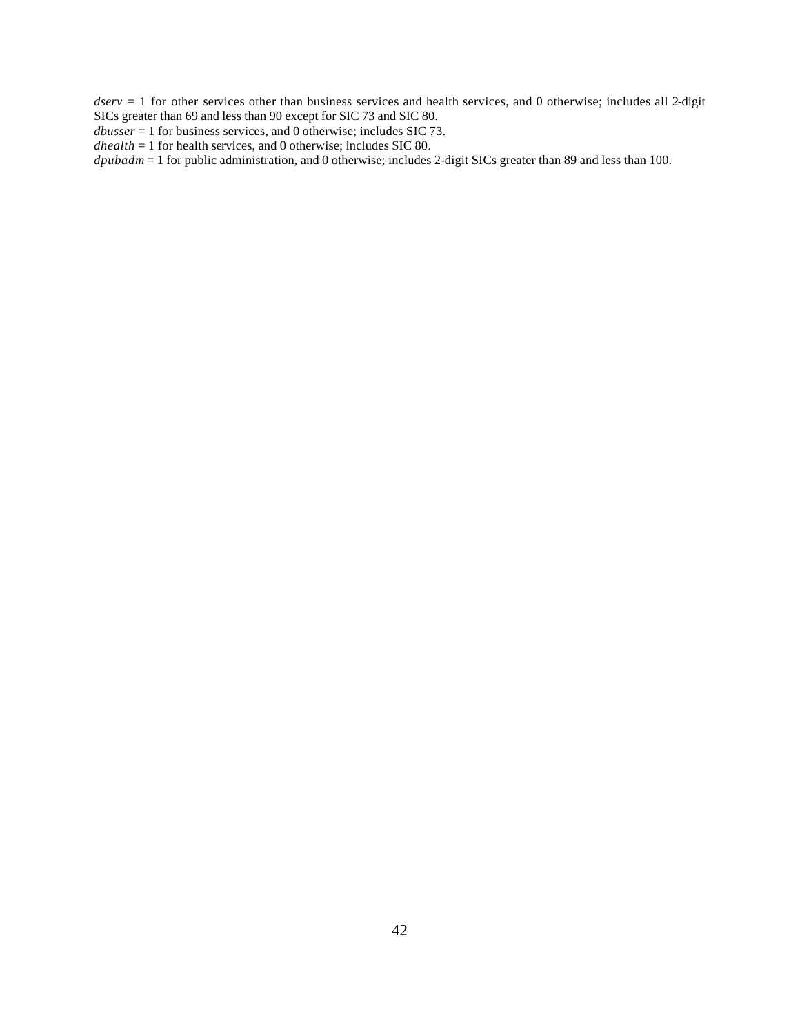*dserv* = 1 for other services other than business services and health services, and 0 otherwise; includes all 2-digit SICs greater than 69 and less than 90 except for SIC 73 and SIC 80.
*dbusser* = 1 for business services, and 0 otherwise; includes SIC 73.
*dhealth* = 1 for health services, and 0 otherwise; includes SIC 80.
*dpubadm* = 1 for public administration, and 0 otherwise; includes 2-digit SICs greater than 89 and less than 100.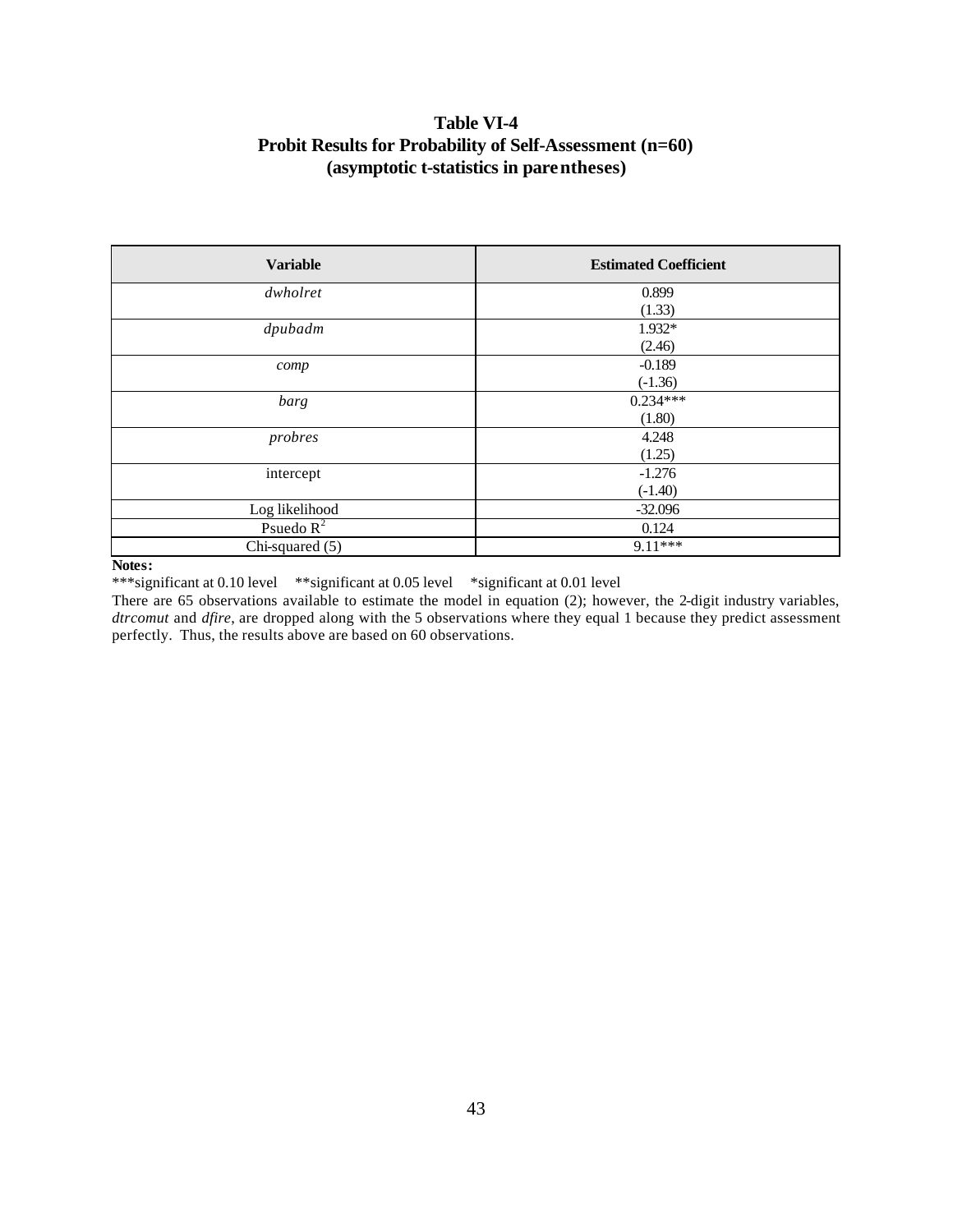**Table VI-4**
**Probit Results for Probability of Self-Assessment (n=60)**
**(asymptotic t-statistics in parentheses)**

| Variable | Estimated Coefficient |
|---|---|
| *dwholret* | 0.899<br>(1.33) |
| *dpubadm* | 1.932*<br>(2.46) |
| *comp* | -0.189<br>(-1.36) |
| *barg* | 0.234***<br>(1.80) |
| *probres* | 4.248<br>(1.25) |
| intercept | -1.276<br>(-1.40) |
| Log likelihood | -32.096 |
| Psuedo $R^2$ | 0.124 |
| Chi-squared (5) | 9.11*** |

**Notes:**
***significant at 0.10 level **significant at 0.05 level *significant at 0.01 level
There are 65 observations available to estimate the model in equation (2); however, the 2-digit industry variables, *dtrcomut* and *dfire*, are dropped along with the 5 observations where they equal 1 because they predict assessment perfectly. Thus, the results above are based on 60 observations.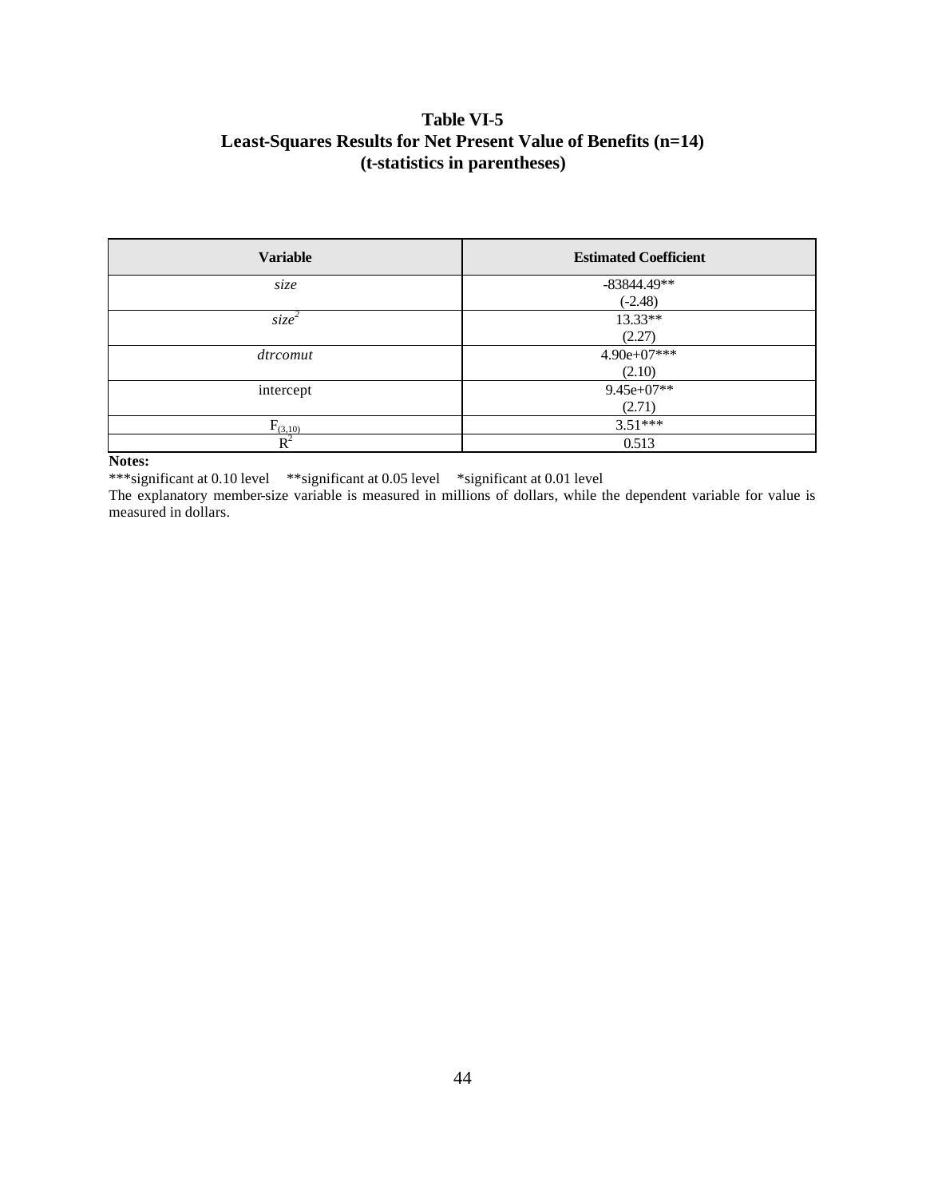**Table VI-5**
**Least-Squares Results for Net Present Value of Benefits (n=14)**
**(t-statistics in parentheses)**

| Variable | Estimated Coefficient |
|---|---|
| *size* | -83844.49** (-2.48) |
| *size*$^2$ | 13.33** (2.27) |
| *dtrcomut* | 4.90e+07*** (2.10) |
| intercept | 9.45e+07** (2.71) |
| $F_{(3,10)}$ | 3.51*** |
| $R^2$ | 0.513 |

**Notes:**

***significant at 0.10 level **significant at 0.05 level *significant at 0.01 level

The explanatory member-size variable is measured in millions of dollars, while the dependent variable for value is measured in dollars.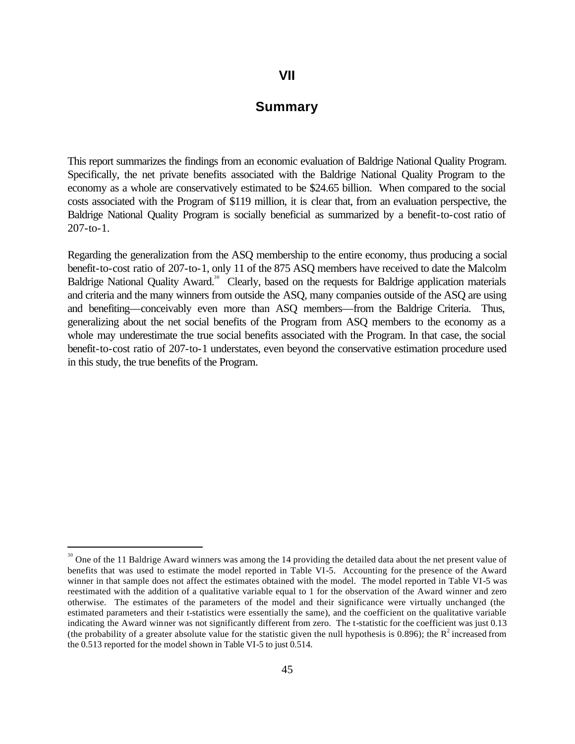# VII

## Summary

This report summarizes the findings from an economic evaluation of Baldrige National Quality Program. Specifically, the net private benefits associated with the Baldrige National Quality Program to the economy as a whole are conservatively estimated to be $24.65 billion. When compared to the social costs associated with the Program of $119 million, it is clear that, from an evaluation perspective, the Baldrige National Quality Program is socially beneficial as summarized by a benefit-to-cost ratio of 207-to-1.

Regarding the generalization from the ASQ membership to the entire economy, thus producing a social benefit-to-cost ratio of 207-to-1, only 11 of the 875 ASQ members have received to date the Malcolm Baldrige National Quality Award.[30] Clearly, based on the requests for Baldrige application materials and criteria and the many winners from outside the ASQ, many companies outside of the ASQ are using and benefiting—conceivably even more than ASQ members—from the Baldrige Criteria. Thus, generalizing about the net social benefits of the Program from ASQ members to the economy as a whole may underestimate the true social benefits associated with the Program. In that case, the social benefit-to-cost ratio of 207-to-1 understates, even beyond the conservative estimation procedure used in this study, the true benefits of the Program.

---

[30] One of the 11 Baldrige Award winners was among the 14 providing the detailed data about the net present value of benefits that was used to estimate the model reported in Table VI-5. Accounting for the presence of the Award winner in that sample does not affect the estimates obtained with the model. The model reported in Table VI-5 was reestimated with the addition of a qualitative variable equal to 1 for the observation of the Award winner and zero otherwise. The estimates of the parameters of the model and their significance were virtually unchanged (the estimated parameters and their t-statistics were essentially the same), and the coefficient on the qualitative variable indicating the Award winner was not significantly different from zero. The t-statistic for the coefficient was just 0.13 (the probability of a greater absolute value for the statistic given the null hypothesis is 0.896); the $R^2$ increased from the 0.513 reported for the model shown in Table VI-5 to just 0.514.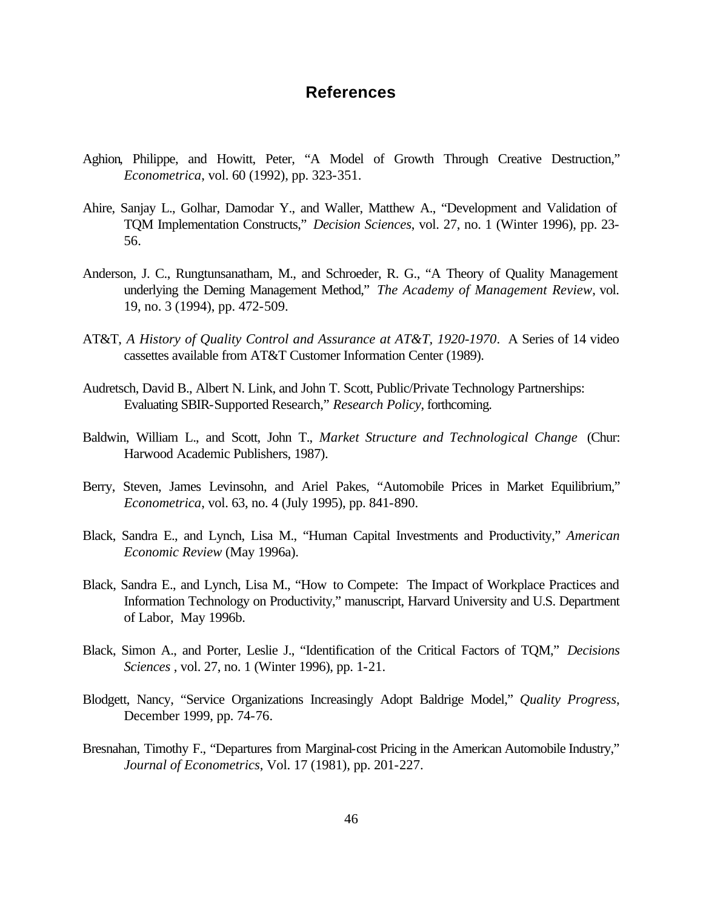# References

Aghion, Philippe, and Howitt, Peter, "A Model of Growth Through Creative Destruction," *Econometrica*, vol. 60 (1992), pp. 323-351.

Ahire, Sanjay L., Golhar, Damodar Y., and Waller, Matthew A., "Development and Validation of TQM Implementation Constructs," *Decision Sciences*, vol. 27, no. 1 (Winter 1996), pp. 23-56.

Anderson, J. C., Rungtunsanatham, M., and Schroeder, R. G., "A Theory of Quality Management underlying the Deming Management Method," *The Academy of Management Review*, vol. 19, no. 3 (1994), pp. 472-509.

AT&T, *A History of Quality Control and Assurance at AT&T, 1920-1970*. A Series of 14 video cassettes available from AT&T Customer Information Center (1989).

Audretsch, David B., Albert N. Link, and John T. Scott, Public/Private Technology Partnerships: Evaluating SBIR-Supported Research," *Research Policy*, forthcoming.

Baldwin, William L., and Scott, John T., *Market Structure and Technological Change* (Chur: Harwood Academic Publishers, 1987).

Berry, Steven, James Levinsohn, and Ariel Pakes, "Automobile Prices in Market Equilibrium," *Econometrica*, vol. 63, no. 4 (July 1995), pp. 841-890.

Black, Sandra E., and Lynch, Lisa M., "Human Capital Investments and Productivity," *American Economic Review* (May 1996a).

Black, Sandra E., and Lynch, Lisa M., "How to Compete: The Impact of Workplace Practices and Information Technology on Productivity," manuscript, Harvard University and U.S. Department of Labor, May 1996b.

Black, Simon A., and Porter, Leslie J., "Identification of the Critical Factors of TQM," *Decisions Sciences* , vol. 27, no. 1 (Winter 1996), pp. 1-21.

Blodgett, Nancy, "Service Organizations Increasingly Adopt Baldrige Model," *Quality Progress*, December 1999, pp. 74-76.

Bresnahan, Timothy F., "Departures from Marginal-cost Pricing in the American Automobile Industry," *Journal of Econometrics*, Vol. 17 (1981), pp. 201-227.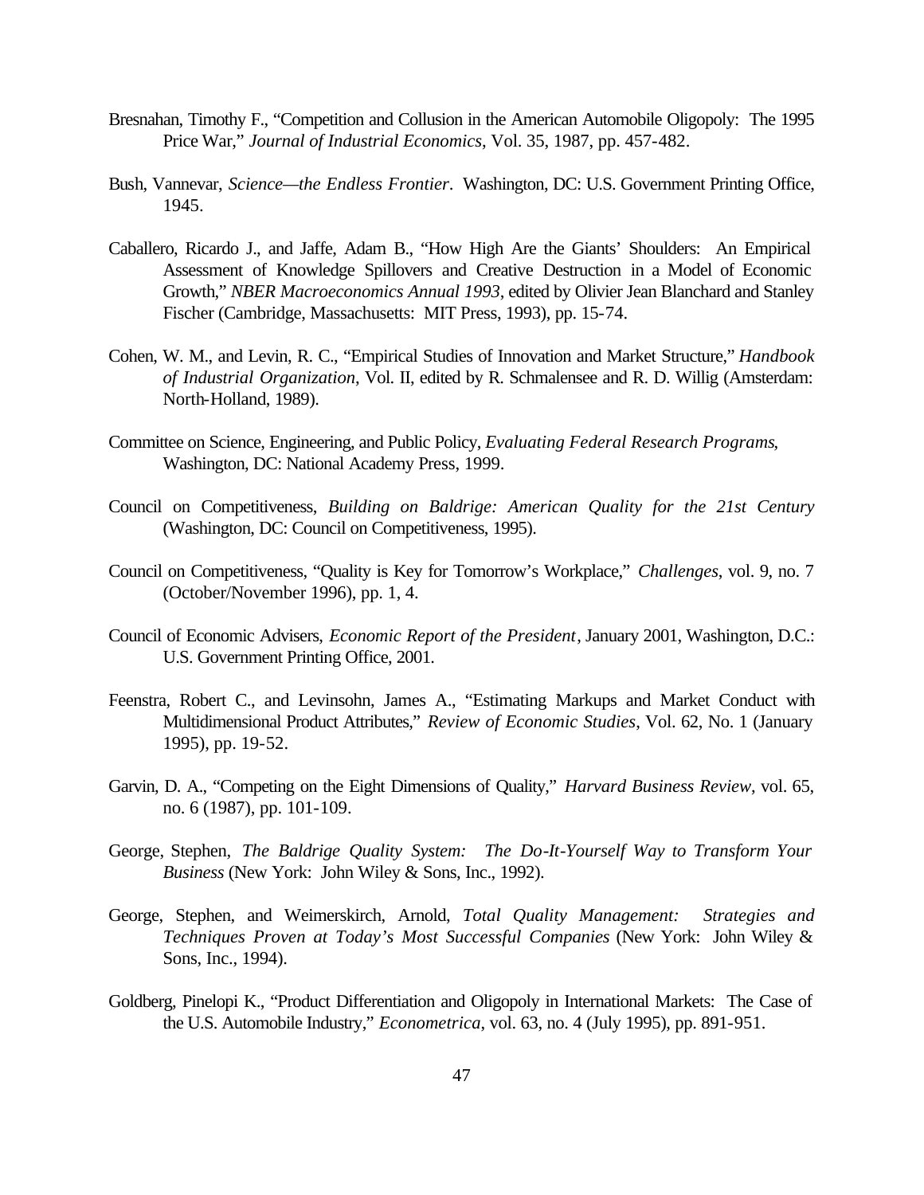Bresnahan, Timothy F., "Competition and Collusion in the American Automobile Oligopoly: The 1995 Price War," *Journal of Industrial Economics*, Vol. 35, 1987, pp. 457-482.

Bush, Vannevar, *Science—the Endless Frontier*. Washington, DC: U.S. Government Printing Office, 1945.

Caballero, Ricardo J., and Jaffe, Adam B., "How High Are the Giants' Shoulders: An Empirical Assessment of Knowledge Spillovers and Creative Destruction in a Model of Economic Growth," *NBER Macroeconomics Annual 1993*, edited by Olivier Jean Blanchard and Stanley Fischer (Cambridge, Massachusetts: MIT Press, 1993), pp. 15-74.

Cohen, W. M., and Levin, R. C., "Empirical Studies of Innovation and Market Structure," *Handbook of Industrial Organization*, Vol. II, edited by R. Schmalensee and R. D. Willig (Amsterdam: North-Holland, 1989).

Committee on Science, Engineering, and Public Policy, *Evaluating Federal Research Programs*, Washington, DC: National Academy Press, 1999.

Council on Competitiveness, *Building on Baldrige: American Quality for the 21st Century* (Washington, DC: Council on Competitiveness, 1995).

Council on Competitiveness, "Quality is Key for Tomorrow's Workplace," *Challenges*, vol. 9, no. 7 (October/November 1996), pp. 1, 4.

Council of Economic Advisers, *Economic Report of the President*, January 2001, Washington, D.C.: U.S. Government Printing Office, 2001.

Feenstra, Robert C., and Levinsohn, James A., "Estimating Markups and Market Conduct with Multidimensional Product Attributes," *Review of Economic Studies*, Vol. 62, No. 1 (January 1995), pp. 19-52.

Garvin, D. A., "Competing on the Eight Dimensions of Quality," *Harvard Business Review*, vol. 65, no. 6 (1987), pp. 101-109.

George, Stephen, *The Baldrige Quality System: The Do-It-Yourself Way to Transform Your Business* (New York: John Wiley & Sons, Inc., 1992).

George, Stephen, and Weimerskirch, Arnold, *Total Quality Management: Strategies and Techniques Proven at Today's Most Successful Companies* (New York: John Wiley & Sons, Inc., 1994).

Goldberg, Pinelopi K., "Product Differentiation and Oligopoly in International Markets: The Case of the U.S. Automobile Industry," *Econometrica*, vol. 63, no. 4 (July 1995), pp. 891-951.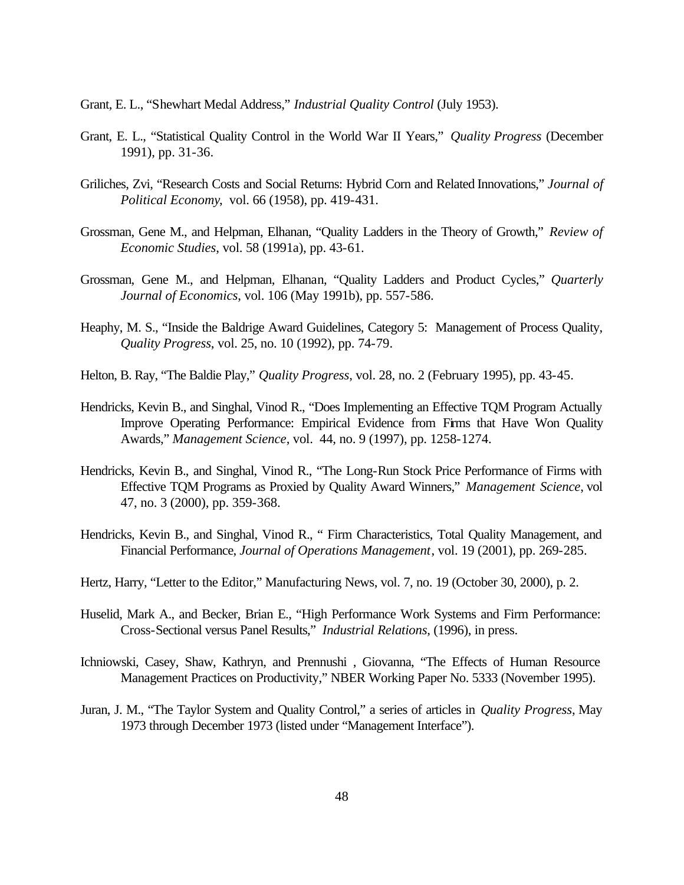Grant, E. L., "Shewhart Medal Address," *Industrial Quality Control* (July 1953).

Grant, E. L., "Statistical Quality Control in the World War II Years," *Quality Progress* (December 1991), pp. 31-36.

Griliches, Zvi, "Research Costs and Social Returns: Hybrid Corn and Related Innovations," *Journal of Political Economy*, vol. 66 (1958), pp. 419-431.

Grossman, Gene M., and Helpman, Elhanan, "Quality Ladders in the Theory of Growth," *Review of Economic Studies*, vol. 58 (1991a), pp. 43-61.

Grossman, Gene M., and Helpman, Elhanan, "Quality Ladders and Product Cycles," *Quarterly Journal of Economics*, vol. 106 (May 1991b), pp. 557-586.

Heaphy, M. S., "Inside the Baldrige Award Guidelines, Category 5: Management of Process Quality, *Quality Progress*, vol. 25, no. 10 (1992), pp. 74-79.

Helton, B. Ray, "The Baldie Play," *Quality Progress*, vol. 28, no. 2 (February 1995), pp. 43-45.

Hendricks, Kevin B., and Singhal, Vinod R., "Does Implementing an Effective TQM Program Actually Improve Operating Performance: Empirical Evidence from Firms that Have Won Quality Awards," *Management Science*, vol. 44, no. 9 (1997), pp. 1258-1274.

Hendricks, Kevin B., and Singhal, Vinod R., "The Long-Run Stock Price Performance of Firms with Effective TQM Programs as Proxied by Quality Award Winners," *Management Science*, vol 47, no. 3 (2000), pp. 359-368.

Hendricks, Kevin B., and Singhal, Vinod R., " Firm Characteristics, Total Quality Management, and Financial Performance, *Journal of Operations Management*, vol. 19 (2001), pp. 269-285.

Hertz, Harry, "Letter to the Editor," Manufacturing News, vol. 7, no. 19 (October 30, 2000), p. 2.

Huselid, Mark A., and Becker, Brian E., "High Performance Work Systems and Firm Performance: Cross-Sectional versus Panel Results," *Industrial Relations*, (1996), in press.

Ichniowski, Casey, Shaw, Kathryn, and Prennushi , Giovanna, "The Effects of Human Resource Management Practices on Productivity," NBER Working Paper No. 5333 (November 1995).

Juran, J. M., "The Taylor System and Quality Control," a series of articles in *Quality Progress*, May 1973 through December 1973 (listed under "Management Interface").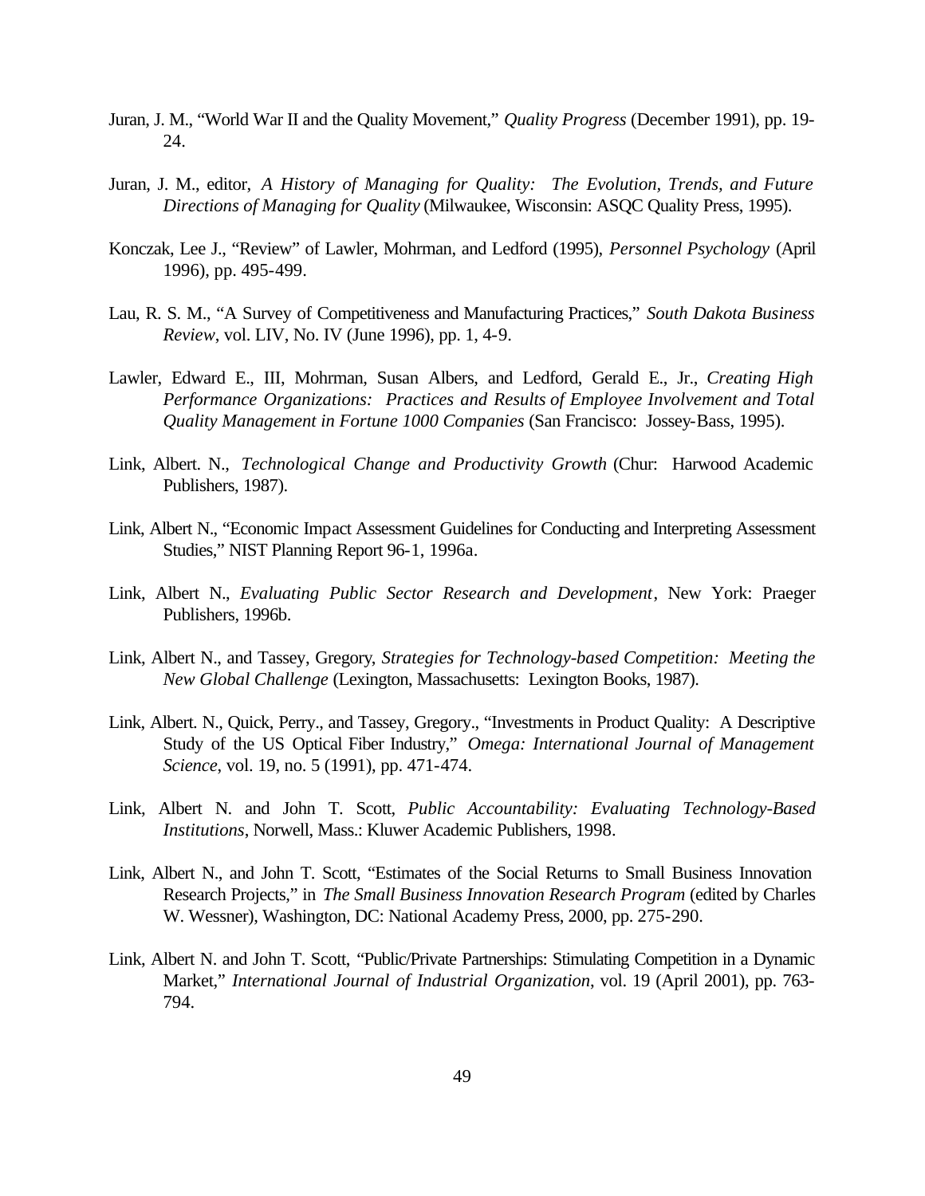Juran, J. M., “World War II and the Quality Movement,” *Quality Progress* (December 1991), pp. 19-24.

Juran, J. M., editor, *A History of Managing for Quality: The Evolution, Trends, and Future Directions of Managing for Quality* (Milwaukee, Wisconsin: ASQC Quality Press, 1995).

Konczak, Lee J., “Review” of Lawler, Mohrman, and Ledford (1995), *Personnel Psychology* (April 1996), pp. 495-499.

Lau, R. S. M., “A Survey of Competitiveness and Manufacturing Practices,” *South Dakota Business Review*, vol. LIV, No. IV (June 1996), pp. 1, 4-9.

Lawler, Edward E., III, Mohrman, Susan Albers, and Ledford, Gerald E., Jr., *Creating High Performance Organizations: Practices and Results of Employee Involvement and Total Quality Management in Fortune 1000 Companies* (San Francisco: Jossey-Bass, 1995).

Link, Albert. N., *Technological Change and Productivity Growth* (Chur: Harwood Academic Publishers, 1987).

Link, Albert N., “Economic Impact Assessment Guidelines for Conducting and Interpreting Assessment Studies,” NIST Planning Report 96-1, 1996a.

Link, Albert N., *Evaluating Public Sector Research and Development*, New York: Praeger Publishers, 1996b.

Link, Albert N., and Tassey, Gregory, *Strategies for Technology-based Competition: Meeting the New Global Challenge* (Lexington, Massachusetts: Lexington Books, 1987).

Link, Albert. N., Quick, Perry., and Tassey, Gregory., “Investments in Product Quality: A Descriptive Study of the US Optical Fiber Industry,” *Omega: International Journal of Management Science*, vol. 19, no. 5 (1991), pp. 471-474.

Link, Albert N. and John T. Scott, *Public Accountability: Evaluating Technology-Based Institutions*, Norwell, Mass.: Kluwer Academic Publishers, 1998.

Link, Albert N., and John T. Scott, “Estimates of the Social Returns to Small Business Innovation Research Projects,” in *The Small Business Innovation Research Program* (edited by Charles W. Wessner), Washington, DC: National Academy Press, 2000, pp. 275-290.

Link, Albert N. and John T. Scott, “Public/Private Partnerships: Stimulating Competition in a Dynamic Market,” *International Journal of Industrial Organization*, vol. 19 (April 2001), pp. 763-794.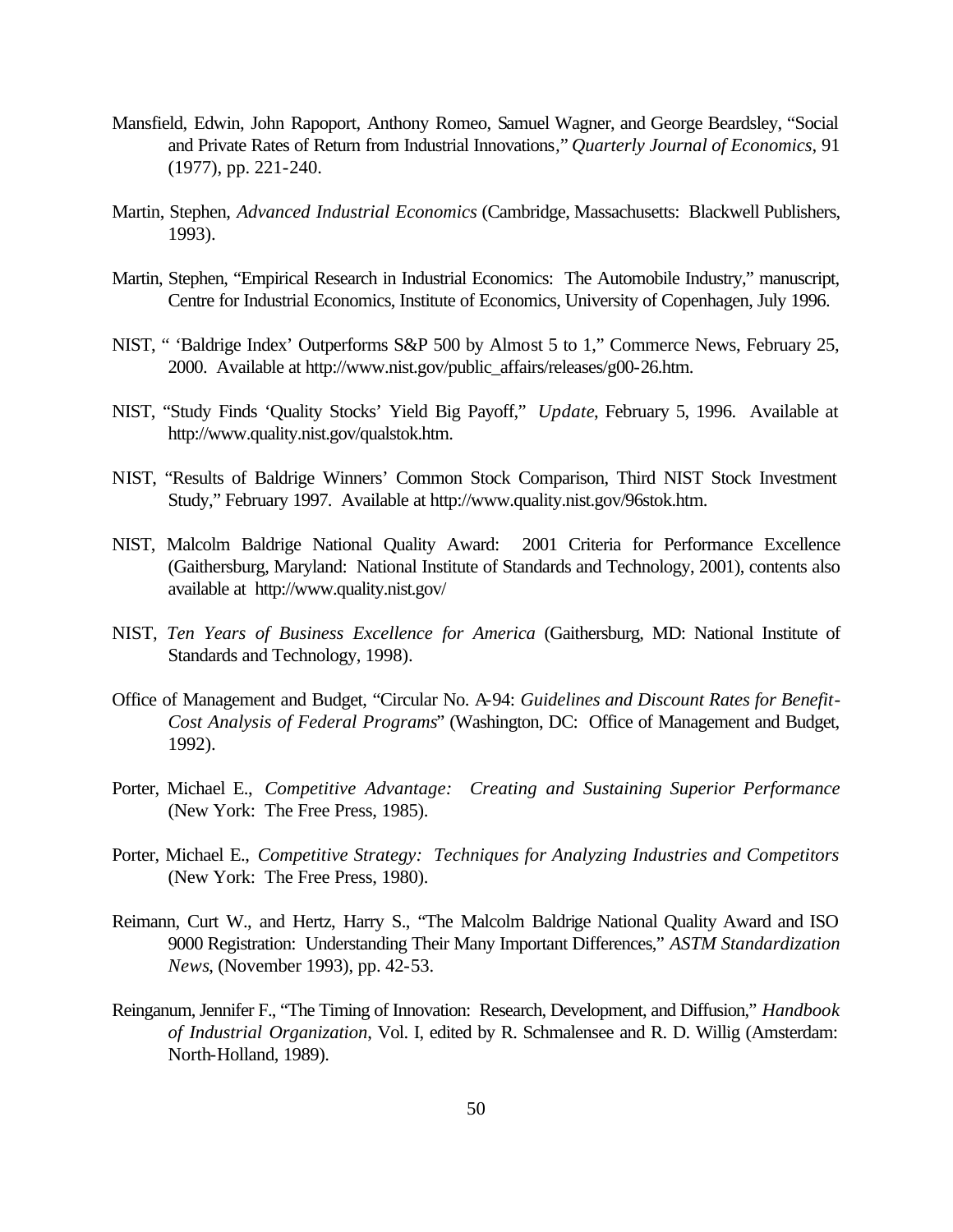Mansfield, Edwin, John Rapoport, Anthony Romeo, Samuel Wagner, and George Beardsley, "Social and Private Rates of Return from Industrial Innovations," *Quarterly Journal of Economics*, 91 (1977), pp. 221-240.

Martin, Stephen, *Advanced Industrial Economics* (Cambridge, Massachusetts: Blackwell Publishers, 1993).

Martin, Stephen, "Empirical Research in Industrial Economics: The Automobile Industry," manuscript, Centre for Industrial Economics, Institute of Economics, University of Copenhagen, July 1996.

NIST, " 'Baldrige Index' Outperforms S&P 500 by Almost 5 to 1," Commerce News, February 25, 2000. Available at http://www.nist.gov/public_affairs/releases/g00-26.htm.

NIST, "Study Finds 'Quality Stocks' Yield Big Payoff," *Update*, February 5, 1996. Available at http://www.quality.nist.gov/qualstok.htm.

NIST, "Results of Baldrige Winners' Common Stock Comparison, Third NIST Stock Investment Study," February 1997. Available at http://www.quality.nist.gov/96stok.htm.

NIST, Malcolm Baldrige National Quality Award: 2001 Criteria for Performance Excellence (Gaithersburg, Maryland: National Institute of Standards and Technology, 2001), contents also available at http://www.quality.nist.gov/

NIST, *Ten Years of Business Excellence for America* (Gaithersburg, MD: National Institute of Standards and Technology, 1998).

Office of Management and Budget, "Circular No. A-94: *Guidelines and Discount Rates for Benefit-Cost Analysis of Federal Programs*" (Washington, DC: Office of Management and Budget, 1992).

Porter, Michael E., *Competitive Advantage: Creating and Sustaining Superior Performance* (New York: The Free Press, 1985).

Porter, Michael E., *Competitive Strategy: Techniques for Analyzing Industries and Competitors* (New York: The Free Press, 1980).

Reimann, Curt W., and Hertz, Harry S., "The Malcolm Baldrige National Quality Award and ISO 9000 Registration: Understanding Their Many Important Differences," *ASTM Standardization News*, (November 1993), pp. 42-53.

Reinganum, Jennifer F., "The Timing of Innovation: Research, Development, and Diffusion," *Handbook of Industrial Organization*, Vol. I, edited by R. Schmalensee and R. D. Willig (Amsterdam: North-Holland, 1989).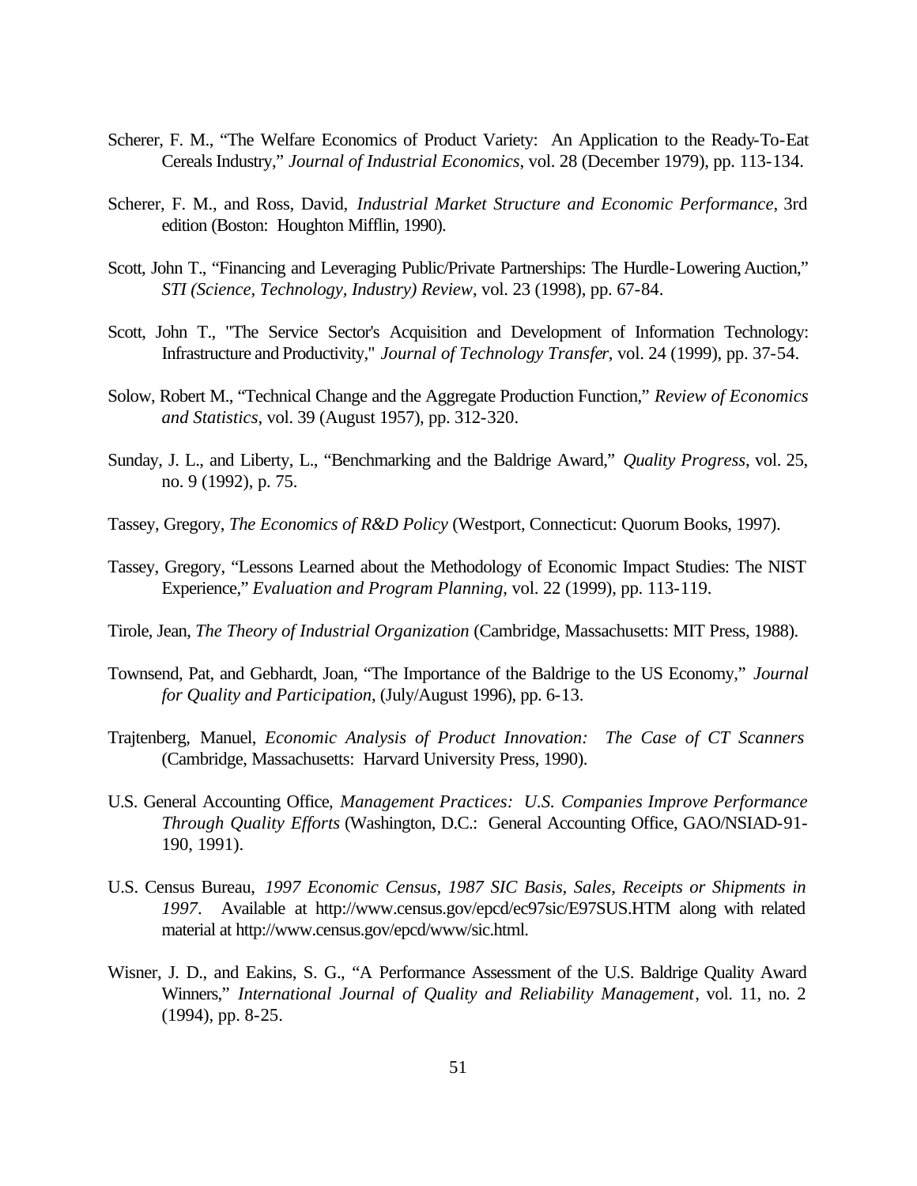Scherer, F. M., "The Welfare Economics of Product Variety: An Application to the Ready-To-Eat Cereals Industry," *Journal of Industrial Economics*, vol. 28 (December 1979), pp. 113-134.

Scherer, F. M., and Ross, David, *Industrial Market Structure and Economic Performance*, 3rd edition (Boston: Houghton Mifflin, 1990).

Scott, John T., "Financing and Leveraging Public/Private Partnerships: The Hurdle-Lowering Auction," *STI (Science, Technology, Industry) Review*, vol. 23 (1998), pp. 67-84.

Scott, John T., "The Service Sector's Acquisition and Development of Information Technology: Infrastructure and Productivity," *Journal of Technology Transfer*, vol. 24 (1999), pp. 37-54.

Solow, Robert M., "Technical Change and the Aggregate Production Function," *Review of Economics and Statistics*, vol. 39 (August 1957), pp. 312-320.

Sunday, J. L., and Liberty, L., "Benchmarking and the Baldrige Award," *Quality Progress*, vol. 25, no. 9 (1992), p. 75.

Tassey, Gregory, *The Economics of R&D Policy* (Westport, Connecticut: Quorum Books, 1997).

Tassey, Gregory, "Lessons Learned about the Methodology of Economic Impact Studies: The NIST Experience," *Evaluation and Program Planning*, vol. 22 (1999), pp. 113-119.

Tirole, Jean, *The Theory of Industrial Organization* (Cambridge, Massachusetts: MIT Press, 1988).

Townsend, Pat, and Gebhardt, Joan, "The Importance of the Baldrige to the US Economy," *Journal for Quality and Participation*, (July/August 1996), pp. 6-13.

Trajtenberg, Manuel, *Economic Analysis of Product Innovation: The Case of CT Scanners* (Cambridge, Massachusetts: Harvard University Press, 1990).

U.S. General Accounting Office, *Management Practices: U.S. Companies Improve Performance Through Quality Efforts* (Washington, D.C.: General Accounting Office, GAO/NSIAD-91-190, 1991).

U.S. Census Bureau, *1997 Economic Census, 1987 SIC Basis, Sales, Receipts or Shipments in 1997*. Available at http://www.census.gov/epcd/ec97sic/E97SUS.HTM along with related material at http://www.census.gov/epcd/www/sic.html.

Wisner, J. D., and Eakins, S. G., "A Performance Assessment of the U.S. Baldrige Quality Award Winners," *International Journal of Quality and Reliability Management*, vol. 11, no. 2 (1994), pp. 8-25.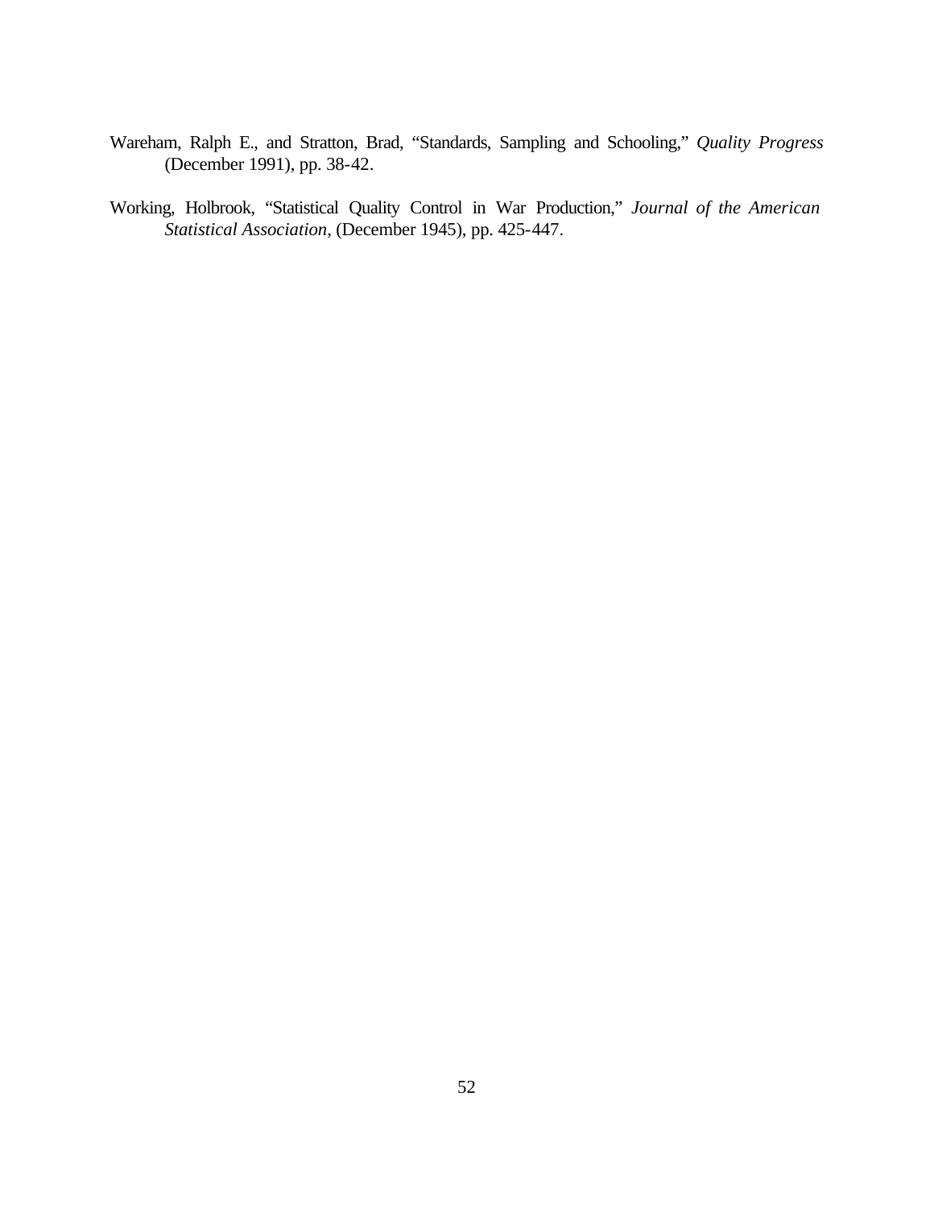Wareham, Ralph E., and Stratton, Brad, "Standards, Sampling and Schooling," *Quality Progress* (December 1991), pp. 38-42.

Working, Holbrook, "Statistical Quality Control in War Production," *Journal of the American Statistical Association*, (December 1945), pp. 425-447.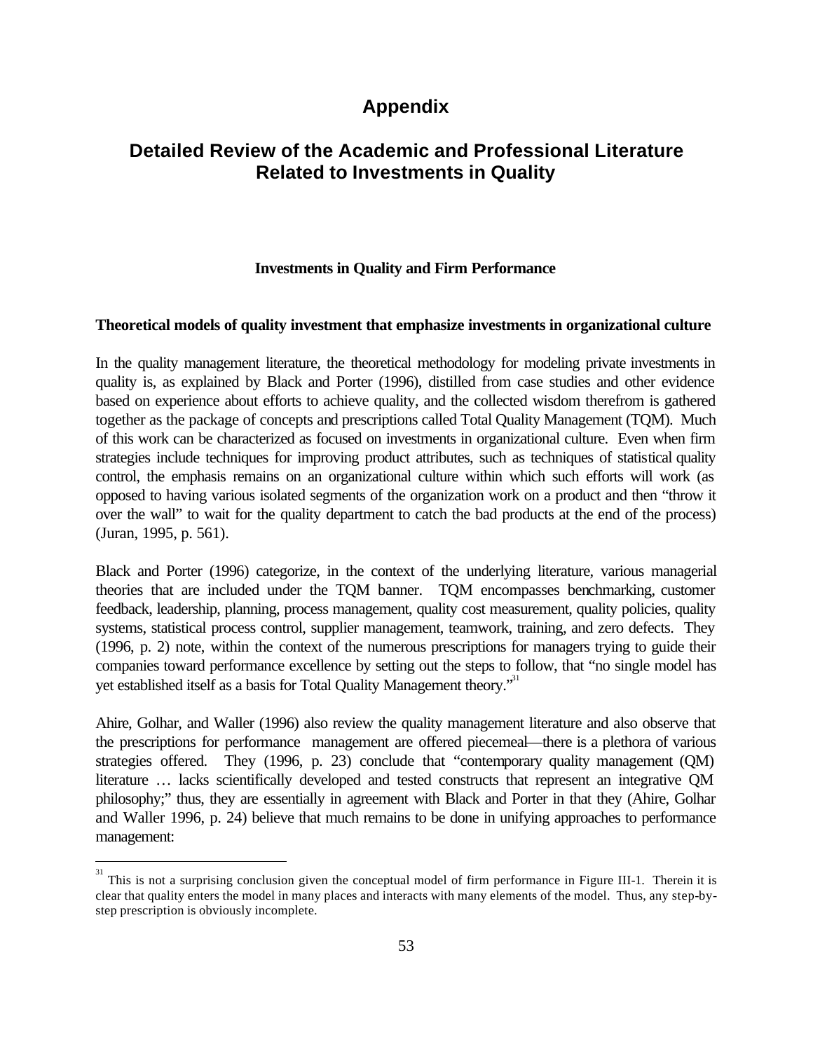# Appendix

# Detailed Review of the Academic and Professional Literature Related to Investments in Quality

### Investments in Quality and Firm Performance

**Theoretical models of quality investment that emphasize investments in organizational culture**

In the quality management literature, the theoretical methodology for modeling private investments in quality is, as explained by Black and Porter (1996), distilled from case studies and other evidence based on experience about efforts to achieve quality, and the collected wisdom therefrom is gathered together as the package of concepts and prescriptions called Total Quality Management (TQM). Much of this work can be characterized as focused on investments in organizational culture. Even when firm strategies include techniques for improving product attributes, such as techniques of statistical quality control, the emphasis remains on an organizational culture within which such efforts will work (as opposed to having various isolated segments of the organization work on a product and then "throw it over the wall" to wait for the quality department to catch the bad products at the end of the process) (Juran, 1995, p. 561).

Black and Porter (1996) categorize, in the context of the underlying literature, various managerial theories that are included under the TQM banner. TQM encompasses benchmarking, customer feedback, leadership, planning, process management, quality cost measurement, quality policies, quality systems, statistical process control, supplier management, teamwork, training, and zero defects. They (1996, p. 2) note, within the context of the numerous prescriptions for managers trying to guide their companies toward performance excellence by setting out the steps to follow, that "no single model has yet established itself as a basis for Total Quality Management theory."[31]

Ahire, Golhar, and Waller (1996) also review the quality management literature and also observe that the prescriptions for performance management are offered piecemeal—there is a plethora of various strategies offered. They (1996, p. 23) conclude that "contemporary quality management (QM) literature … lacks scientifically developed and tested constructs that represent an integrative QM philosophy;" thus, they are essentially in agreement with Black and Porter in that they (Ahire, Golhar and Waller 1996, p. 24) believe that much remains to be done in unifying approaches to performance management:

---

[31] This is not a surprising conclusion given the conceptual model of firm performance in Figure III-1. Therein it is clear that quality enters the model in many places and interacts with many elements of the model. Thus, any step-by-step prescription is obviously incomplete.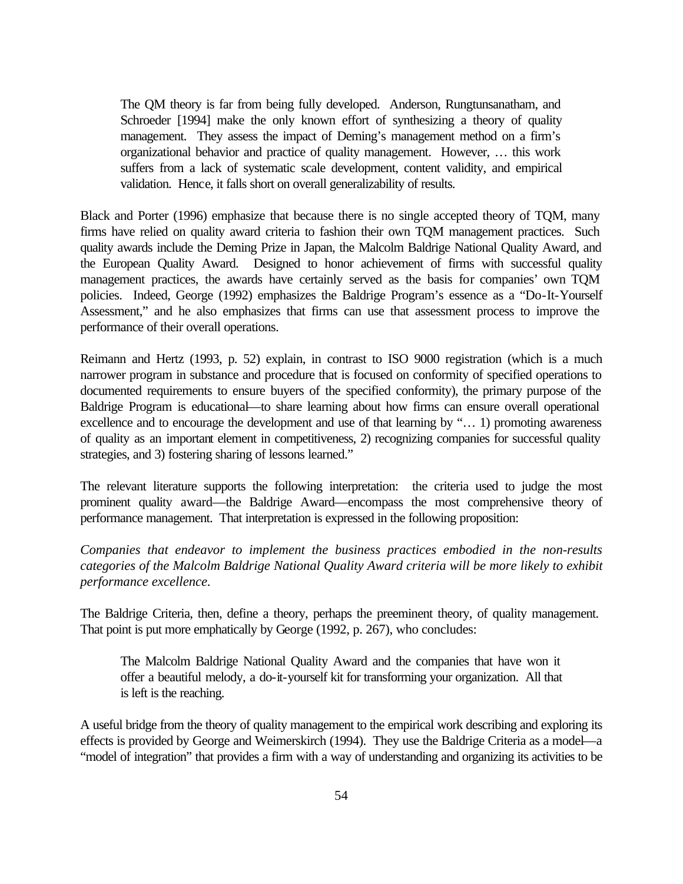> The QM theory is far from being fully developed. Anderson, Rungtunsanatham, and Schroeder [1994] make the only known effort of synthesizing a theory of quality management. They assess the impact of Deming's management method on a firm's organizational behavior and practice of quality management. However, … this work suffers from a lack of systematic scale development, content validity, and empirical validation. Hence, it falls short on overall generalizability of results.

Black and Porter (1996) emphasize that because there is no single accepted theory of TQM, many firms have relied on quality award criteria to fashion their own TQM management practices. Such quality awards include the Deming Prize in Japan, the Malcolm Baldrige National Quality Award, and the European Quality Award. Designed to honor achievement of firms with successful quality management practices, the awards have certainly served as the basis for companies' own TQM policies. Indeed, George (1992) emphasizes the Baldrige Program's essence as a "Do-It-Yourself Assessment," and he also emphasizes that firms can use that assessment process to improve the performance of their overall operations.

Reimann and Hertz (1993, p. 52) explain, in contrast to ISO 9000 registration (which is a much narrower program in substance and procedure that is focused on conformity of specified operations to documented requirements to ensure buyers of the specified conformity), the primary purpose of the Baldrige Program is educational—to share learning about how firms can ensure overall operational excellence and to encourage the development and use of that learning by "… 1) promoting awareness of quality as an important element in competitiveness, 2) recognizing companies for successful quality strategies, and 3) fostering sharing of lessons learned."

The relevant literature supports the following interpretation: the criteria used to judge the most prominent quality award—the Baldrige Award—encompass the most comprehensive theory of performance management. That interpretation is expressed in the following proposition:

*Companies that endeavor to implement the business practices embodied in the non-results categories of the Malcolm Baldrige National Quality Award criteria will be more likely to exhibit performance excellence.*

The Baldrige Criteria, then, define a theory, perhaps the preeminent theory, of quality management. That point is put more emphatically by George (1992, p. 267), who concludes:

> The Malcolm Baldrige National Quality Award and the companies that have won it offer a beautiful melody, a do-it-yourself kit for transforming your organization. All that is left is the reaching.

A useful bridge from the theory of quality management to the empirical work describing and exploring its effects is provided by George and Weimerskirch (1994). They use the Baldrige Criteria as a model—a "model of integration" that provides a firm with a way of understanding and organizing its activities to be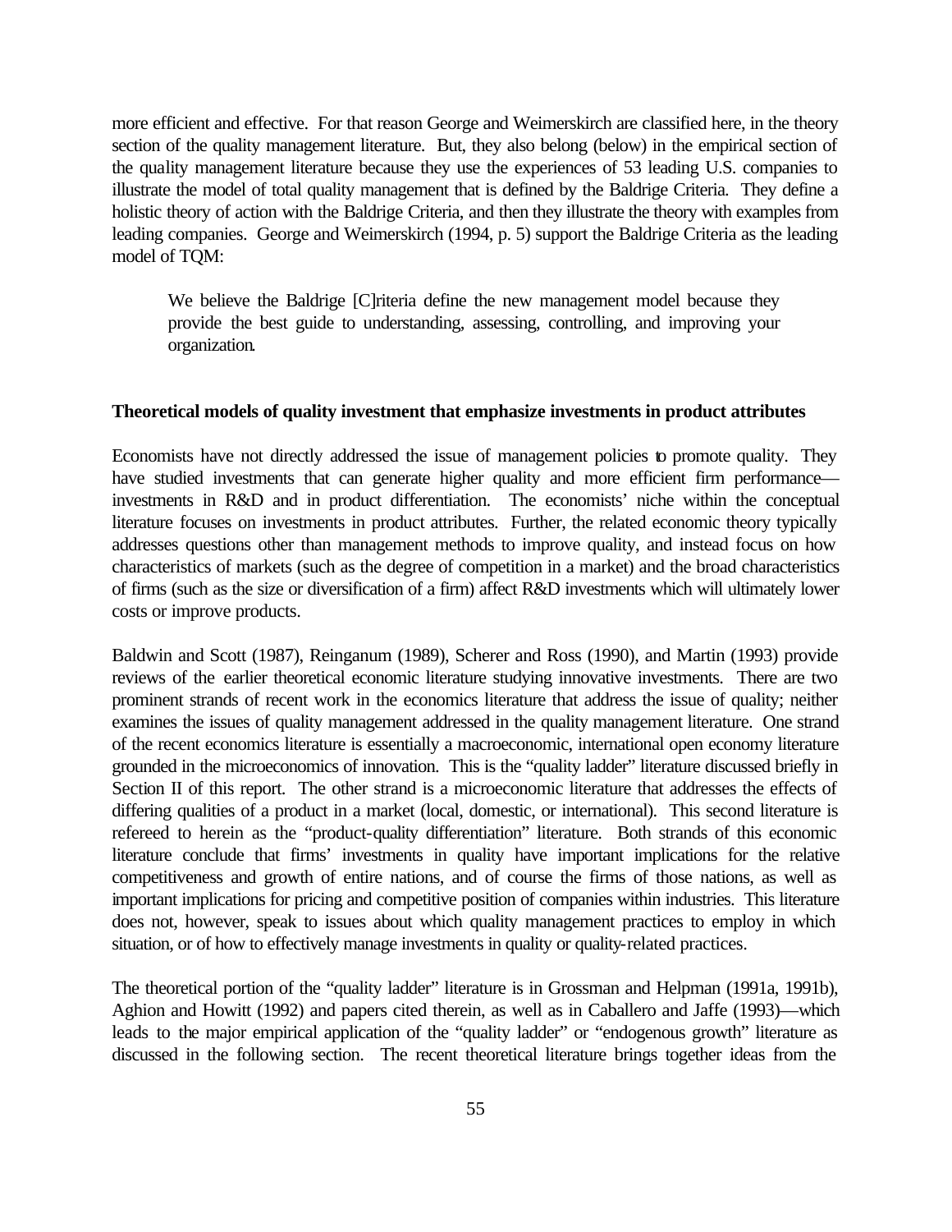more efficient and effective. For that reason George and Weimerskirch are classified here, in the theory section of the quality management literature. But, they also belong (below) in the empirical section of the quality management literature because they use the experiences of 53 leading U.S. companies to illustrate the model of total quality management that is defined by the Baldrige Criteria. They define a holistic theory of action with the Baldrige Criteria, and then they illustrate the theory with examples from leading companies. George and Weimerskirch (1994, p. 5) support the Baldrige Criteria as the leading model of TQM:

> We believe the Baldrige [C]riteria define the new management model because they provide the best guide to understanding, assessing, controlling, and improving your organization.

**Theoretical models of quality investment that emphasize investments in product attributes**

Economists have not directly addressed the issue of management policies to promote quality. They have studied investments that can generate higher quality and more efficient firm performance—investments in R&D and in product differentiation. The economists' niche within the conceptual literature focuses on investments in product attributes. Further, the related economic theory typically addresses questions other than management methods to improve quality, and instead focus on how characteristics of markets (such as the degree of competition in a market) and the broad characteristics of firms (such as the size or diversification of a firm) affect R&D investments which will ultimately lower costs or improve products.

Baldwin and Scott (1987), Reinganum (1989), Scherer and Ross (1990), and Martin (1993) provide reviews of the earlier theoretical economic literature studying innovative investments. There are two prominent strands of recent work in the economics literature that address the issue of quality; neither examines the issues of quality management addressed in the quality management literature. One strand of the recent economics literature is essentially a macroeconomic, international open economy literature grounded in the microeconomics of innovation. This is the "quality ladder" literature discussed briefly in Section II of this report. The other strand is a microeconomic literature that addresses the effects of differing qualities of a product in a market (local, domestic, or international). This second literature is refereed to herein as the "product-quality differentiation" literature. Both strands of this economic literature conclude that firms' investments in quality have important implications for the relative competitiveness and growth of entire nations, and of course the firms of those nations, as well as important implications for pricing and competitive position of companies within industries. This literature does not, however, speak to issues about which quality management practices to employ in which situation, or of how to effectively manage investments in quality or quality-related practices.

The theoretical portion of the "quality ladder" literature is in Grossman and Helpman (1991a, 1991b), Aghion and Howitt (1992) and papers cited therein, as well as in Caballero and Jaffe (1993)—which leads to the major empirical application of the "quality ladder" or "endogenous growth" literature as discussed in the following section. The recent theoretical literature brings together ideas from the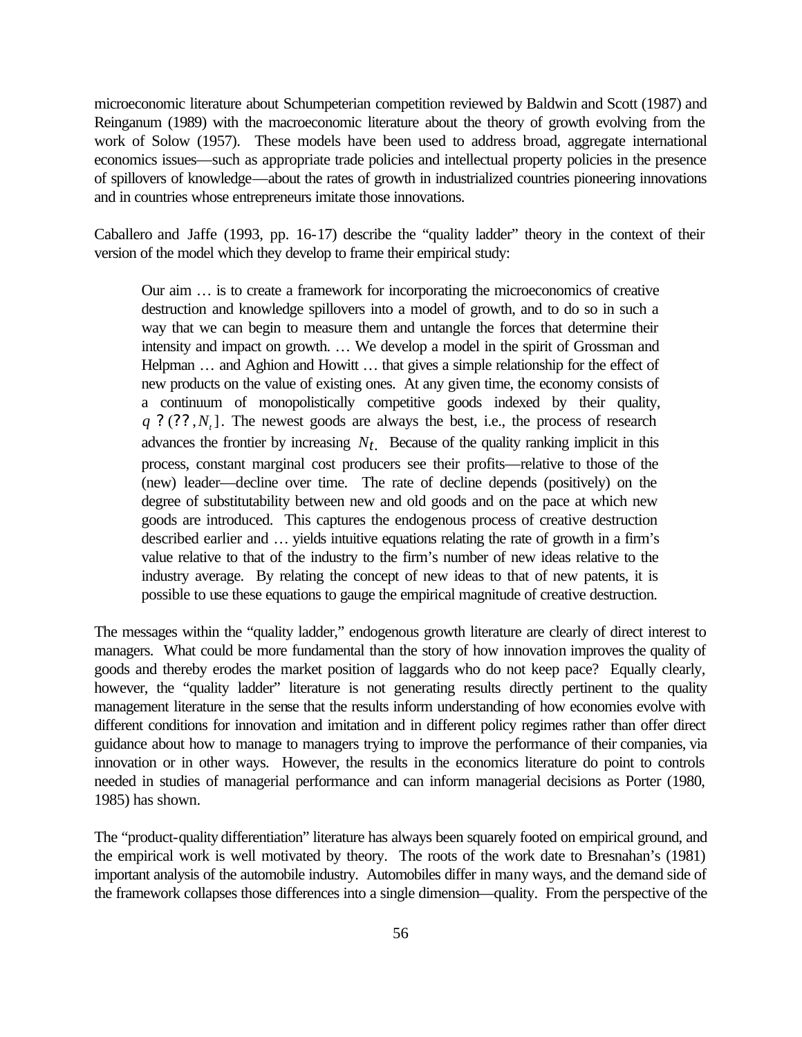microeconomic literature about Schumpeterian competition reviewed by Baldwin and Scott (1987) and Reinganum (1989) with the macroeconomic literature about the theory of growth evolving from the work of Solow (1957). These models have been used to address broad, aggregate international economics issues—such as appropriate trade policies and intellectual property policies in the presence of spillovers of knowledge—about the rates of growth in industrialized countries pioneering innovations and in countries whose entrepreneurs imitate those innovations.

Caballero and Jaffe (1993, pp. 16-17) describe the "quality ladder" theory in the context of their version of the model which they develop to frame their empirical study:

> Our aim … is to create a framework for incorporating the microeconomics of creative destruction and knowledge spillovers into a model of growth, and to do so in such a way that we can begin to measure them and untangle the forces that determine their intensity and impact on growth. … We develop a model in the spirit of Grossman and Helpman … and Aghion and Howitt … that gives a simple relationship for the effect of new products on the value of existing ones. At any given time, the economy consists of a continuum of monopolistically competitive goods indexed by their quality, $q$ ? (?? $, N_t]$. The newest goods are always the best, i.e., the process of research advances the frontier by increasing $N_t$. Because of the quality ranking implicit in this process, constant marginal cost producers see their profits—relative to those of the (new) leader—decline over time. The rate of decline depends (positively) on the degree of substitutability between new and old goods and on the pace at which new goods are introduced. This captures the endogenous process of creative destruction described earlier and … yields intuitive equations relating the rate of growth in a firm's value relative to that of the industry to the firm's number of new ideas relative to the industry average. By relating the concept of new ideas to that of new patents, it is possible to use these equations to gauge the empirical magnitude of creative destruction.

The messages within the "quality ladder," endogenous growth literature are clearly of direct interest to managers. What could be more fundamental than the story of how innovation improves the quality of goods and thereby erodes the market position of laggards who do not keep pace? Equally clearly, however, the "quality ladder" literature is not generating results directly pertinent to the quality management literature in the sense that the results inform understanding of how economies evolve with different conditions for innovation and imitation and in different policy regimes rather than offer direct guidance about how to manage to managers trying to improve the performance of their companies, via innovation or in other ways. However, the results in the economics literature do point to controls needed in studies of managerial performance and can inform managerial decisions as Porter (1980, 1985) has shown.

The "product-quality differentiation" literature has always been squarely footed on empirical ground, and the empirical work is well motivated by theory. The roots of the work date to Bresnahan's (1981) important analysis of the automobile industry. Automobiles differ in many ways, and the demand side of the framework collapses those differences into a single dimension—quality. From the perspective of the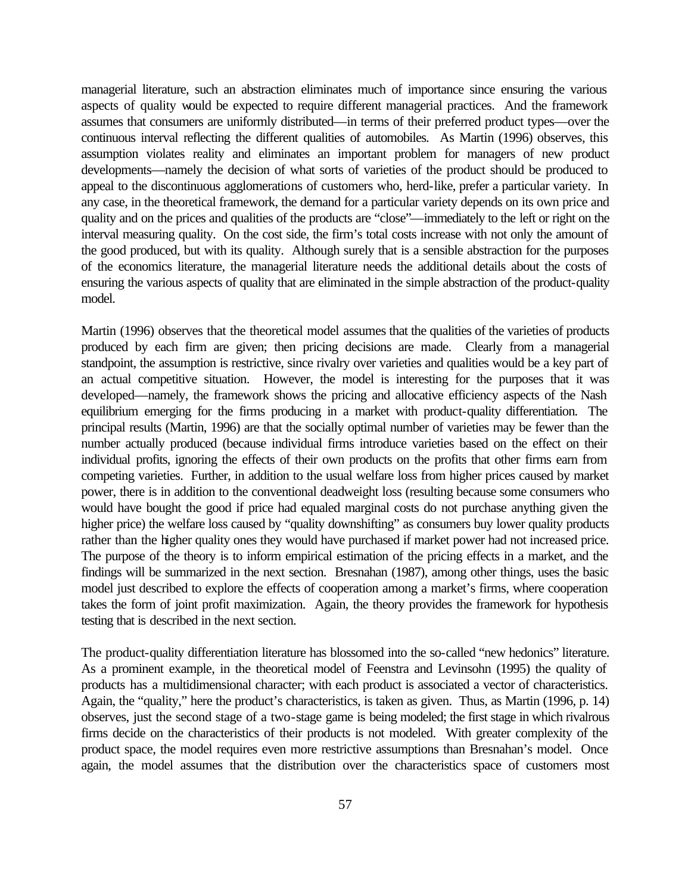managerial literature, such an abstraction eliminates much of importance since ensuring the various aspects of quality would be expected to require different managerial practices. And the framework assumes that consumers are uniformly distributed—in terms of their preferred product types—over the continuous interval reflecting the different qualities of automobiles. As Martin (1996) observes, this assumption violates reality and eliminates an important problem for managers of new product developments—namely the decision of what sorts of varieties of the product should be produced to appeal to the discontinuous agglomerations of customers who, herd-like, prefer a particular variety. In any case, in the theoretical framework, the demand for a particular variety depends on its own price and quality and on the prices and qualities of the products are "close"—immediately to the left or right on the interval measuring quality. On the cost side, the firm's total costs increase with not only the amount of the good produced, but with its quality. Although surely that is a sensible abstraction for the purposes of the economics literature, the managerial literature needs the additional details about the costs of ensuring the various aspects of quality that are eliminated in the simple abstraction of the product-quality model.

Martin (1996) observes that the theoretical model assumes that the qualities of the varieties of products produced by each firm are given; then pricing decisions are made. Clearly from a managerial standpoint, the assumption is restrictive, since rivalry over varieties and qualities would be a key part of an actual competitive situation. However, the model is interesting for the purposes that it was developed—namely, the framework shows the pricing and allocative efficiency aspects of the Nash equilibrium emerging for the firms producing in a market with product-quality differentiation. The principal results (Martin, 1996) are that the socially optimal number of varieties may be fewer than the number actually produced (because individual firms introduce varieties based on the effect on their individual profits, ignoring the effects of their own products on the profits that other firms earn from competing varieties. Further, in addition to the usual welfare loss from higher prices caused by market power, there is in addition to the conventional deadweight loss (resulting because some consumers who would have bought the good if price had equaled marginal costs do not purchase anything given the higher price) the welfare loss caused by "quality downshifting" as consumers buy lower quality products rather than the higher quality ones they would have purchased if market power had not increased price. The purpose of the theory is to inform empirical estimation of the pricing effects in a market, and the findings will be summarized in the next section. Bresnahan (1987), among other things, uses the basic model just described to explore the effects of cooperation among a market's firms, where cooperation takes the form of joint profit maximization. Again, the theory provides the framework for hypothesis testing that is described in the next section.

The product-quality differentiation literature has blossomed into the so-called "new hedonics" literature. As a prominent example, in the theoretical model of Feenstra and Levinsohn (1995) the quality of products has a multidimensional character; with each product is associated a vector of characteristics. Again, the "quality," here the product's characteristics, is taken as given. Thus, as Martin (1996, p. 14) observes, just the second stage of a two-stage game is being modeled; the first stage in which rivalrous firms decide on the characteristics of their products is not modeled. With greater complexity of the product space, the model requires even more restrictive assumptions than Bresnahan's model. Once again, the model assumes that the distribution over the characteristics space of customers most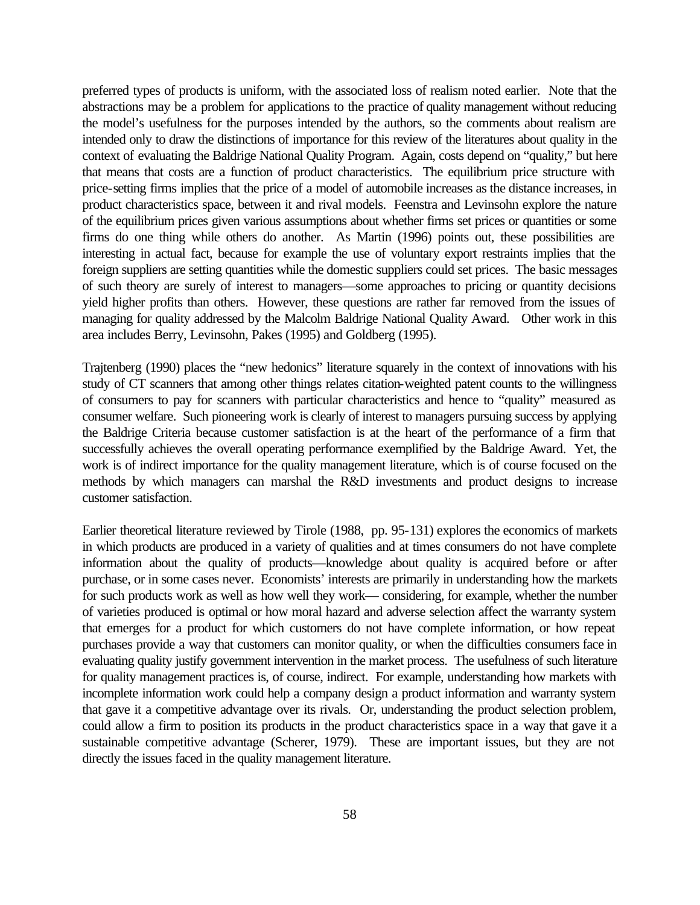preferred types of products is uniform, with the associated loss of realism noted earlier. Note that the abstractions may be a problem for applications to the practice of quality management without reducing the model's usefulness for the purposes intended by the authors, so the comments about realism are intended only to draw the distinctions of importance for this review of the literatures about quality in the context of evaluating the Baldrige National Quality Program. Again, costs depend on "quality," but here that means that costs are a function of product characteristics. The equilibrium price structure with price-setting firms implies that the price of a model of automobile increases as the distance increases, in product characteristics space, between it and rival models. Feenstra and Levinsohn explore the nature of the equilibrium prices given various assumptions about whether firms set prices or quantities or some firms do one thing while others do another. As Martin (1996) points out, these possibilities are interesting in actual fact, because for example the use of voluntary export restraints implies that the foreign suppliers are setting quantities while the domestic suppliers could set prices. The basic messages of such theory are surely of interest to managers—some approaches to pricing or quantity decisions yield higher profits than others. However, these questions are rather far removed from the issues of managing for quality addressed by the Malcolm Baldrige National Quality Award. Other work in this area includes Berry, Levinsohn, Pakes (1995) and Goldberg (1995).

Trajtenberg (1990) places the "new hedonics" literature squarely in the context of innovations with his study of CT scanners that among other things relates citation-weighted patent counts to the willingness of consumers to pay for scanners with particular characteristics and hence to "quality" measured as consumer welfare. Such pioneering work is clearly of interest to managers pursuing success by applying the Baldrige Criteria because customer satisfaction is at the heart of the performance of a firm that successfully achieves the overall operating performance exemplified by the Baldrige Award. Yet, the work is of indirect importance for the quality management literature, which is of course focused on the methods by which managers can marshal the R&D investments and product designs to increase customer satisfaction.

Earlier theoretical literature reviewed by Tirole (1988, pp. 95-131) explores the economics of markets in which products are produced in a variety of qualities and at times consumers do not have complete information about the quality of products—knowledge about quality is acquired before or after purchase, or in some cases never. Economists' interests are primarily in understanding how the markets for such products work as well as how well they work— considering, for example, whether the number of varieties produced is optimal or how moral hazard and adverse selection affect the warranty system that emerges for a product for which customers do not have complete information, or how repeat purchases provide a way that customers can monitor quality, or when the difficulties consumers face in evaluating quality justify government intervention in the market process. The usefulness of such literature for quality management practices is, of course, indirect. For example, understanding how markets with incomplete information work could help a company design a product information and warranty system that gave it a competitive advantage over its rivals. Or, understanding the product selection problem, could allow a firm to position its products in the product characteristics space in a way that gave it a sustainable competitive advantage (Scherer, 1979). These are important issues, but they are not directly the issues faced in the quality management literature.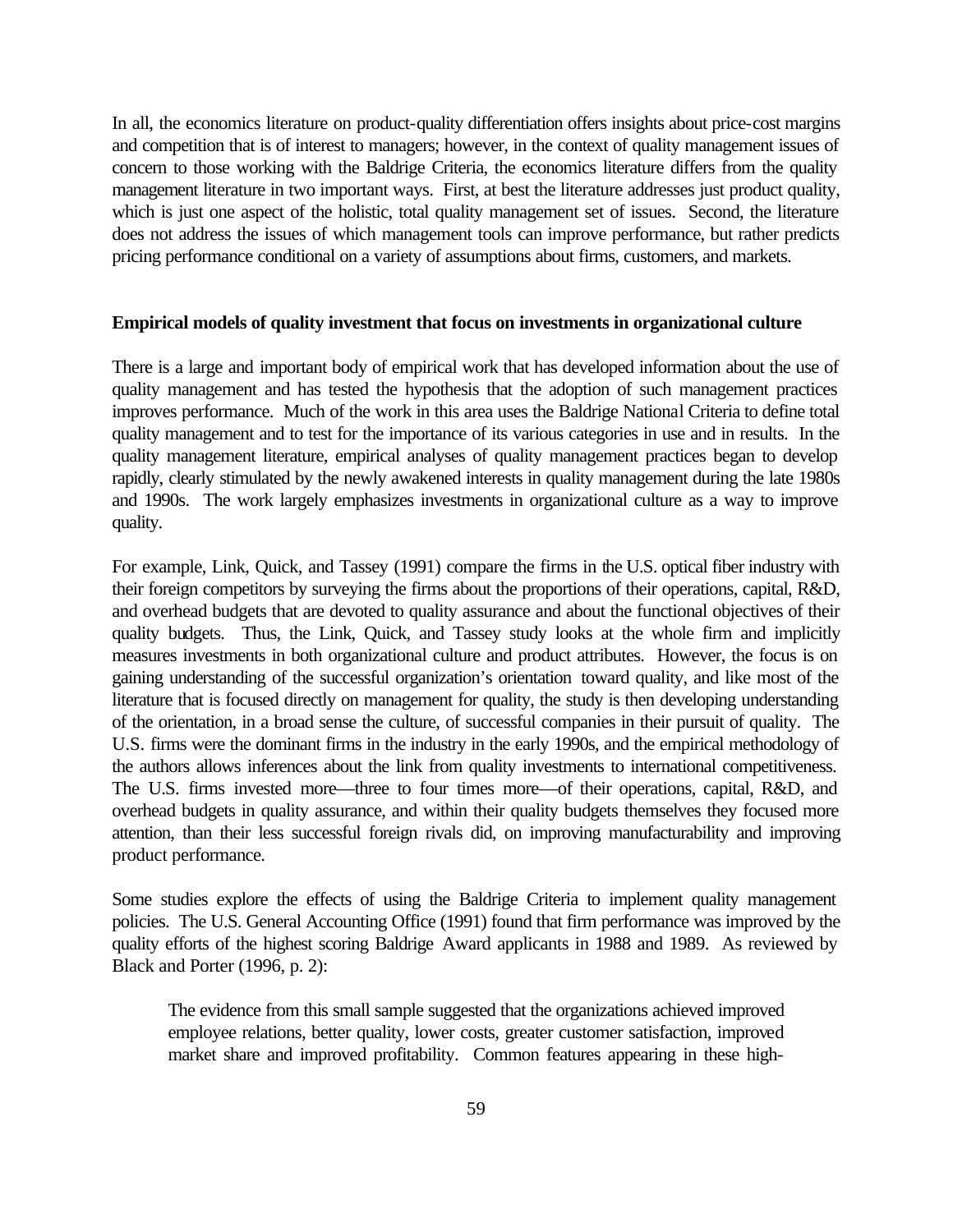In all, the economics literature on product-quality differentiation offers insights about price-cost margins and competition that is of interest to managers; however, in the context of quality management issues of concern to those working with the Baldrige Criteria, the economics literature differs from the quality management literature in two important ways. First, at best the literature addresses just product quality, which is just one aspect of the holistic, total quality management set of issues. Second, the literature does not address the issues of which management tools can improve performance, but rather predicts pricing performance conditional on a variety of assumptions about firms, customers, and markets.

**Empirical models of quality investment that focus on investments in organizational culture**

There is a large and important body of empirical work that has developed information about the use of quality management and has tested the hypothesis that the adoption of such management practices improves performance. Much of the work in this area uses the Baldrige National Criteria to define total quality management and to test for the importance of its various categories in use and in results. In the quality management literature, empirical analyses of quality management practices began to develop rapidly, clearly stimulated by the newly awakened interests in quality management during the late 1980s and 1990s. The work largely emphasizes investments in organizational culture as a way to improve quality.

For example, Link, Quick, and Tassey (1991) compare the firms in the U.S. optical fiber industry with their foreign competitors by surveying the firms about the proportions of their operations, capital, R&D, and overhead budgets that are devoted to quality assurance and about the functional objectives of their quality budgets. Thus, the Link, Quick, and Tassey study looks at the whole firm and implicitly measures investments in both organizational culture and product attributes. However, the focus is on gaining understanding of the successful organization's orientation toward quality, and like most of the literature that is focused directly on management for quality, the study is then developing understanding of the orientation, in a broad sense the culture, of successful companies in their pursuit of quality. The U.S. firms were the dominant firms in the industry in the early 1990s, and the empirical methodology of the authors allows inferences about the link from quality investments to international competitiveness. The U.S. firms invested more—three to four times more—of their operations, capital, R&D, and overhead budgets in quality assurance, and within their quality budgets themselves they focused more attention, than their less successful foreign rivals did, on improving manufacturability and improving product performance.

Some studies explore the effects of using the Baldrige Criteria to implement quality management policies. The U.S. General Accounting Office (1991) found that firm performance was improved by the quality efforts of the highest scoring Baldrige Award applicants in 1988 and 1989. As reviewed by Black and Porter (1996, p. 2):

> The evidence from this small sample suggested that the organizations achieved improved employee relations, better quality, lower costs, greater customer satisfaction, improved market share and improved profitability. Common features appearing in these high-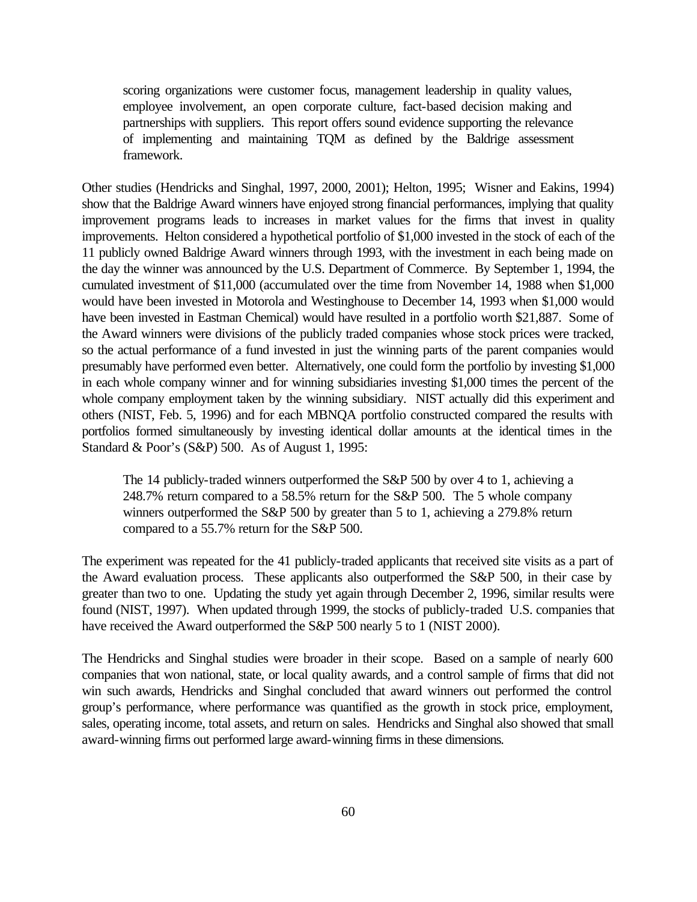> scoring organizations were customer focus, management leadership in quality values, employee involvement, an open corporate culture, fact-based decision making and partnerships with suppliers. This report offers sound evidence supporting the relevance of implementing and maintaining TQM as defined by the Baldrige assessment framework.

Other studies (Hendricks and Singhal, 1997, 2000, 2001); Helton, 1995; Wisner and Eakins, 1994) show that the Baldrige Award winners have enjoyed strong financial performances, implying that quality improvement programs leads to increases in market values for the firms that invest in quality improvements. Helton considered a hypothetical portfolio of $1,000 invested in the stock of each of the 11 publicly owned Baldrige Award winners through 1993, with the investment in each being made on the day the winner was announced by the U.S. Department of Commerce. By September 1, 1994, the cumulated investment of $11,000 (accumulated over the time from November 14, 1988 when $1,000 would have been invested in Motorola and Westinghouse to December 14, 1993 when $1,000 would have been invested in Eastman Chemical) would have resulted in a portfolio worth $21,887. Some of the Award winners were divisions of the publicly traded companies whose stock prices were tracked, so the actual performance of a fund invested in just the winning parts of the parent companies would presumably have performed even better. Alternatively, one could form the portfolio by investing $1,000 in each whole company winner and for winning subsidiaries investing $1,000 times the percent of the whole company employment taken by the winning subsidiary. NIST actually did this experiment and others (NIST, Feb. 5, 1996) and for each MBNQA portfolio constructed compared the results with portfolios formed simultaneously by investing identical dollar amounts at the identical times in the Standard & Poor's (S&P) 500. As of August 1, 1995:

> The 14 publicly-traded winners outperformed the S&P 500 by over 4 to 1, achieving a 248.7% return compared to a 58.5% return for the S&P 500. The 5 whole company winners outperformed the S&P 500 by greater than 5 to 1, achieving a 279.8% return compared to a 55.7% return for the S&P 500.

The experiment was repeated for the 41 publicly-traded applicants that received site visits as a part of the Award evaluation process. These applicants also outperformed the S&P 500, in their case by greater than two to one. Updating the study yet again through December 2, 1996, similar results were found (NIST, 1997). When updated through 1999, the stocks of publicly-traded U.S. companies that have received the Award outperformed the S&P 500 nearly 5 to 1 (NIST 2000).

The Hendricks and Singhal studies were broader in their scope. Based on a sample of nearly 600 companies that won national, state, or local quality awards, and a control sample of firms that did not win such awards, Hendricks and Singhal concluded that award winners out performed the control group's performance, where performance was quantified as the growth in stock price, employment, sales, operating income, total assets, and return on sales. Hendricks and Singhal also showed that small award-winning firms out performed large award-winning firms in these dimensions.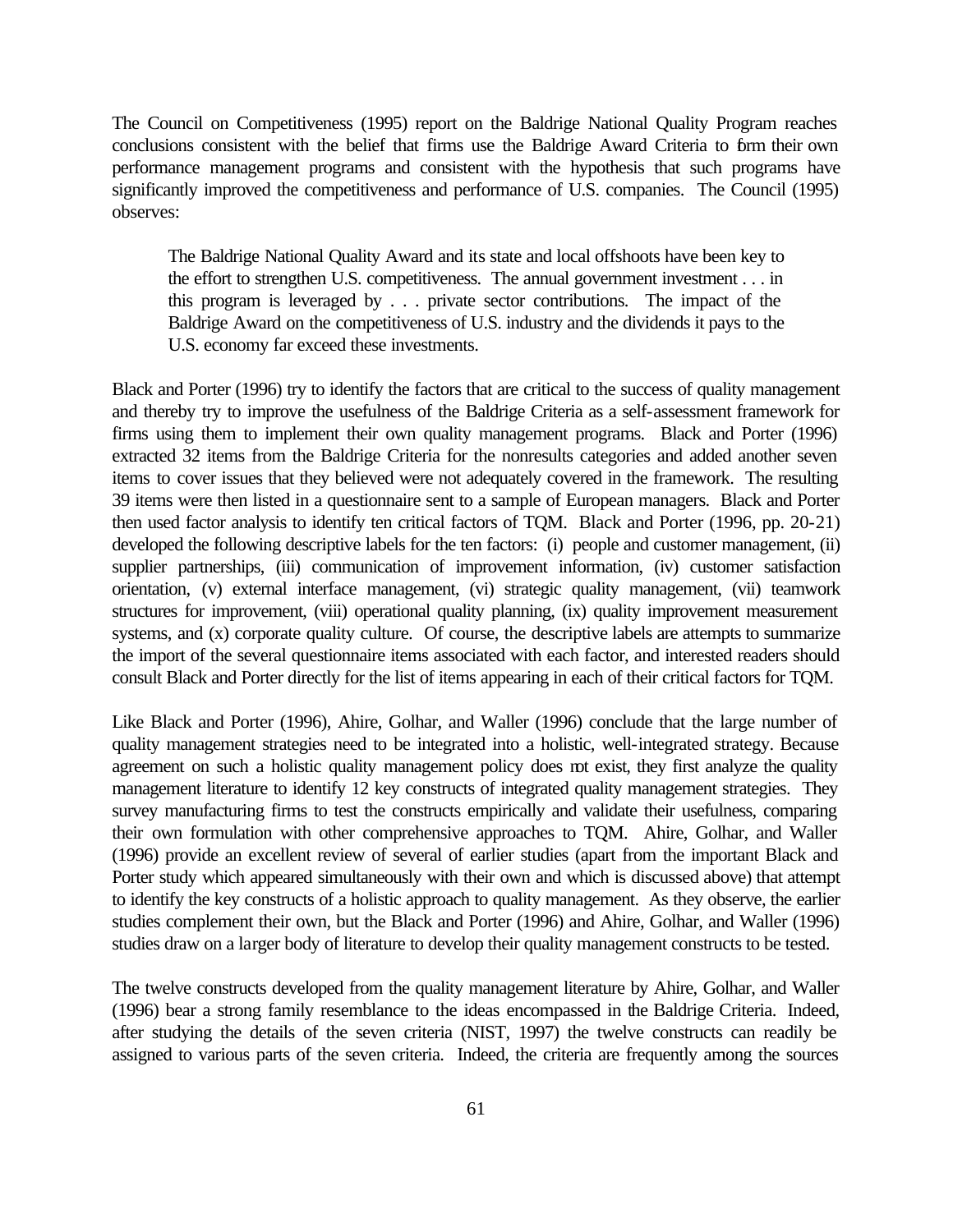The Council on Competitiveness (1995) report on the Baldrige National Quality Program reaches conclusions consistent with the belief that firms use the Baldrige Award Criteria to form their own performance management programs and consistent with the hypothesis that such programs have significantly improved the competitiveness and performance of U.S. companies. The Council (1995) observes:

> The Baldrige National Quality Award and its state and local offshoots have been key to the effort to strengthen U.S. competitiveness. The annual government investment . . . in this program is leveraged by . . . private sector contributions. The impact of the Baldrige Award on the competitiveness of U.S. industry and the dividends it pays to the U.S. economy far exceed these investments.

Black and Porter (1996) try to identify the factors that are critical to the success of quality management and thereby try to improve the usefulness of the Baldrige Criteria as a self-assessment framework for firms using them to implement their own quality management programs. Black and Porter (1996) extracted 32 items from the Baldrige Criteria for the nonresults categories and added another seven items to cover issues that they believed were not adequately covered in the framework. The resulting 39 items were then listed in a questionnaire sent to a sample of European managers. Black and Porter then used factor analysis to identify ten critical factors of TQM. Black and Porter (1996, pp. 20-21) developed the following descriptive labels for the ten factors: (i) people and customer management, (ii) supplier partnerships, (iii) communication of improvement information, (iv) customer satisfaction orientation, (v) external interface management, (vi) strategic quality management, (vii) teamwork structures for improvement, (viii) operational quality planning, (ix) quality improvement measurement systems, and (x) corporate quality culture. Of course, the descriptive labels are attempts to summarize the import of the several questionnaire items associated with each factor, and interested readers should consult Black and Porter directly for the list of items appearing in each of their critical factors for TQM.

Like Black and Porter (1996), Ahire, Golhar, and Waller (1996) conclude that the large number of quality management strategies need to be integrated into a holistic, well-integrated strategy. Because agreement on such a holistic quality management policy does not exist, they first analyze the quality management literature to identify 12 key constructs of integrated quality management strategies. They survey manufacturing firms to test the constructs empirically and validate their usefulness, comparing their own formulation with other comprehensive approaches to TQM. Ahire, Golhar, and Waller (1996) provide an excellent review of several of earlier studies (apart from the important Black and Porter study which appeared simultaneously with their own and which is discussed above) that attempt to identify the key constructs of a holistic approach to quality management. As they observe, the earlier studies complement their own, but the Black and Porter (1996) and Ahire, Golhar, and Waller (1996) studies draw on a larger body of literature to develop their quality management constructs to be tested.

The twelve constructs developed from the quality management literature by Ahire, Golhar, and Waller (1996) bear a strong family resemblance to the ideas encompassed in the Baldrige Criteria. Indeed, after studying the details of the seven criteria (NIST, 1997) the twelve constructs can readily be assigned to various parts of the seven criteria. Indeed, the criteria are frequently among the sources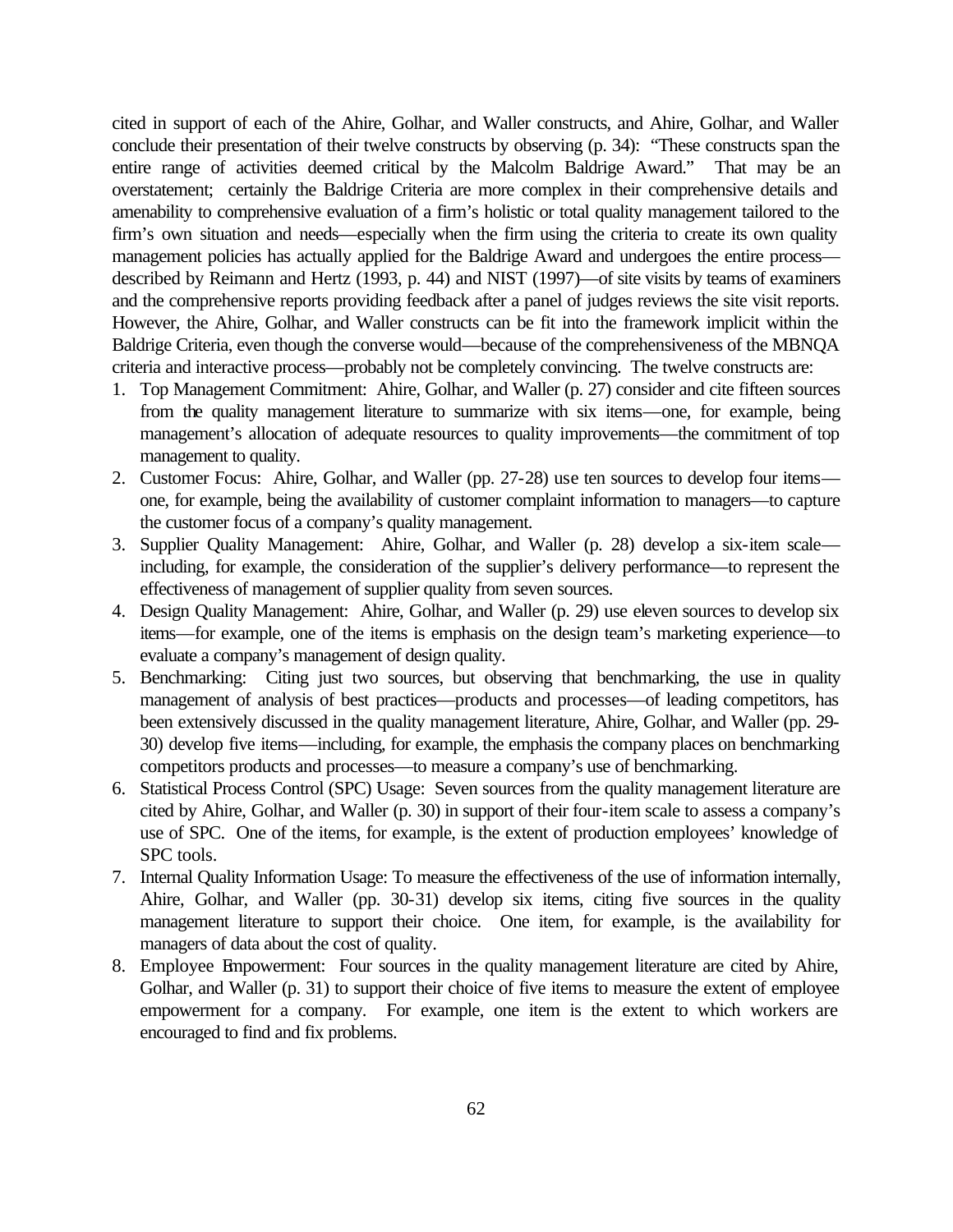cited in support of each of the Ahire, Golhar, and Waller constructs, and Ahire, Golhar, and Waller conclude their presentation of their twelve constructs by observing (p. 34): "These constructs span the entire range of activities deemed critical by the Malcolm Baldrige Award." That may be an overstatement; certainly the Baldrige Criteria are more complex in their comprehensive details and amenability to comprehensive evaluation of a firm's holistic or total quality management tailored to the firm's own situation and needs—especially when the firm using the criteria to create its own quality management policies has actually applied for the Baldrige Award and undergoes the entire process—described by Reimann and Hertz (1993, p. 44) and NIST (1997)—of site visits by teams of examiners and the comprehensive reports providing feedback after a panel of judges reviews the site visit reports. However, the Ahire, Golhar, and Waller constructs can be fit into the framework implicit within the Baldrige Criteria, even though the converse would—because of the comprehensiveness of the MBNQA criteria and interactive process—probably not be completely convincing. The twelve constructs are:

1. Top Management Commitment: Ahire, Golhar, and Waller (p. 27) consider and cite fifteen sources from the quality management literature to summarize with six items—one, for example, being management's allocation of adequate resources to quality improvements—the commitment of top management to quality.
2. Customer Focus: Ahire, Golhar, and Waller (pp. 27-28) use ten sources to develop four items—one, for example, being the availability of customer complaint information to managers—to capture the customer focus of a company's quality management.
3. Supplier Quality Management: Ahire, Golhar, and Waller (p. 28) develop a six-item scale—including, for example, the consideration of the supplier's delivery performance—to represent the effectiveness of management of supplier quality from seven sources.
4. Design Quality Management: Ahire, Golhar, and Waller (p. 29) use eleven sources to develop six items—for example, one of the items is emphasis on the design team's marketing experience—to evaluate a company's management of design quality.
5. Benchmarking: Citing just two sources, but observing that benchmarking, the use in quality management of analysis of best practices—products and processes—of leading competitors, has been extensively discussed in the quality management literature, Ahire, Golhar, and Waller (pp. 29-30) develop five items—including, for example, the emphasis the company places on benchmarking competitors products and processes—to measure a company's use of benchmarking.
6. Statistical Process Control (SPC) Usage: Seven sources from the quality management literature are cited by Ahire, Golhar, and Waller (p. 30) in support of their four-item scale to assess a company's use of SPC. One of the items, for example, is the extent of production employees' knowledge of SPC tools.
7. Internal Quality Information Usage: To measure the effectiveness of the use of information internally, Ahire, Golhar, and Waller (pp. 30-31) develop six items, citing five sources in the quality management literature to support their choice. One item, for example, is the availability for managers of data about the cost of quality.
8. Employee Empowerment: Four sources in the quality management literature are cited by Ahire, Golhar, and Waller (p. 31) to support their choice of five items to measure the extent of employee empowerment for a company. For example, one item is the extent to which workers are encouraged to find and fix problems.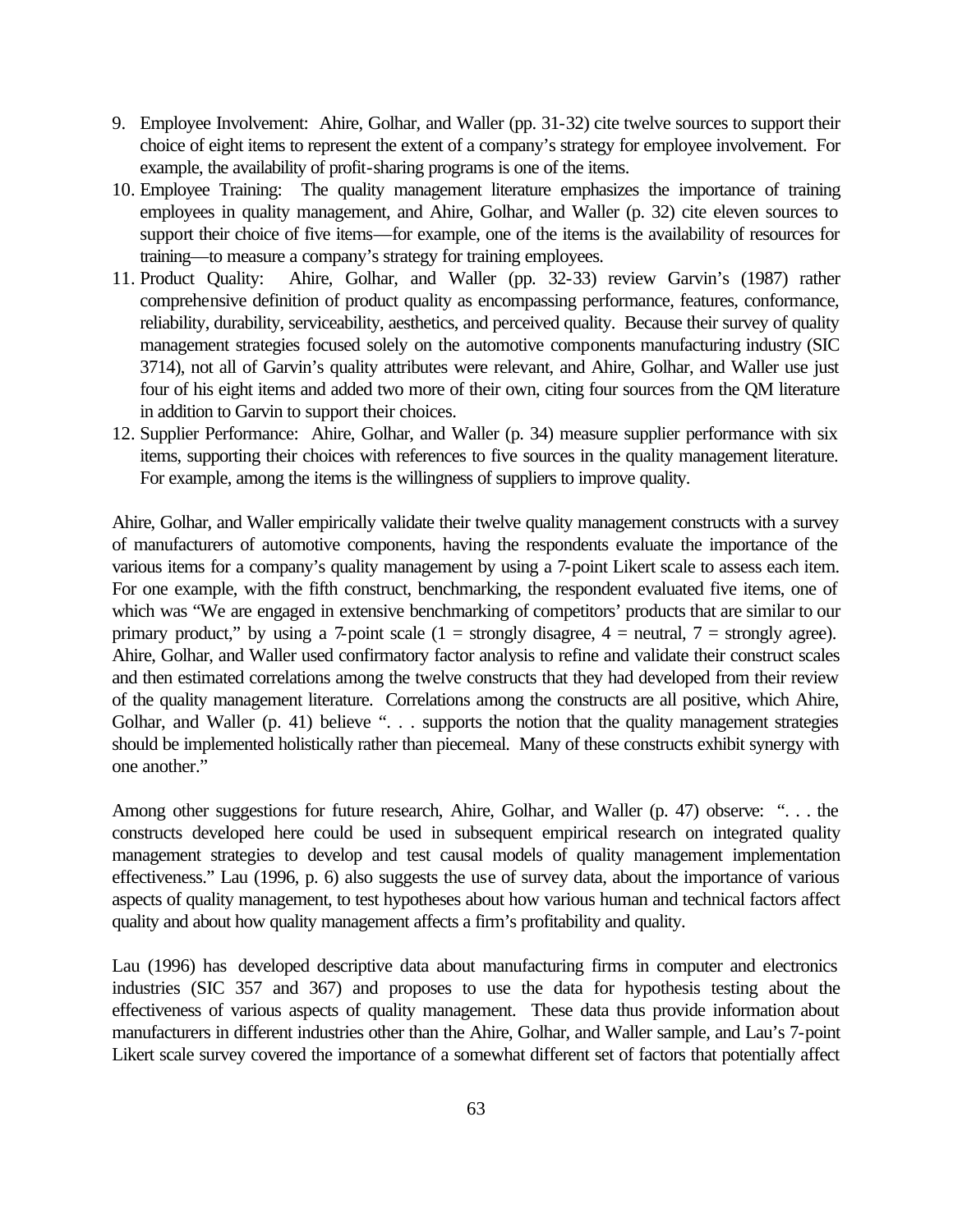9. Employee Involvement: Ahire, Golhar, and Waller (pp. 31-32) cite twelve sources to support their choice of eight items to represent the extent of a company's strategy for employee involvement. For example, the availability of profit-sharing programs is one of the items.
10. Employee Training: The quality management literature emphasizes the importance of training employees in quality management, and Ahire, Golhar, and Waller (p. 32) cite eleven sources to support their choice of five items—for example, one of the items is the availability of resources for training—to measure a company's strategy for training employees.
11. Product Quality: Ahire, Golhar, and Waller (pp. 32-33) review Garvin's (1987) rather comprehensive definition of product quality as encompassing performance, features, conformance, reliability, durability, serviceability, aesthetics, and perceived quality. Because their survey of quality management strategies focused solely on the automotive components manufacturing industry (SIC 3714), not all of Garvin's quality attributes were relevant, and Ahire, Golhar, and Waller use just four of his eight items and added two more of their own, citing four sources from the QM literature in addition to Garvin to support their choices.
12. Supplier Performance: Ahire, Golhar, and Waller (p. 34) measure supplier performance with six items, supporting their choices with references to five sources in the quality management literature. For example, among the items is the willingness of suppliers to improve quality.

Ahire, Golhar, and Waller empirically validate their twelve quality management constructs with a survey of manufacturers of automotive components, having the respondents evaluate the importance of the various items for a company's quality management by using a 7-point Likert scale to assess each item. For one example, with the fifth construct, benchmarking, the respondent evaluated five items, one of which was "We are engaged in extensive benchmarking of competitors' products that are similar to our primary product," by using a 7-point scale (1 = strongly disagree, 4 = neutral, 7 = strongly agree). Ahire, Golhar, and Waller used confirmatory factor analysis to refine and validate their construct scales and then estimated correlations among the twelve constructs that they had developed from their review of the quality management literature. Correlations among the constructs are all positive, which Ahire, Golhar, and Waller (p. 41) believe ". . . supports the notion that the quality management strategies should be implemented holistically rather than piecemeal. Many of these constructs exhibit synergy with one another."

Among other suggestions for future research, Ahire, Golhar, and Waller (p. 47) observe: ". . . the constructs developed here could be used in subsequent empirical research on integrated quality management strategies to develop and test causal models of quality management implementation effectiveness." Lau (1996, p. 6) also suggests the use of survey data, about the importance of various aspects of quality management, to test hypotheses about how various human and technical factors affect quality and about how quality management affects a firm's profitability and quality.

Lau (1996) has developed descriptive data about manufacturing firms in computer and electronics industries (SIC 357 and 367) and proposes to use the data for hypothesis testing about the effectiveness of various aspects of quality management. These data thus provide information about manufacturers in different industries other than the Ahire, Golhar, and Waller sample, and Lau's 7-point Likert scale survey covered the importance of a somewhat different set of factors that potentially affect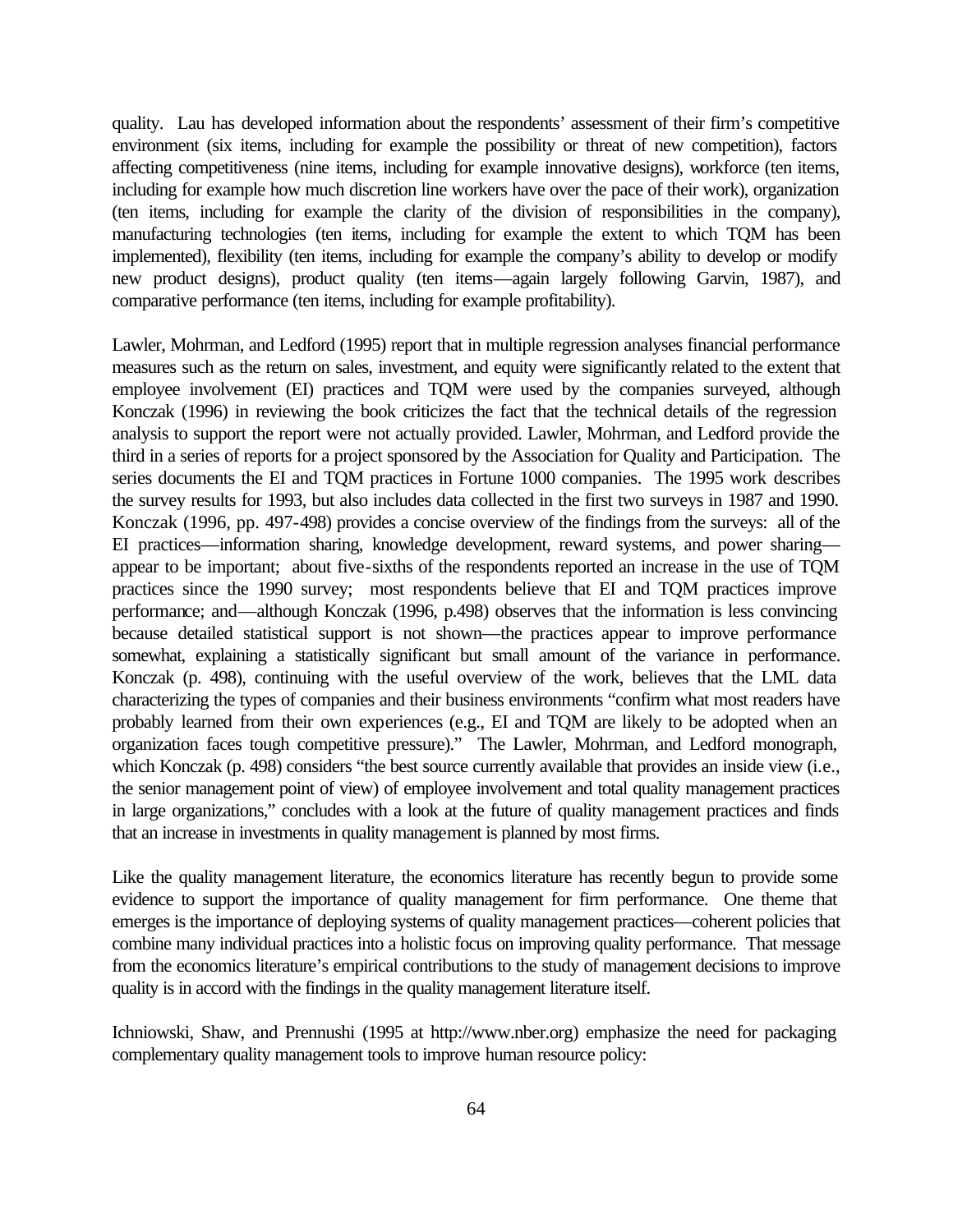quality. Lau has developed information about the respondents' assessment of their firm's competitive environment (six items, including for example the possibility or threat of new competition), factors affecting competitiveness (nine items, including for example innovative designs), workforce (ten items, including for example how much discretion line workers have over the pace of their work), organization (ten items, including for example the clarity of the division of responsibilities in the company), manufacturing technologies (ten items, including for example the extent to which TQM has been implemented), flexibility (ten items, including for example the company's ability to develop or modify new product designs), product quality (ten items—again largely following Garvin, 1987), and comparative performance (ten items, including for example profitability).

Lawler, Mohrman, and Ledford (1995) report that in multiple regression analyses financial performance measures such as the return on sales, investment, and equity were significantly related to the extent that employee involvement (EI) practices and TQM were used by the companies surveyed, although Konczak (1996) in reviewing the book criticizes the fact that the technical details of the regression analysis to support the report were not actually provided. Lawler, Mohrman, and Ledford provide the third in a series of reports for a project sponsored by the Association for Quality and Participation. The series documents the EI and TQM practices in Fortune 1000 companies. The 1995 work describes the survey results for 1993, but also includes data collected in the first two surveys in 1987 and 1990. Konczak (1996, pp. 497-498) provides a concise overview of the findings from the surveys: all of the EI practices—information sharing, knowledge development, reward systems, and power sharing—appear to be important; about five-sixths of the respondents reported an increase in the use of TQM practices since the 1990 survey; most respondents believe that EI and TQM practices improve performance; and—although Konczak (1996, p.498) observes that the information is less convincing because detailed statistical support is not shown—the practices appear to improve performance somewhat, explaining a statistically significant but small amount of the variance in performance. Konczak (p. 498), continuing with the useful overview of the work, believes that the LML data characterizing the types of companies and their business environments "confirm what most readers have probably learned from their own experiences (e.g., EI and TQM are likely to be adopted when an organization faces tough competitive pressure)." The Lawler, Mohrman, and Ledford monograph, which Konczak (p. 498) considers "the best source currently available that provides an inside view (i.e., the senior management point of view) of employee involvement and total quality management practices in large organizations," concludes with a look at the future of quality management practices and finds that an increase in investments in quality management is planned by most firms.

Like the quality management literature, the economics literature has recently begun to provide some evidence to support the importance of quality management for firm performance. One theme that emerges is the importance of deploying systems of quality management practices—coherent policies that combine many individual practices into a holistic focus on improving quality performance. That message from the economics literature's empirical contributions to the study of management decisions to improve quality is in accord with the findings in the quality management literature itself.

Ichniowski, Shaw, and Prennushi (1995 at http://www.nber.org) emphasize the need for packaging complementary quality management tools to improve human resource policy: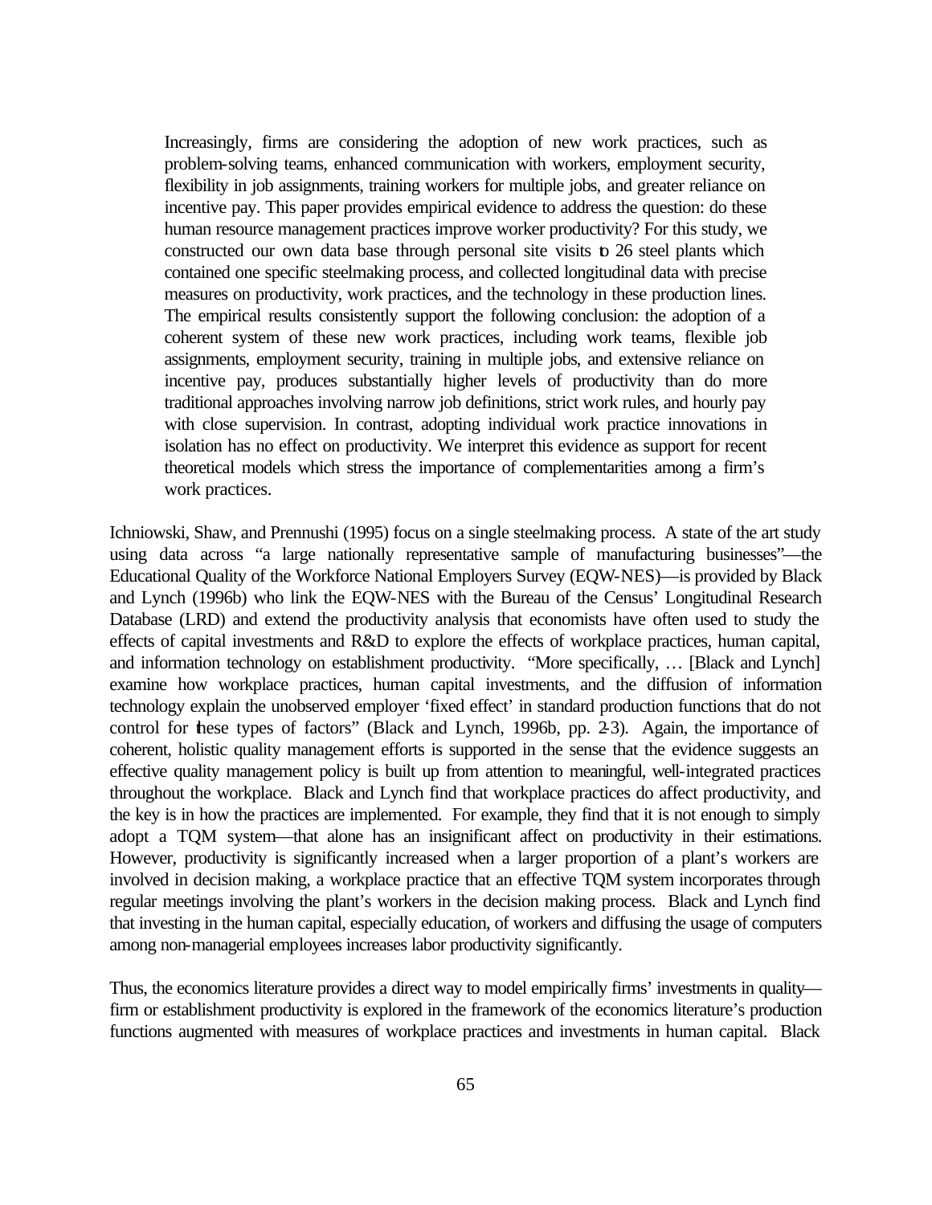> Increasingly, firms are considering the adoption of new work practices, such as problem-solving teams, enhanced communication with workers, employment security, flexibility in job assignments, training workers for multiple jobs, and greater reliance on incentive pay. This paper provides empirical evidence to address the question: do these human resource management practices improve worker productivity? For this study, we constructed our own data base through personal site visits to 26 steel plants which contained one specific steelmaking process, and collected longitudinal data with precise measures on productivity, work practices, and the technology in these production lines. The empirical results consistently support the following conclusion: the adoption of a coherent system of these new work practices, including work teams, flexible job assignments, employment security, training in multiple jobs, and extensive reliance on incentive pay, produces substantially higher levels of productivity than do more traditional approaches involving narrow job definitions, strict work rules, and hourly pay with close supervision. In contrast, adopting individual work practice innovations in isolation has no effect on productivity. We interpret this evidence as support for recent theoretical models which stress the importance of complementarities among a firm's work practices.

Ichniowski, Shaw, and Prennushi (1995) focus on a single steelmaking process. A state of the art study using data across "a large nationally representative sample of manufacturing businesses"—the Educational Quality of the Workforce National Employers Survey (EQW-NES)—is provided by Black and Lynch (1996b) who link the EQW-NES with the Bureau of the Census' Longitudinal Research Database (LRD) and extend the productivity analysis that economists have often used to study the effects of capital investments and R&D to explore the effects of workplace practices, human capital, and information technology on establishment productivity. "More specifically, … [Black and Lynch] examine how workplace practices, human capital investments, and the diffusion of information technology explain the unobserved employer 'fixed effect' in standard production functions that do not control for these types of factors" (Black and Lynch, 1996b, pp. 2-3). Again, the importance of coherent, holistic quality management efforts is supported in the sense that the evidence suggests an effective quality management policy is built up from attention to meaningful, well-integrated practices throughout the workplace. Black and Lynch find that workplace practices do affect productivity, and the key is in how the practices are implemented. For example, they find that it is not enough to simply adopt a TQM system—that alone has an insignificant affect on productivity in their estimations. However, productivity is significantly increased when a larger proportion of a plant's workers are involved in decision making, a workplace practice that an effective TQM system incorporates through regular meetings involving the plant's workers in the decision making process. Black and Lynch find that investing in the human capital, especially education, of workers and diffusing the usage of computers among non-managerial employees increases labor productivity significantly.

Thus, the economics literature provides a direct way to model empirically firms' investments in quality—firm or establishment productivity is explored in the framework of the economics literature's production functions augmented with measures of workplace practices and investments in human capital. Black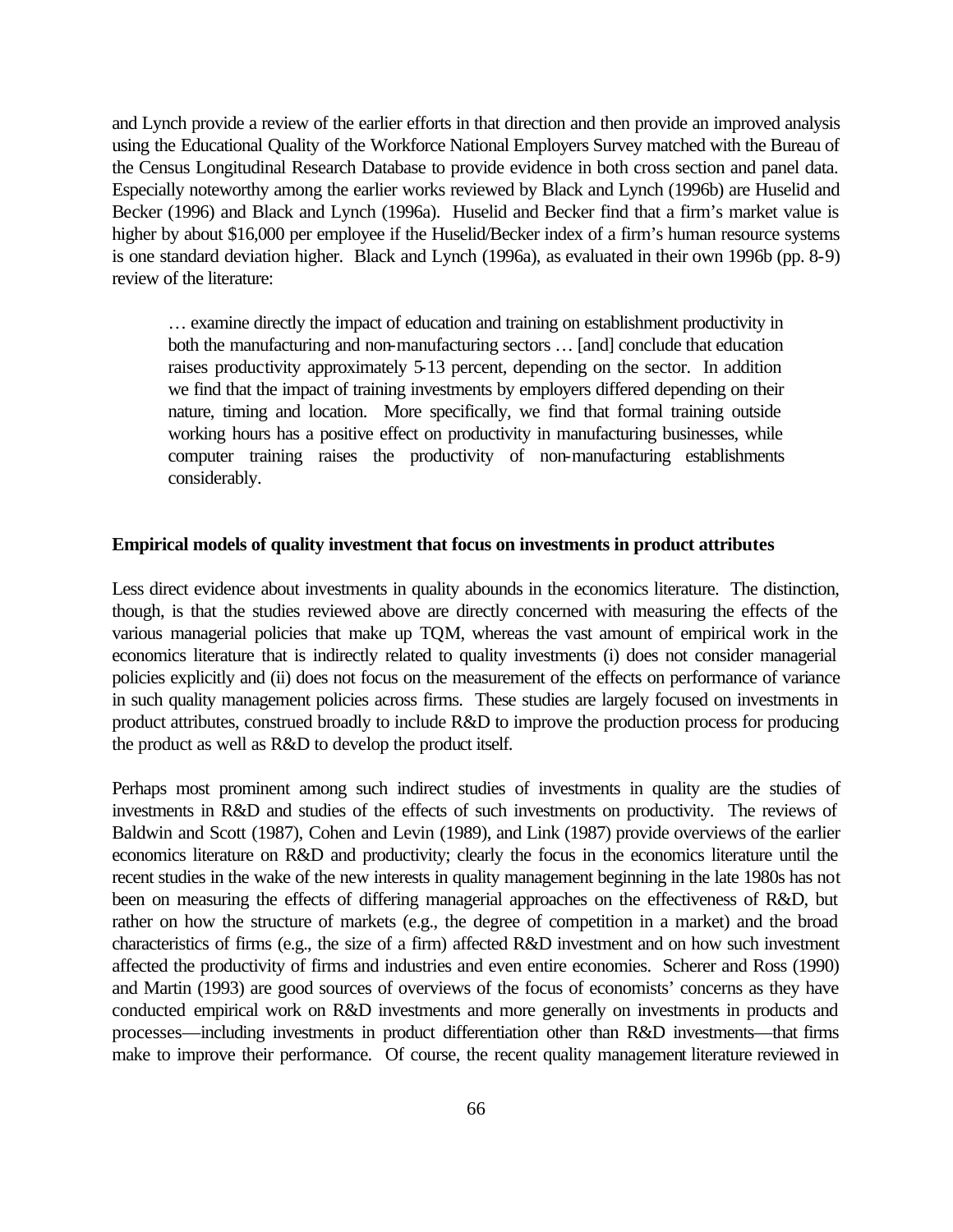and Lynch provide a review of the earlier efforts in that direction and then provide an improved analysis using the Educational Quality of the Workforce National Employers Survey matched with the Bureau of the Census Longitudinal Research Database to provide evidence in both cross section and panel data. Especially noteworthy among the earlier works reviewed by Black and Lynch (1996b) are Huselid and Becker (1996) and Black and Lynch (1996a). Huselid and Becker find that a firm's market value is higher by about $16,000 per employee if the Huselid/Becker index of a firm's human resource systems is one standard deviation higher. Black and Lynch (1996a), as evaluated in their own 1996b (pp. 8-9) review of the literature:

> … examine directly the impact of education and training on establishment productivity in both the manufacturing and non-manufacturing sectors … [and] conclude that education raises productivity approximately 5-13 percent, depending on the sector. In addition we find that the impact of training investments by employers differed depending on their nature, timing and location. More specifically, we find that formal training outside working hours has a positive effect on productivity in manufacturing businesses, while computer training raises the productivity of non-manufacturing establishments considerably.

**Empirical models of quality investment that focus on investments in product attributes**

Less direct evidence about investments in quality abounds in the economics literature. The distinction, though, is that the studies reviewed above are directly concerned with measuring the effects of the various managerial policies that make up TQM, whereas the vast amount of empirical work in the economics literature that is indirectly related to quality investments (i) does not consider managerial policies explicitly and (ii) does not focus on the measurement of the effects on performance of variance in such quality management policies across firms. These studies are largely focused on investments in product attributes, construed broadly to include R&D to improve the production process for producing the product as well as R&D to develop the product itself.

Perhaps most prominent among such indirect studies of investments in quality are the studies of investments in R&D and studies of the effects of such investments on productivity. The reviews of Baldwin and Scott (1987), Cohen and Levin (1989), and Link (1987) provide overviews of the earlier economics literature on R&D and productivity; clearly the focus in the economics literature until the recent studies in the wake of the new interests in quality management beginning in the late 1980s has not been on measuring the effects of differing managerial approaches on the effectiveness of R&D, but rather on how the structure of markets (e.g., the degree of competition in a market) and the broad characteristics of firms (e.g., the size of a firm) affected R&D investment and on how such investment affected the productivity of firms and industries and even entire economies. Scherer and Ross (1990) and Martin (1993) are good sources of overviews of the focus of economists' concerns as they have conducted empirical work on R&D investments and more generally on investments in products and processes—including investments in product differentiation other than R&D investments—that firms make to improve their performance. Of course, the recent quality management literature reviewed in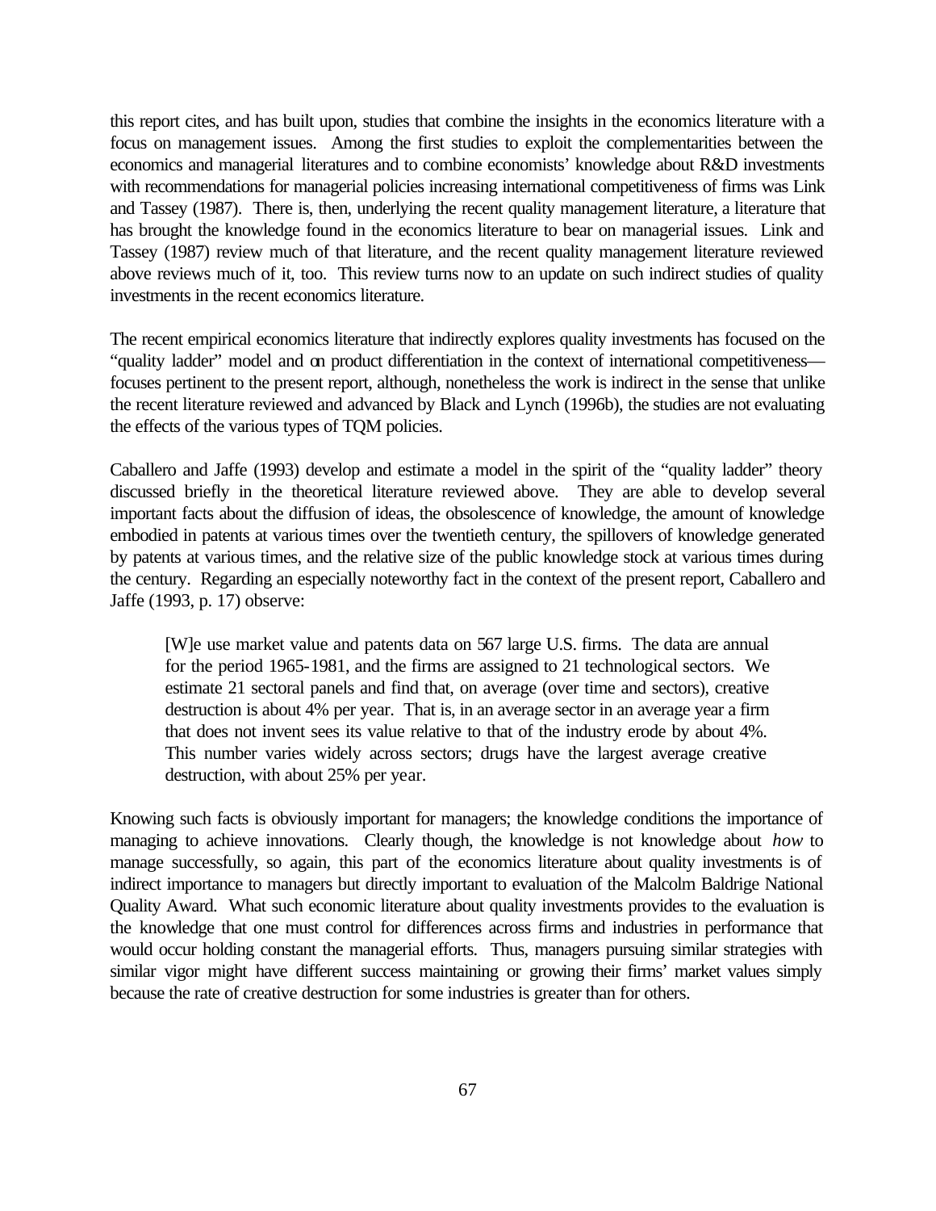this report cites, and has built upon, studies that combine the insights in the economics literature with a focus on management issues. Among the first studies to exploit the complementarities between the economics and managerial literatures and to combine economists' knowledge about R&D investments with recommendations for managerial policies increasing international competitiveness of firms was Link and Tassey (1987). There is, then, underlying the recent quality management literature, a literature that has brought the knowledge found in the economics literature to bear on managerial issues. Link and Tassey (1987) review much of that literature, and the recent quality management literature reviewed above reviews much of it, too. This review turns now to an update on such indirect studies of quality investments in the recent economics literature.

The recent empirical economics literature that indirectly explores quality investments has focused on the "quality ladder" model and on product differentiation in the context of international competitiveness—focuses pertinent to the present report, although, nonetheless the work is indirect in the sense that unlike the recent literature reviewed and advanced by Black and Lynch (1996b), the studies are not evaluating the effects of the various types of TQM policies.

Caballero and Jaffe (1993) develop and estimate a model in the spirit of the "quality ladder" theory discussed briefly in the theoretical literature reviewed above. They are able to develop several important facts about the diffusion of ideas, the obsolescence of knowledge, the amount of knowledge embodied in patents at various times over the twentieth century, the spillovers of knowledge generated by patents at various times, and the relative size of the public knowledge stock at various times during the century. Regarding an especially noteworthy fact in the context of the present report, Caballero and Jaffe (1993, p. 17) observe:

> [W]e use market value and patents data on 567 large U.S. firms. The data are annual for the period 1965-1981, and the firms are assigned to 21 technological sectors. We estimate 21 sectoral panels and find that, on average (over time and sectors), creative destruction is about 4% per year. That is, in an average sector in an average year a firm that does not invent sees its value relative to that of the industry erode by about 4%. This number varies widely across sectors; drugs have the largest average creative destruction, with about 25% per year.

Knowing such facts is obviously important for managers; the knowledge conditions the importance of managing to achieve innovations. Clearly though, the knowledge is not knowledge about *how* to manage successfully, so again, this part of the economics literature about quality investments is of indirect importance to managers but directly important to evaluation of the Malcolm Baldrige National Quality Award. What such economic literature about quality investments provides to the evaluation is the knowledge that one must control for differences across firms and industries in performance that would occur holding constant the managerial efforts. Thus, managers pursuing similar strategies with similar vigor might have different success maintaining or growing their firms' market values simply because the rate of creative destruction for some industries is greater than for others.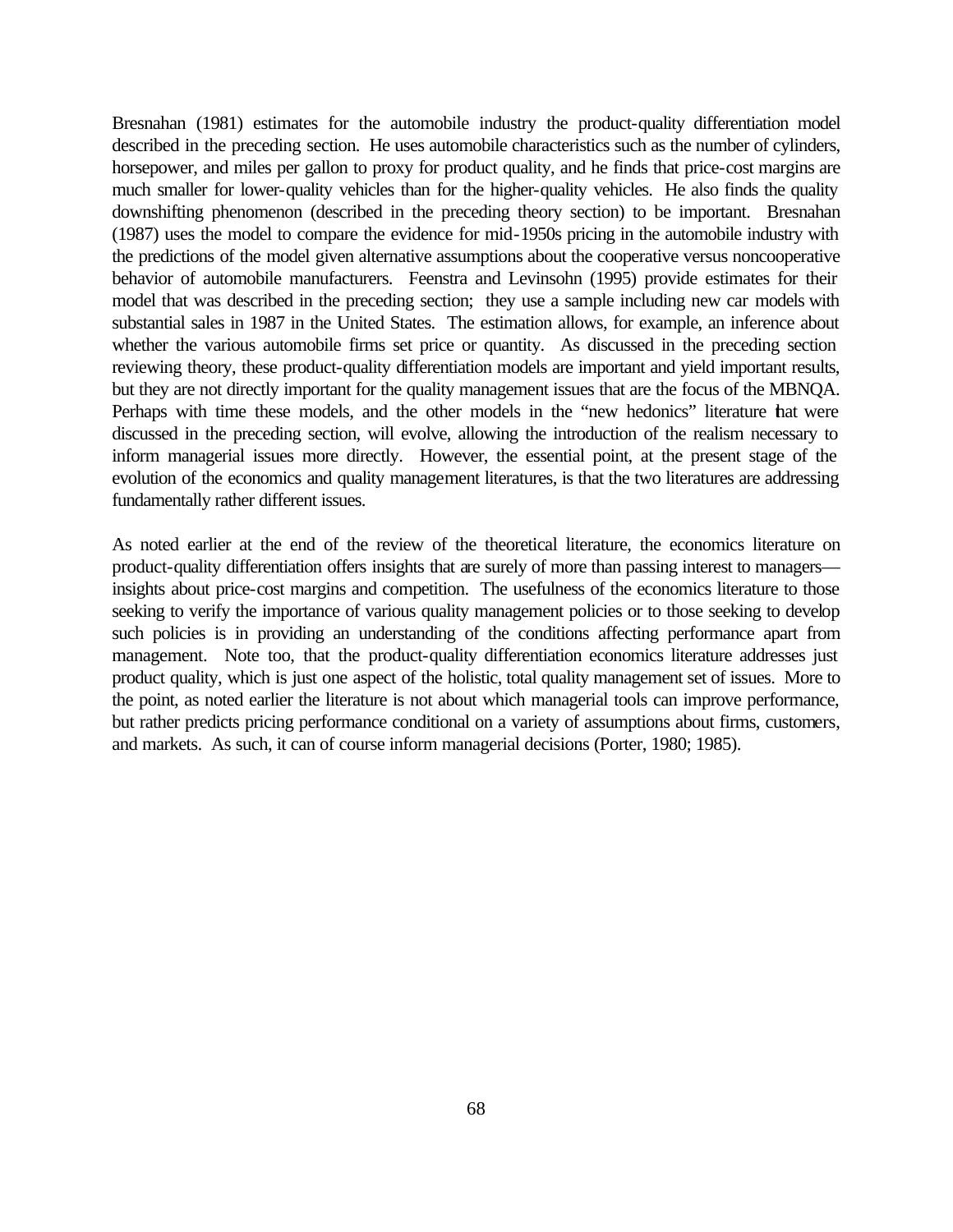Bresnahan (1981) estimates for the automobile industry the product-quality differentiation model described in the preceding section. He uses automobile characteristics such as the number of cylinders, horsepower, and miles per gallon to proxy for product quality, and he finds that price-cost margins are much smaller for lower-quality vehicles than for the higher-quality vehicles. He also finds the quality downshifting phenomenon (described in the preceding theory section) to be important. Bresnahan (1987) uses the model to compare the evidence for mid-1950s pricing in the automobile industry with the predictions of the model given alternative assumptions about the cooperative versus noncooperative behavior of automobile manufacturers. Feenstra and Levinsohn (1995) provide estimates for their model that was described in the preceding section; they use a sample including new car models with substantial sales in 1987 in the United States. The estimation allows, for example, an inference about whether the various automobile firms set price or quantity. As discussed in the preceding section reviewing theory, these product-quality differentiation models are important and yield important results, but they are not directly important for the quality management issues that are the focus of the MBNQA. Perhaps with time these models, and the other models in the "new hedonics" literature that were discussed in the preceding section, will evolve, allowing the introduction of the realism necessary to inform managerial issues more directly. However, the essential point, at the present stage of the evolution of the economics and quality management literatures, is that the two literatures are addressing fundamentally rather different issues.

As noted earlier at the end of the review of the theoretical literature, the economics literature on product-quality differentiation offers insights that are surely of more than passing interest to managers—insights about price-cost margins and competition. The usefulness of the economics literature to those seeking to verify the importance of various quality management policies or to those seeking to develop such policies is in providing an understanding of the conditions affecting performance apart from management. Note too, that the product-quality differentiation economics literature addresses just product quality, which is just one aspect of the holistic, total quality management set of issues. More to the point, as noted earlier the literature is not about which managerial tools can improve performance, but rather predicts pricing performance conditional on a variety of assumptions about firms, customers, and markets. As such, it can of course inform managerial decisions (Porter, 1980; 1985).